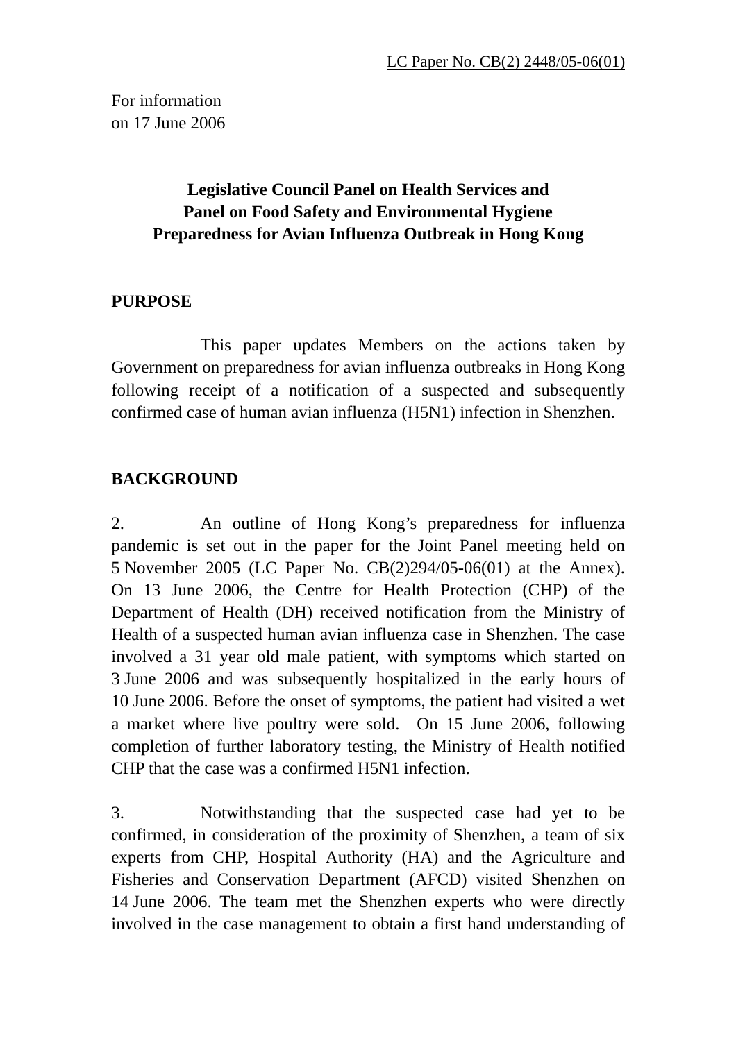LC Paper No. CB(2) 2448/05-06(01)

For information
on 17 June 2006

**Legislative Council Panel on Health Services and**
**Panel on Food Safety and Environmental Hygiene**
**Preparedness for Avian Influenza Outbreak in Hong Kong**

**PURPOSE**

This paper updates Members on the actions taken by Government on preparedness for avian influenza outbreaks in Hong Kong following receipt of a notification of a suspected and subsequently confirmed case of human avian influenza (H5N1) infection in Shenzhen.

**BACKGROUND**

2. An outline of Hong Kong's preparedness for influenza pandemic is set out in the paper for the Joint Panel meeting held on 5 November 2005 (LC Paper No. CB(2)294/05-06(01) at the Annex). On 13 June 2006, the Centre for Health Protection (CHP) of the Department of Health (DH) received notification from the Ministry of Health of a suspected human avian influenza case in Shenzhen. The case involved a 31 year old male patient, with symptoms which started on 3 June 2006 and was subsequently hospitalized in the early hours of 10 June 2006. Before the onset of symptoms, the patient had visited a wet a market where live poultry were sold. On 15 June 2006, following completion of further laboratory testing, the Ministry of Health notified CHP that the case was a confirmed H5N1 infection.

3. Notwithstanding that the suspected case had yet to be confirmed, in consideration of the proximity of Shenzhen, a team of six experts from CHP, Hospital Authority (HA) and the Agriculture and Fisheries and Conservation Department (AFCD) visited Shenzhen on 14 June 2006. The team met the Shenzhen experts who were directly involved in the case management to obtain a first hand understanding of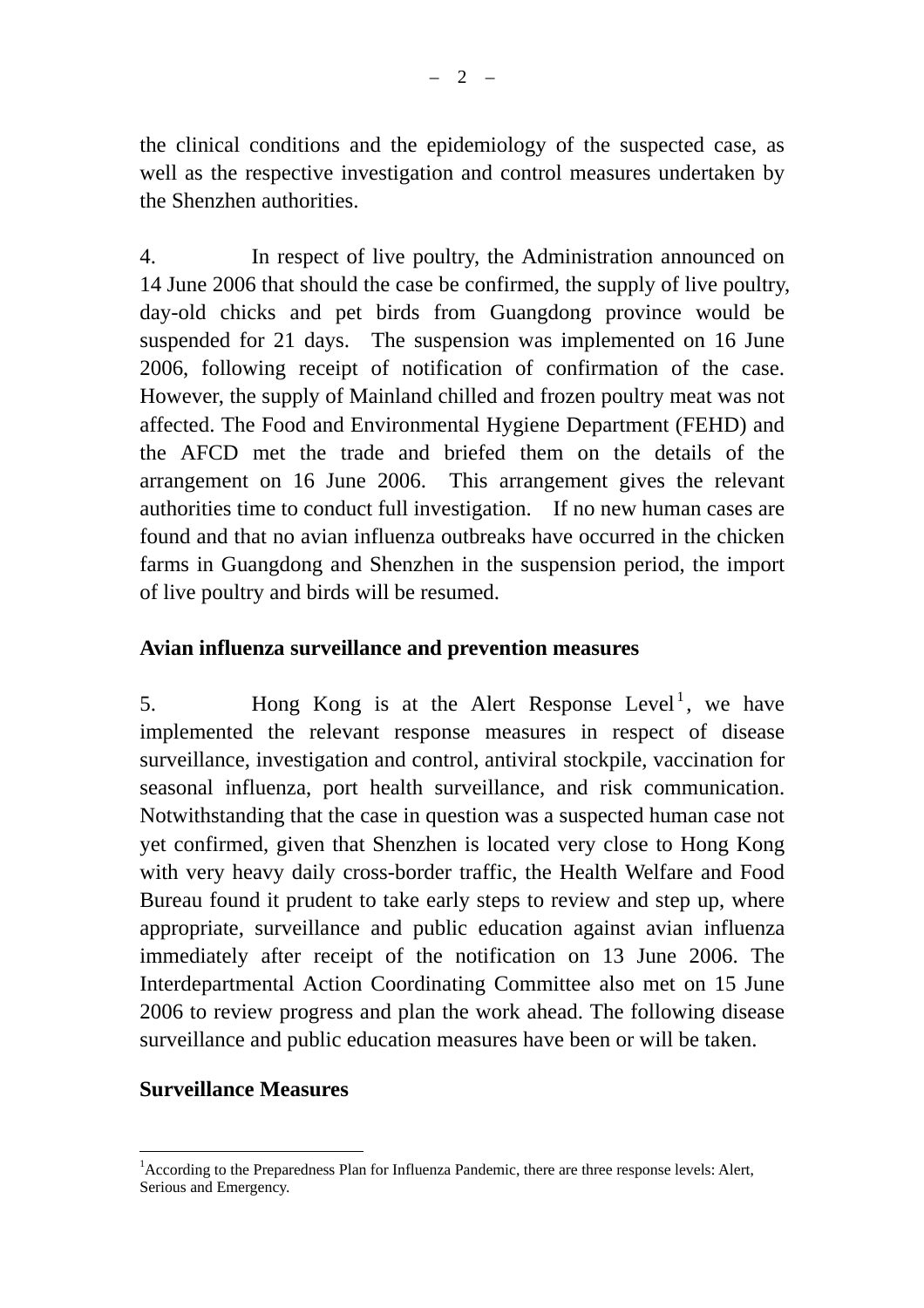the clinical conditions and the epidemiology of the suspected case, as well as the respective investigation and control measures undertaken by the Shenzhen authorities.

4. In respect of live poultry, the Administration announced on 14 June 2006 that should the case be confirmed, the supply of live poultry, day-old chicks and pet birds from Guangdong province would be suspended for 21 days. The suspension was implemented on 16 June 2006, following receipt of notification of confirmation of the case. However, the supply of Mainland chilled and frozen poultry meat was not affected. The Food and Environmental Hygiene Department (FEHD) and the AFCD met the trade and briefed them on the details of the arrangement on 16 June 2006. This arrangement gives the relevant authorities time to conduct full investigation. If no new human cases are found and that no avian influenza outbreaks have occurred in the chicken farms in Guangdong and Shenzhen in the suspension period, the import of live poultry and birds will be resumed.

**Avian influenza surveillance and prevention measures**

5. Hong Kong is at the Alert Response Level[1], we have implemented the relevant response measures in respect of disease surveillance, investigation and control, antiviral stockpile, vaccination for seasonal influenza, port health surveillance, and risk communication. Notwithstanding that the case in question was a suspected human case not yet confirmed, given that Shenzhen is located very close to Hong Kong with very heavy daily cross-border traffic, the Health Welfare and Food Bureau found it prudent to take early steps to review and step up, where appropriate, surveillance and public education against avian influenza immediately after receipt of the notification on 13 June 2006. The Interdepartmental Action Coordinating Committee also met on 15 June 2006 to review progress and plan the work ahead. The following disease surveillance and public education measures have been or will be taken.

**Surveillance Measures**

[1] According to the Preparedness Plan for Influenza Pandemic, there are three response levels: Alert, Serious and Emergency.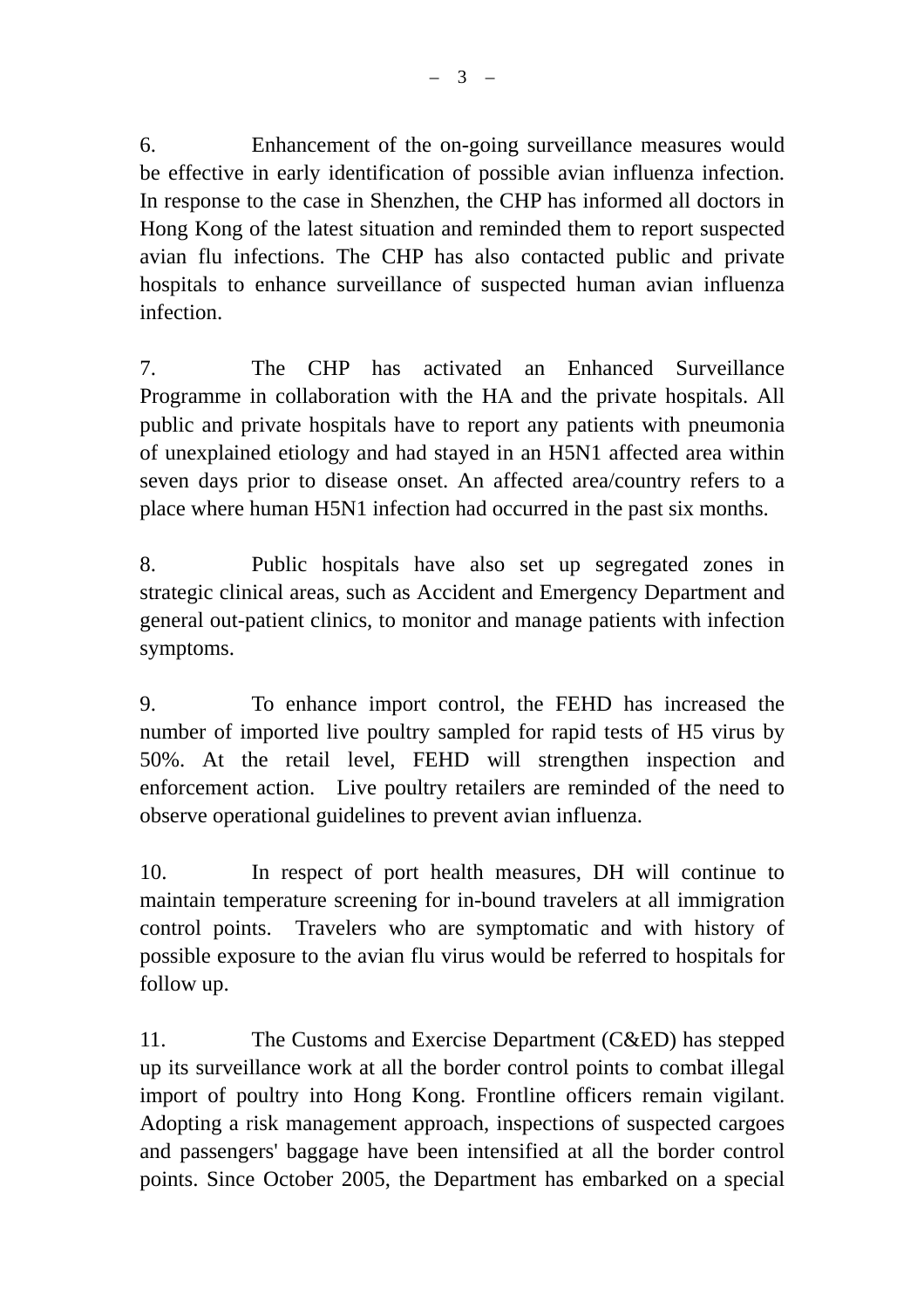6. Enhancement of the on-going surveillance measures would be effective in early identification of possible avian influenza infection. In response to the case in Shenzhen, the CHP has informed all doctors in Hong Kong of the latest situation and reminded them to report suspected avian flu infections. The CHP has also contacted public and private hospitals to enhance surveillance of suspected human avian influenza infection.

7. The CHP has activated an Enhanced Surveillance Programme in collaboration with the HA and the private hospitals. All public and private hospitals have to report any patients with pneumonia of unexplained etiology and had stayed in an H5N1 affected area within seven days prior to disease onset. An affected area/country refers to a place where human H5N1 infection had occurred in the past six months.

8. Public hospitals have also set up segregated zones in strategic clinical areas, such as Accident and Emergency Department and general out-patient clinics, to monitor and manage patients with infection symptoms.

9. To enhance import control, the FEHD has increased the number of imported live poultry sampled for rapid tests of H5 virus by 50%. At the retail level, FEHD will strengthen inspection and enforcement action. Live poultry retailers are reminded of the need to observe operational guidelines to prevent avian influenza.

10. In respect of port health measures, DH will continue to maintain temperature screening for in-bound travelers at all immigration control points. Travelers who are symptomatic and with history of possible exposure to the avian flu virus would be referred to hospitals for follow up.

11. The Customs and Exercise Department (C&ED) has stepped up its surveillance work at all the border control points to combat illegal import of poultry into Hong Kong. Frontline officers remain vigilant. Adopting a risk management approach, inspections of suspected cargoes and passengers' baggage have been intensified at all the border control points. Since October 2005, the Department has embarked on a special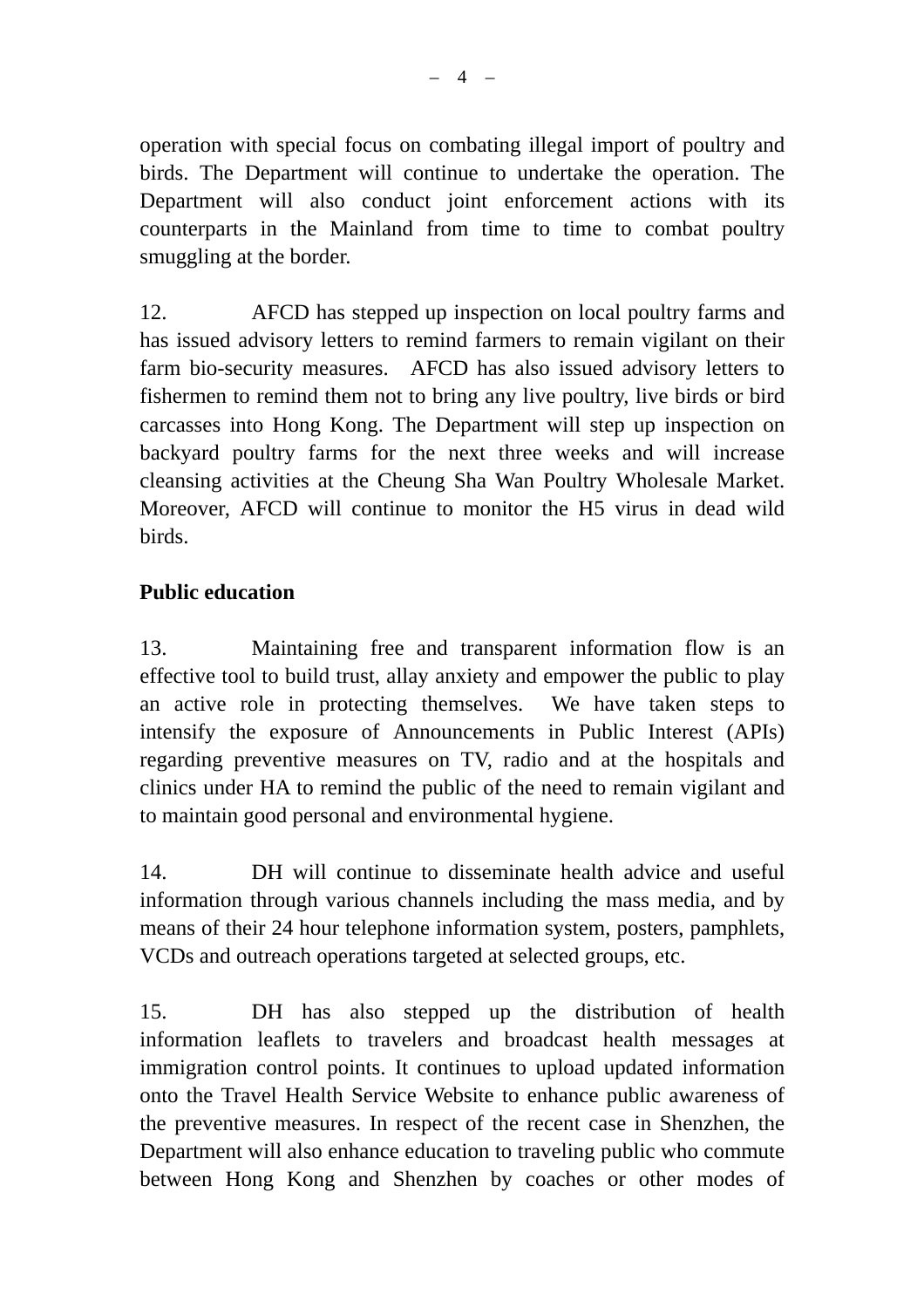operation with special focus on combating illegal import of poultry and birds. The Department will continue to undertake the operation. The Department will also conduct joint enforcement actions with its counterparts in the Mainland from time to time to combat poultry smuggling at the border.

12. AFCD has stepped up inspection on local poultry farms and has issued advisory letters to remind farmers to remain vigilant on their farm bio-security measures. AFCD has also issued advisory letters to fishermen to remind them not to bring any live poultry, live birds or bird carcasses into Hong Kong. The Department will step up inspection on backyard poultry farms for the next three weeks and will increase cleansing activities at the Cheung Sha Wan Poultry Wholesale Market. Moreover, AFCD will continue to monitor the H5 virus in dead wild birds.

**Public education**

13. Maintaining free and transparent information flow is an effective tool to build trust, allay anxiety and empower the public to play an active role in protecting themselves. We have taken steps to intensify the exposure of Announcements in Public Interest (APIs) regarding preventive measures on TV, radio and at the hospitals and clinics under HA to remind the public of the need to remain vigilant and to maintain good personal and environmental hygiene.

14. DH will continue to disseminate health advice and useful information through various channels including the mass media, and by means of their 24 hour telephone information system, posters, pamphlets, VCDs and outreach operations targeted at selected groups, etc.

15. DH has also stepped up the distribution of health information leaflets to travelers and broadcast health messages at immigration control points. It continues to upload updated information onto the Travel Health Service Website to enhance public awareness of the preventive measures. In respect of the recent case in Shenzhen, the Department will also enhance education to traveling public who commute between Hong Kong and Shenzhen by coaches or other modes of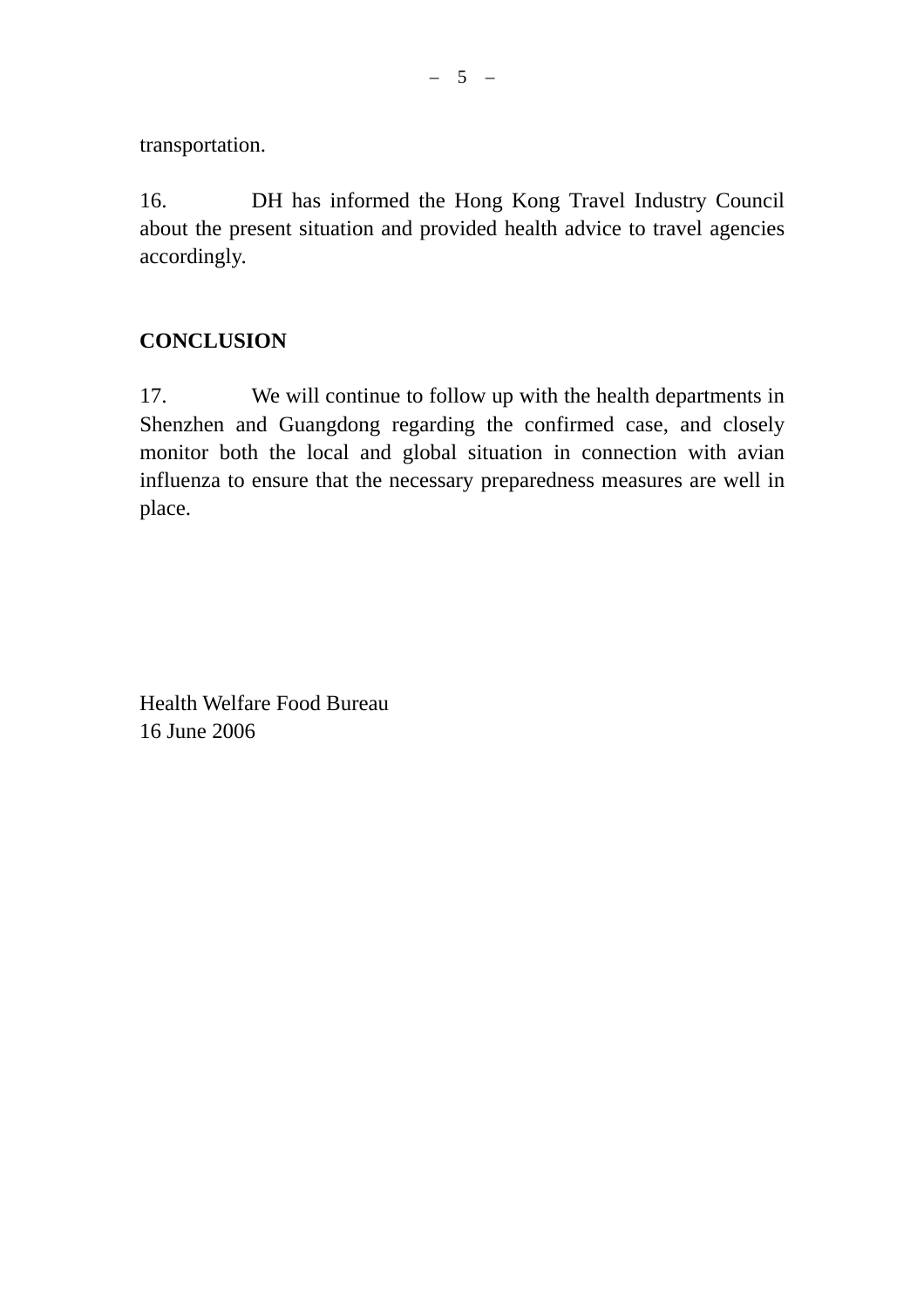transportation.

16. DH has informed the Hong Kong Travel Industry Council about the present situation and provided health advice to travel agencies accordingly.

## CONCLUSION

17. We will continue to follow up with the health departments in Shenzhen and Guangdong regarding the confirmed case, and closely monitor both the local and global situation in connection with avian influenza to ensure that the necessary preparedness measures are well in place.

Health Welfare Food Bureau
16 June 2006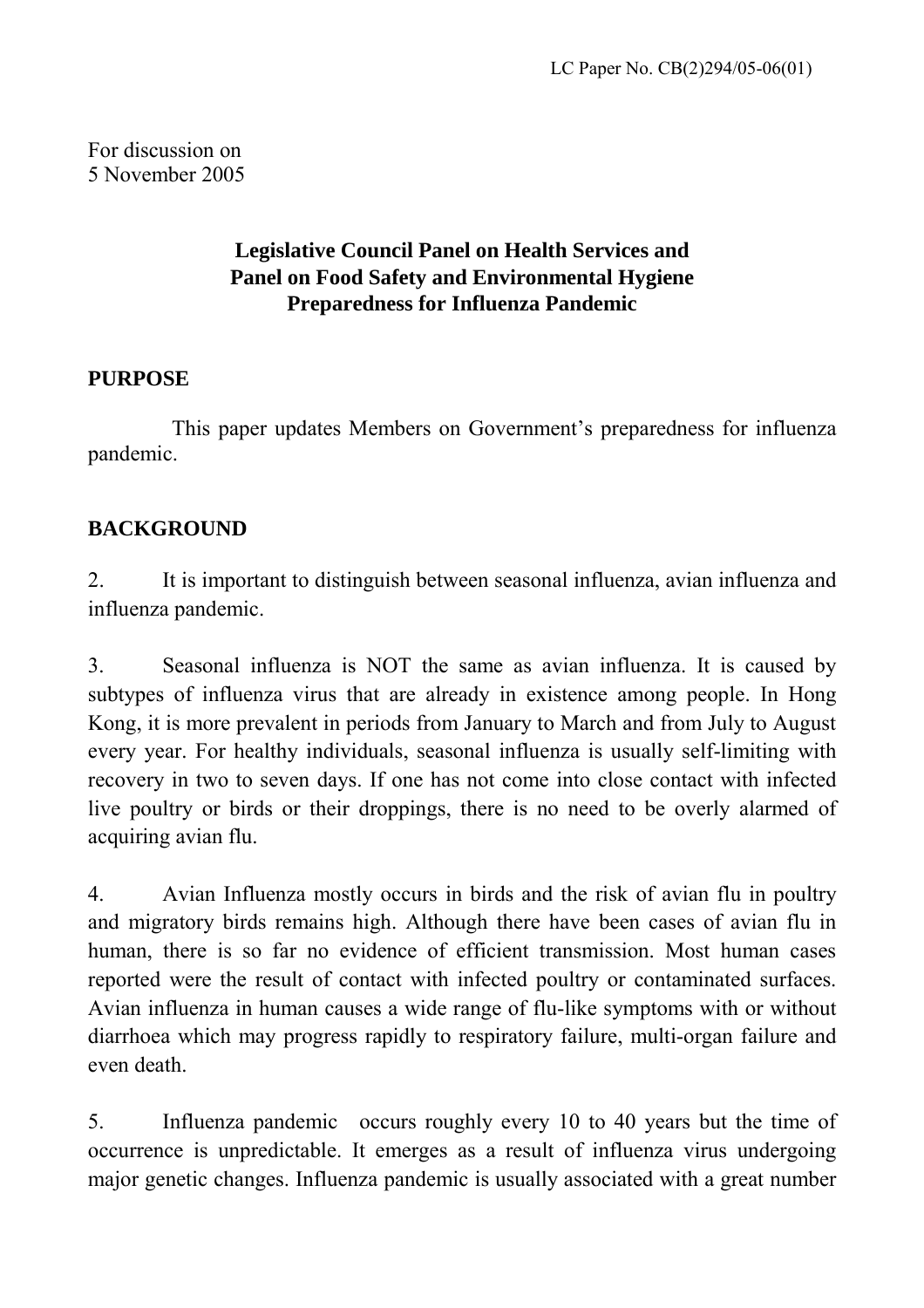LC Paper No. CB(2)294/05-06(01)

For discussion on
5 November 2005

**Legislative Council Panel on Health Services and**
**Panel on Food Safety and Environmental Hygiene**
**Preparedness for Influenza Pandemic**

## PURPOSE

This paper updates Members on Government's preparedness for influenza pandemic.

## BACKGROUND

2. It is important to distinguish between seasonal influenza, avian influenza and influenza pandemic.

3. Seasonal influenza is NOT the same as avian influenza. It is caused by subtypes of influenza virus that are already in existence among people. In Hong Kong, it is more prevalent in periods from January to March and from July to August every year. For healthy individuals, seasonal influenza is usually self-limiting with recovery in two to seven days. If one has not come into close contact with infected live poultry or birds or their droppings, there is no need to be overly alarmed of acquiring avian flu.

4. Avian Influenza mostly occurs in birds and the risk of avian flu in poultry and migratory birds remains high. Although there have been cases of avian flu in human, there is so far no evidence of efficient transmission. Most human cases reported were the result of contact with infected poultry or contaminated surfaces. Avian influenza in human causes a wide range of flu-like symptoms with or without diarrhoea which may progress rapidly to respiratory failure, multi-organ failure and even death.

5. Influenza pandemic occurs roughly every 10 to 40 years but the time of occurrence is unpredictable. It emerges as a result of influenza virus undergoing major genetic changes. Influenza pandemic is usually associated with a great number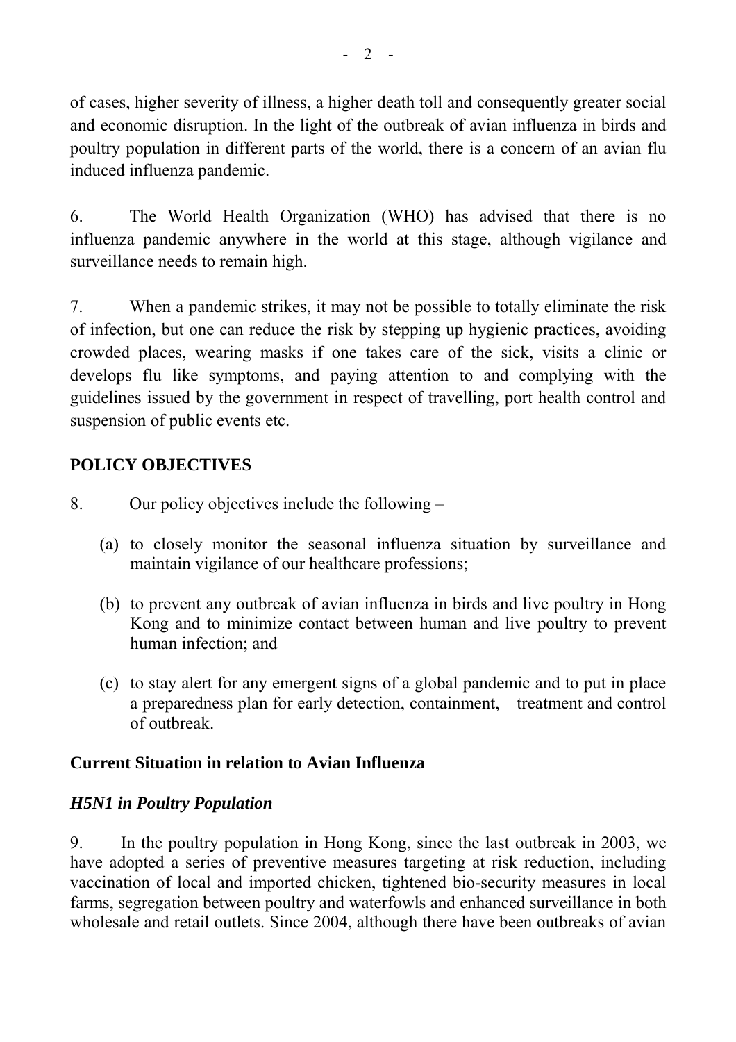of cases, higher severity of illness, a higher death toll and consequently greater social and economic disruption. In the light of the outbreak of avian influenza in birds and poultry population in different parts of the world, there is a concern of an avian flu induced influenza pandemic.

6. The World Health Organization (WHO) has advised that there is no influenza pandemic anywhere in the world at this stage, although vigilance and surveillance needs to remain high.

7. When a pandemic strikes, it may not be possible to totally eliminate the risk of infection, but one can reduce the risk by stepping up hygienic practices, avoiding crowded places, wearing masks if one takes care of the sick, visits a clinic or develops flu like symptoms, and paying attention to and complying with the guidelines issued by the government in respect of travelling, port health control and suspension of public events etc.

## POLICY OBJECTIVES

8. Our policy objectives include the following –

(a) to closely monitor the seasonal influenza situation by surveillance and maintain vigilance of our healthcare professions;

(b) to prevent any outbreak of avian influenza in birds and live poultry in Hong Kong and to minimize contact between human and live poultry to prevent human infection; and

(c) to stay alert for any emergent signs of a global pandemic and to put in place a preparedness plan for early detection, containment, treatment and control of outbreak.

## Current Situation in relation to Avian Influenza

### *H5N1 in Poultry Population*

9. In the poultry population in Hong Kong, since the last outbreak in 2003, we have adopted a series of preventive measures targeting at risk reduction, including vaccination of local and imported chicken, tightened bio-security measures in local farms, segregation between poultry and waterfowls and enhanced surveillance in both wholesale and retail outlets. Since 2004, although there have been outbreaks of avian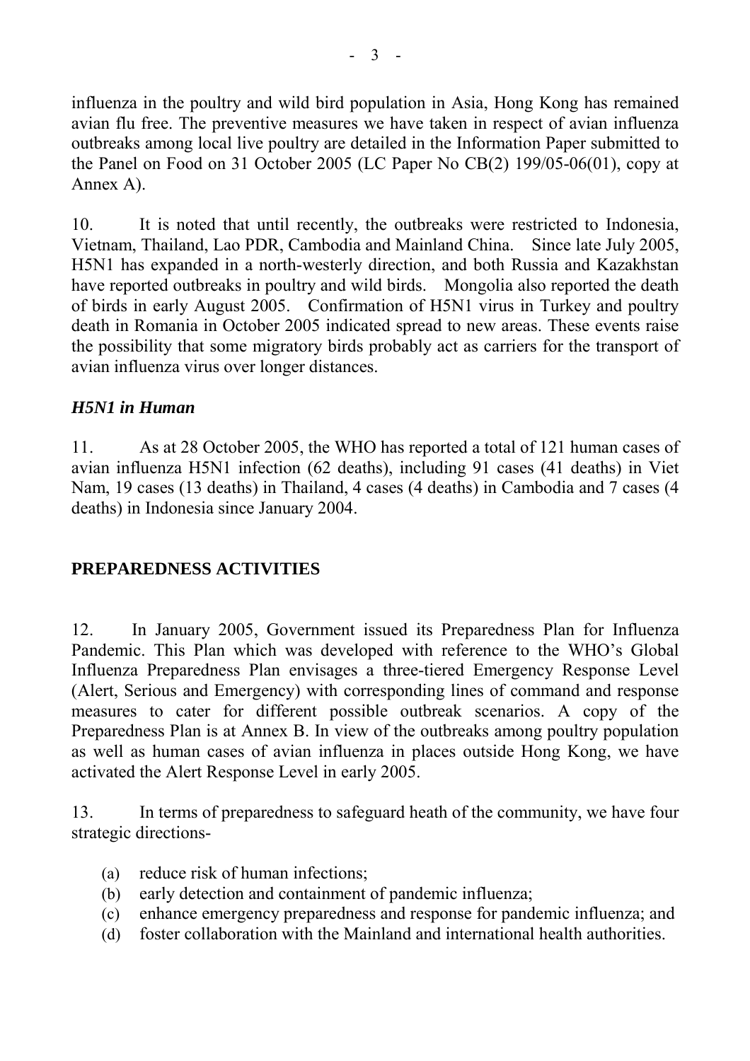influenza in the poultry and wild bird population in Asia, Hong Kong has remained avian flu free. The preventive measures we have taken in respect of avian influenza outbreaks among local live poultry are detailed in the Information Paper submitted to the Panel on Food on 31 October 2005 (LC Paper No CB(2) 199/05-06(01), copy at Annex A).

10. It is noted that until recently, the outbreaks were restricted to Indonesia, Vietnam, Thailand, Lao PDR, Cambodia and Mainland China. Since late July 2005, H5N1 has expanded in a north-westerly direction, and both Russia and Kazakhstan have reported outbreaks in poultry and wild birds. Mongolia also reported the death of birds in early August 2005. Confirmation of H5N1 virus in Turkey and poultry death in Romania in October 2005 indicated spread to new areas. These events raise the possibility that some migratory birds probably act as carriers for the transport of avian influenza virus over longer distances.

### *H5N1 in Human*

11. As at 28 October 2005, the WHO has reported a total of 121 human cases of avian influenza H5N1 infection (62 deaths), including 91 cases (41 deaths) in Viet Nam, 19 cases (13 deaths) in Thailand, 4 cases (4 deaths) in Cambodia and 7 cases (4 deaths) in Indonesia since January 2004.

## PREPAREDNESS ACTIVITIES

12. In January 2005, Government issued its Preparedness Plan for Influenza Pandemic. This Plan which was developed with reference to the WHO's Global Influenza Preparedness Plan envisages a three-tiered Emergency Response Level (Alert, Serious and Emergency) with corresponding lines of command and response measures to cater for different possible outbreak scenarios. A copy of the Preparedness Plan is at Annex B. In view of the outbreaks among poultry population as well as human cases of avian influenza in places outside Hong Kong, we have activated the Alert Response Level in early 2005.

13. In terms of preparedness to safeguard heath of the community, we have four strategic directions-

(a) reduce risk of human infections;
(b) early detection and containment of pandemic influenza;
(c) enhance emergency preparedness and response for pandemic influenza; and
(d) foster collaboration with the Mainland and international health authorities.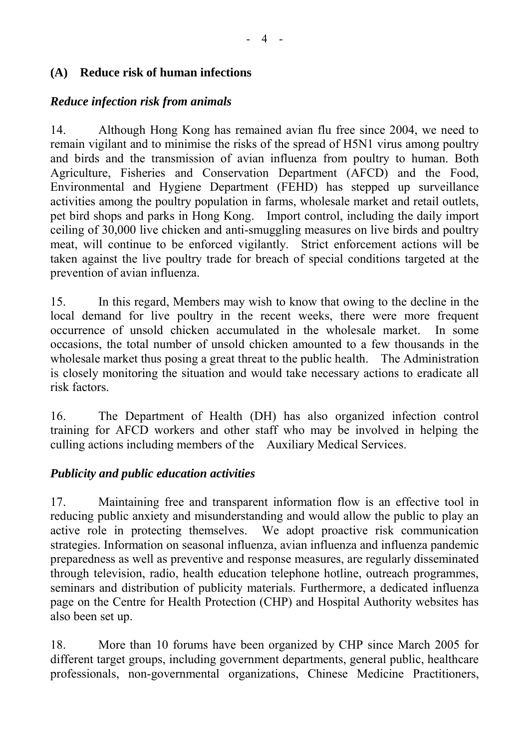## (A) Reduce risk of human infections

### *Reduce infection risk from animals*

14. Although Hong Kong has remained avian flu free since 2004, we need to remain vigilant and to minimise the risks of the spread of H5N1 virus among poultry and birds and the transmission of avian influenza from poultry to human. Both Agriculture, Fisheries and Conservation Department (AFCD) and the Food, Environmental and Hygiene Department (FEHD) has stepped up surveillance activities among the poultry population in farms, wholesale market and retail outlets, pet bird shops and parks in Hong Kong. Import control, including the daily import ceiling of 30,000 live chicken and anti-smuggling measures on live birds and poultry meat, will continue to be enforced vigilantly. Strict enforcement actions will be taken against the live poultry trade for breach of special conditions targeted at the prevention of avian influenza.

15. In this regard, Members may wish to know that owing to the decline in the local demand for live poultry in the recent weeks, there were more frequent occurrence of unsold chicken accumulated in the wholesale market. In some occasions, the total number of unsold chicken amounted to a few thousands in the wholesale market thus posing a great threat to the public health. The Administration is closely monitoring the situation and would take necessary actions to eradicate all risk factors.

16. The Department of Health (DH) has also organized infection control training for AFCD workers and other staff who may be involved in helping the culling actions including members of the Auxiliary Medical Services.

### *Publicity and public education activities*

17. Maintaining free and transparent information flow is an effective tool in reducing public anxiety and misunderstanding and would allow the public to play an active role in protecting themselves. We adopt proactive risk communication strategies. Information on seasonal influenza, avian influenza and influenza pandemic preparedness as well as preventive and response measures, are regularly disseminated through television, radio, health education telephone hotline, outreach programmes, seminars and distribution of publicity materials. Furthermore, a dedicated influenza page on the Centre for Health Protection (CHP) and Hospital Authority websites has also been set up.

18. More than 10 forums have been organized by CHP since March 2005 for different target groups, including government departments, general public, healthcare professionals, non-governmental organizations, Chinese Medicine Practitioners,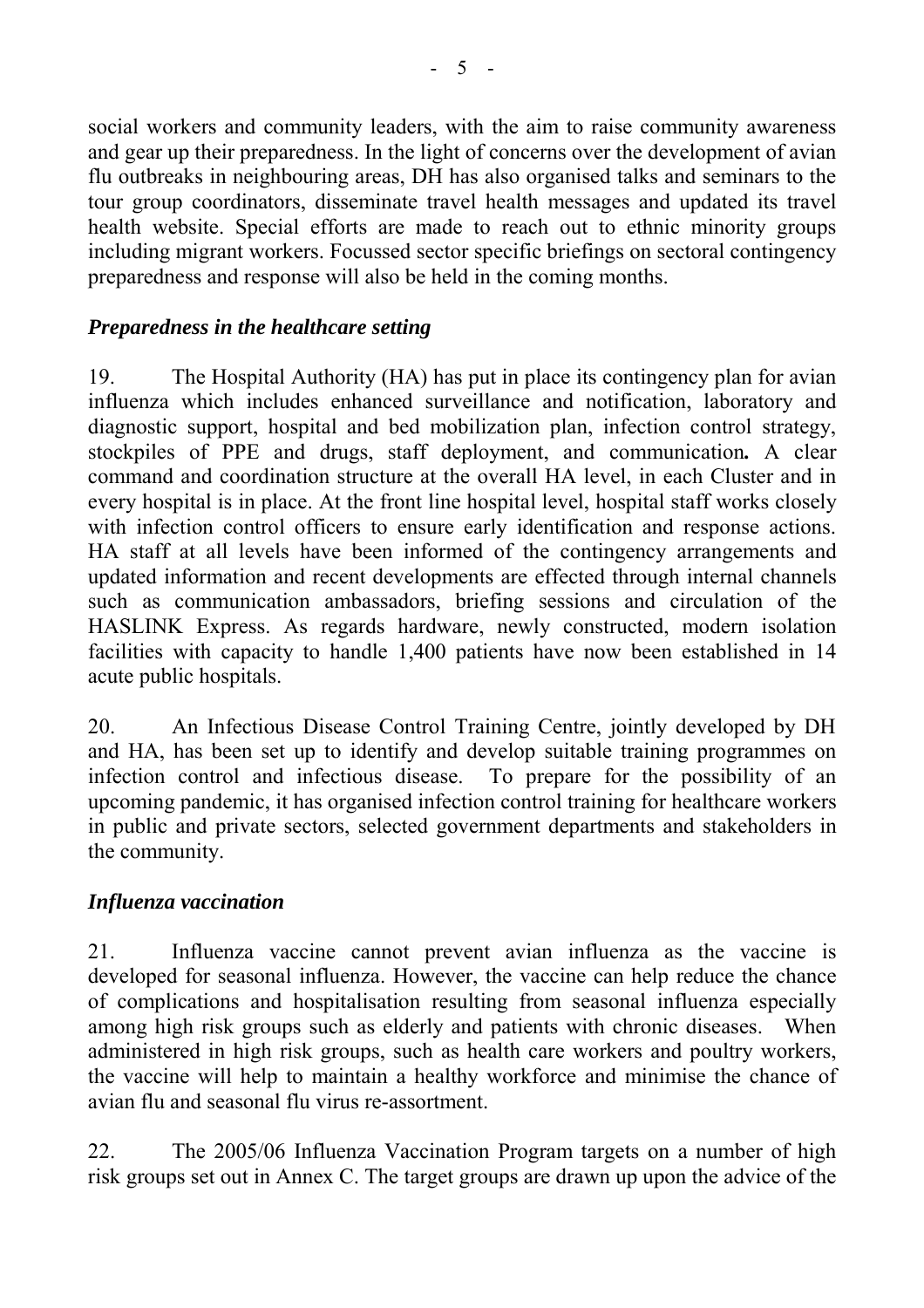social workers and community leaders, with the aim to raise community awareness and gear up their preparedness. In the light of concerns over the development of avian flu outbreaks in neighbouring areas, DH has also organised talks and seminars to the tour group coordinators, disseminate travel health messages and updated its travel health website. Special efforts are made to reach out to ethnic minority groups including migrant workers. Focussed sector specific briefings on sectoral contingency preparedness and response will also be held in the coming months.

### *Preparedness in the healthcare setting*

19. The Hospital Authority (HA) has put in place its contingency plan for avian influenza which includes enhanced surveillance and notification, laboratory and diagnostic support, hospital and bed mobilization plan, infection control strategy, stockpiles of PPE and drugs, staff deployment, and communication**.** A clear command and coordination structure at the overall HA level, in each Cluster and in every hospital is in place. At the front line hospital level, hospital staff works closely with infection control officers to ensure early identification and response actions. HA staff at all levels have been informed of the contingency arrangements and updated information and recent developments are effected through internal channels such as communication ambassadors, briefing sessions and circulation of the HASLINK Express. As regards hardware, newly constructed, modern isolation facilities with capacity to handle 1,400 patients have now been established in 14 acute public hospitals.

20. An Infectious Disease Control Training Centre, jointly developed by DH and HA, has been set up to identify and develop suitable training programmes on infection control and infectious disease. To prepare for the possibility of an upcoming pandemic, it has organised infection control training for healthcare workers in public and private sectors, selected government departments and stakeholders in the community.

### *Influenza vaccination*

21. Influenza vaccine cannot prevent avian influenza as the vaccine is developed for seasonal influenza. However, the vaccine can help reduce the chance of complications and hospitalisation resulting from seasonal influenza especially among high risk groups such as elderly and patients with chronic diseases. When administered in high risk groups, such as health care workers and poultry workers, the vaccine will help to maintain a healthy workforce and minimise the chance of avian flu and seasonal flu virus re-assortment.

22. The 2005/06 Influenza Vaccination Program targets on a number of high risk groups set out in Annex C. The target groups are drawn up upon the advice of the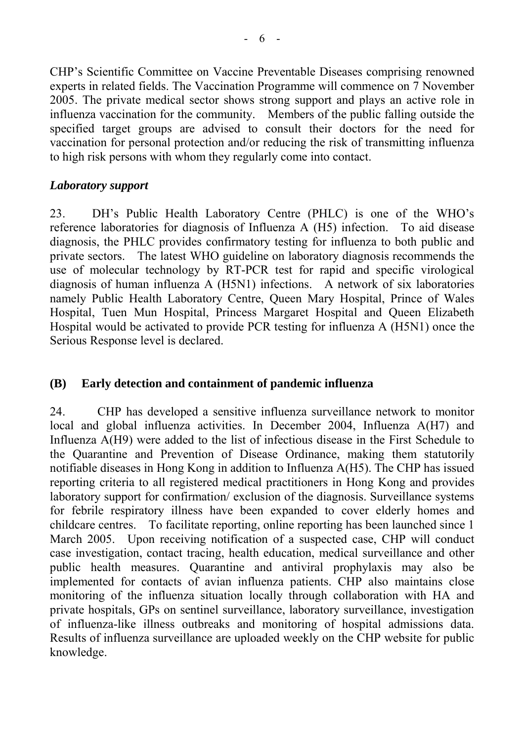CHP's Scientific Committee on Vaccine Preventable Diseases comprising renowned experts in related fields. The Vaccination Programme will commence on 7 November 2005. The private medical sector shows strong support and plays an active role in influenza vaccination for the community. Members of the public falling outside the specified target groups are advised to consult their doctors for the need for vaccination for personal protection and/or reducing the risk of transmitting influenza to high risk persons with whom they regularly come into contact.

***Laboratory support***

23. DH's Public Health Laboratory Centre (PHLC) is one of the WHO's reference laboratories for diagnosis of Influenza A (H5) infection. To aid disease diagnosis, the PHLC provides confirmatory testing for influenza to both public and private sectors. The latest WHO guideline on laboratory diagnosis recommends the use of molecular technology by RT-PCR test for rapid and specific virological diagnosis of human influenza A (H5N1) infections. A network of six laboratories namely Public Health Laboratory Centre, Queen Mary Hospital, Prince of Wales Hospital, Tuen Mun Hospital, Princess Margaret Hospital and Queen Elizabeth Hospital would be activated to provide PCR testing for influenza A (H5N1) once the Serious Response level is declared.

## (B) Early detection and containment of pandemic influenza

24. CHP has developed a sensitive influenza surveillance network to monitor local and global influenza activities. In December 2004, Influenza A(H7) and Influenza A(H9) were added to the list of infectious disease in the First Schedule to the Quarantine and Prevention of Disease Ordinance, making them statutorily notifiable diseases in Hong Kong in addition to Influenza A(H5). The CHP has issued reporting criteria to all registered medical practitioners in Hong Kong and provides laboratory support for confirmation/ exclusion of the diagnosis. Surveillance systems for febrile respiratory illness have been expanded to cover elderly homes and childcare centres. To facilitate reporting, online reporting has been launched since 1 March 2005. Upon receiving notification of a suspected case, CHP will conduct case investigation, contact tracing, health education, medical surveillance and other public health measures. Quarantine and antiviral prophylaxis may also be implemented for contacts of avian influenza patients. CHP also maintains close monitoring of the influenza situation locally through collaboration with HA and private hospitals, GPs on sentinel surveillance, laboratory surveillance, investigation of influenza-like illness outbreaks and monitoring of hospital admissions data. Results of influenza surveillance are uploaded weekly on the CHP website for public knowledge.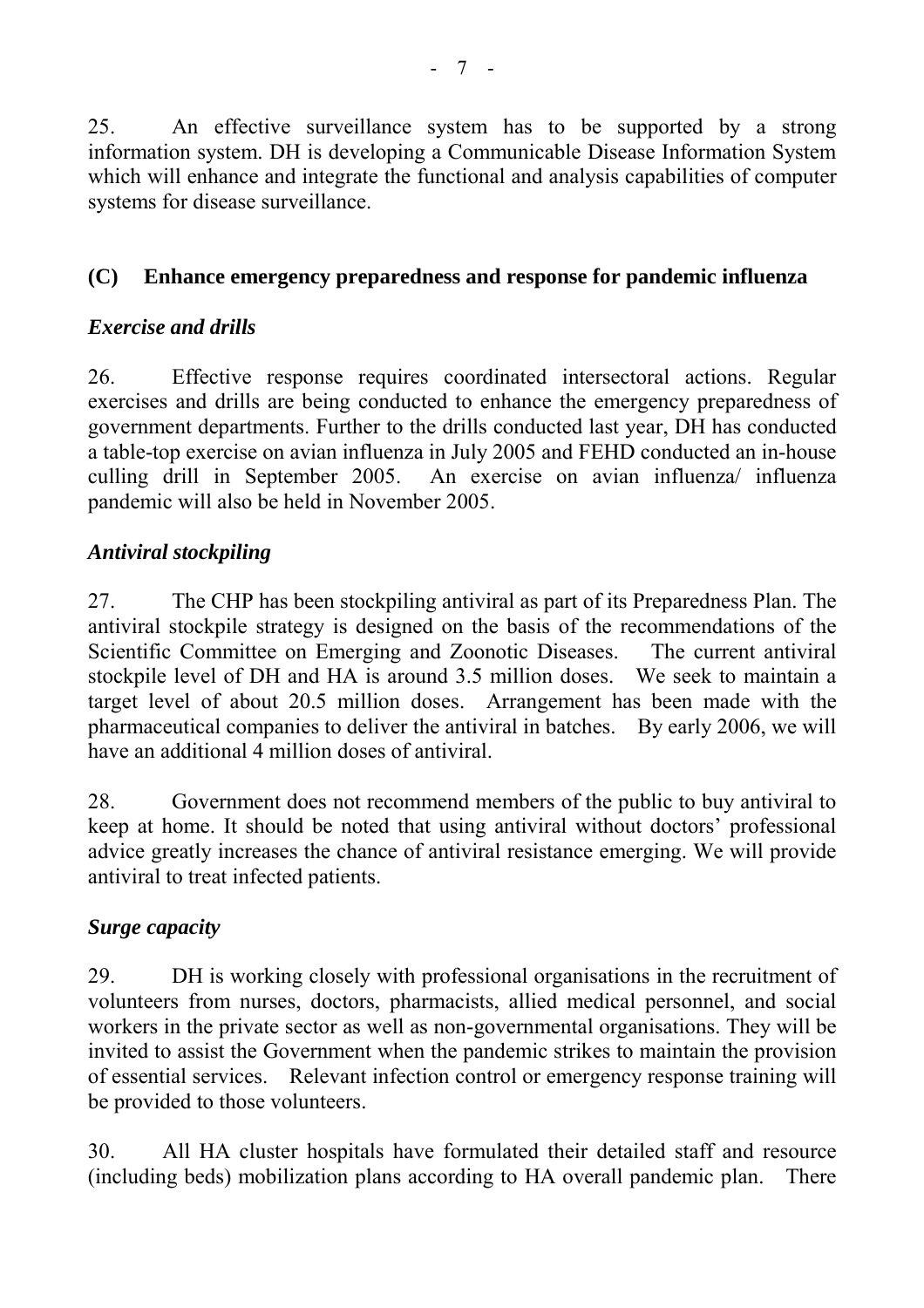25. An effective surveillance system has to be supported by a strong information system. DH is developing a Communicable Disease Information System which will enhance and integrate the functional and analysis capabilities of computer systems for disease surveillance.

## (C) Enhance emergency preparedness and response for pandemic influenza

### *Exercise and drills*

26. Effective response requires coordinated intersectoral actions. Regular exercises and drills are being conducted to enhance the emergency preparedness of government departments. Further to the drills conducted last year, DH has conducted a table-top exercise on avian influenza in July 2005 and FEHD conducted an in-house culling drill in September 2005. An exercise on avian influenza/ influenza pandemic will also be held in November 2005.

### *Antiviral stockpiling*

27. The CHP has been stockpiling antiviral as part of its Preparedness Plan. The antiviral stockpile strategy is designed on the basis of the recommendations of the Scientific Committee on Emerging and Zoonotic Diseases. The current antiviral stockpile level of DH and HA is around 3.5 million doses. We seek to maintain a target level of about 20.5 million doses. Arrangement has been made with the pharmaceutical companies to deliver the antiviral in batches. By early 2006, we will have an additional 4 million doses of antiviral.

28. Government does not recommend members of the public to buy antiviral to keep at home. It should be noted that using antiviral without doctors' professional advice greatly increases the chance of antiviral resistance emerging. We will provide antiviral to treat infected patients.

### *Surge capacity*

29. DH is working closely with professional organisations in the recruitment of volunteers from nurses, doctors, pharmacists, allied medical personnel, and social workers in the private sector as well as non-governmental organisations. They will be invited to assist the Government when the pandemic strikes to maintain the provision of essential services. Relevant infection control or emergency response training will be provided to those volunteers.

30. All HA cluster hospitals have formulated their detailed staff and resource (including beds) mobilization plans according to HA overall pandemic plan. There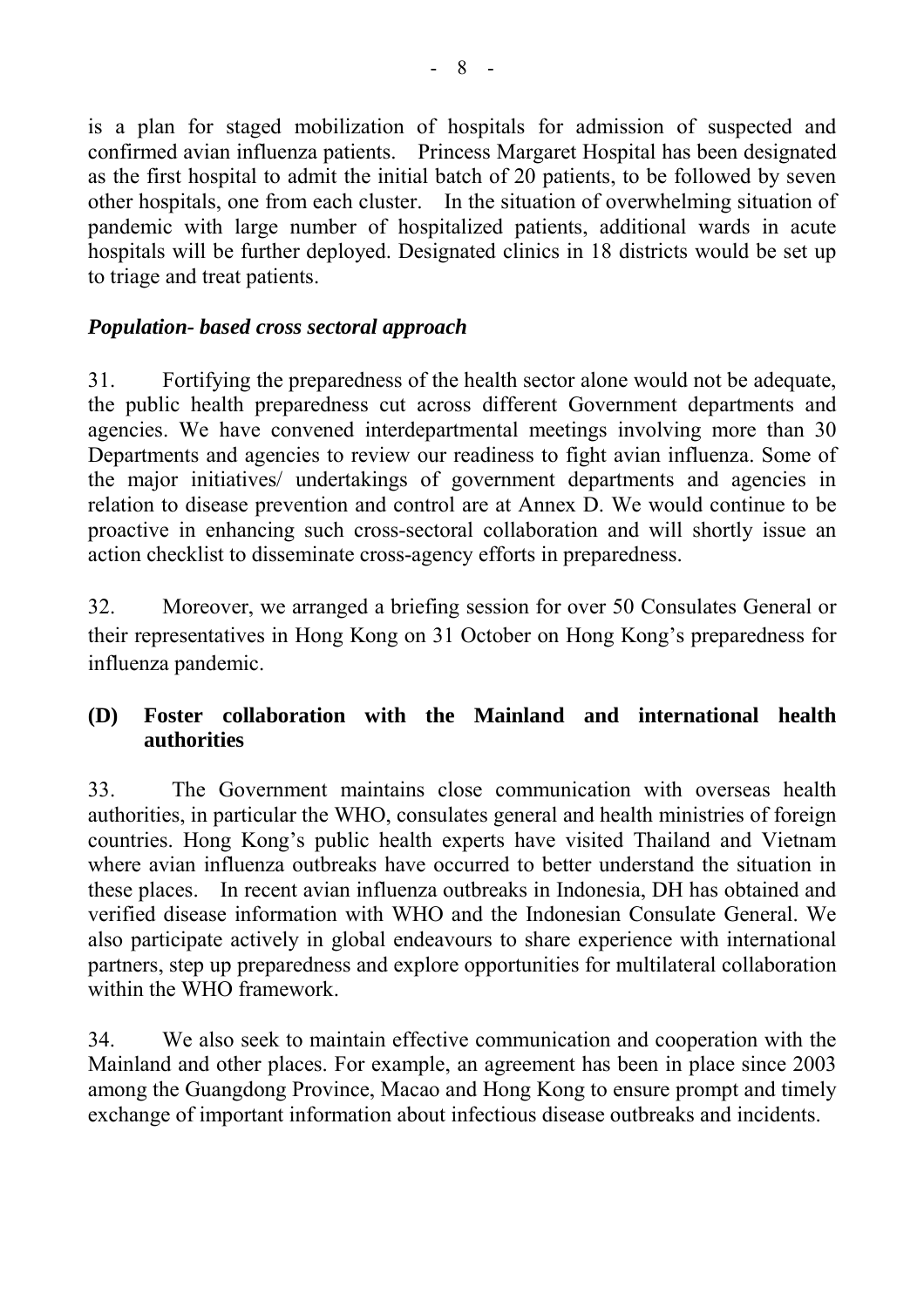is a plan for staged mobilization of hospitals for admission of suspected and confirmed avian influenza patients. Princess Margaret Hospital has been designated as the first hospital to admit the initial batch of 20 patients, to be followed by seven other hospitals, one from each cluster. In the situation of overwhelming situation of pandemic with large number of hospitalized patients, additional wards in acute hospitals will be further deployed. Designated clinics in 18 districts would be set up to triage and treat patients.

### *Population- based cross sectoral approach*

31. Fortifying the preparedness of the health sector alone would not be adequate, the public health preparedness cut across different Government departments and agencies. We have convened interdepartmental meetings involving more than 30 Departments and agencies to review our readiness to fight avian influenza. Some of the major initiatives/ undertakings of government departments and agencies in relation to disease prevention and control are at Annex D. We would continue to be proactive in enhancing such cross-sectoral collaboration and will shortly issue an action checklist to disseminate cross-agency efforts in preparedness.

32. Moreover, we arranged a briefing session for over 50 Consulates General or their representatives in Hong Kong on 31 October on Hong Kong's preparedness for influenza pandemic.

## (D) Foster collaboration with the Mainland and international health authorities

33. The Government maintains close communication with overseas health authorities, in particular the WHO, consulates general and health ministries of foreign countries. Hong Kong's public health experts have visited Thailand and Vietnam where avian influenza outbreaks have occurred to better understand the situation in these places. In recent avian influenza outbreaks in Indonesia, DH has obtained and verified disease information with WHO and the Indonesian Consulate General. We also participate actively in global endeavours to share experience with international partners, step up preparedness and explore opportunities for multilateral collaboration within the WHO framework.

34. We also seek to maintain effective communication and cooperation with the Mainland and other places. For example, an agreement has been in place since 2003 among the Guangdong Province, Macao and Hong Kong to ensure prompt and timely exchange of important information about infectious disease outbreaks and incidents.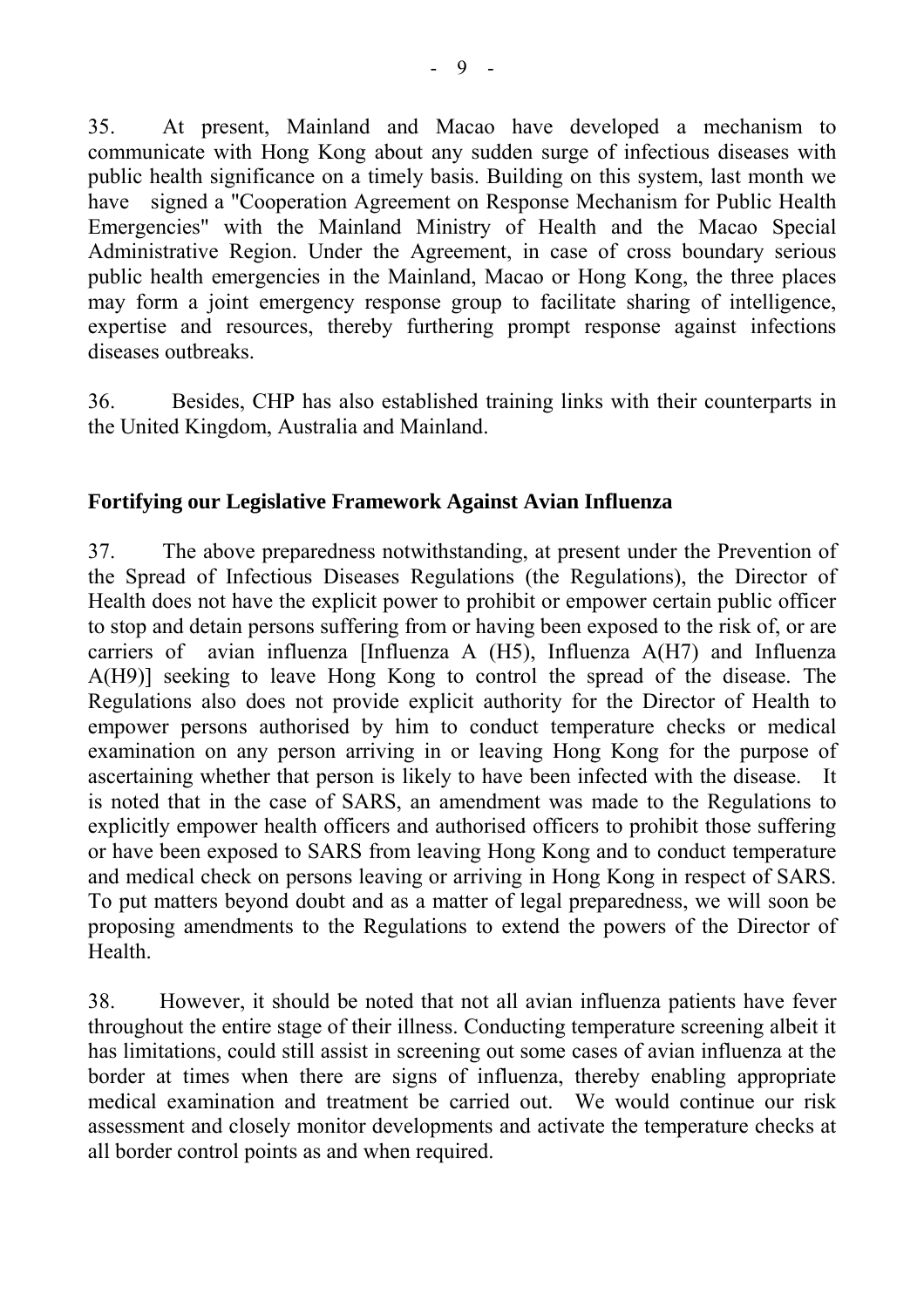35. At present, Mainland and Macao have developed a mechanism to communicate with Hong Kong about any sudden surge of infectious diseases with public health significance on a timely basis. Building on this system, last month we have signed a "Cooperation Agreement on Response Mechanism for Public Health Emergencies" with the Mainland Ministry of Health and the Macao Special Administrative Region. Under the Agreement, in case of cross boundary serious public health emergencies in the Mainland, Macao or Hong Kong, the three places may form a joint emergency response group to facilitate sharing of intelligence, expertise and resources, thereby furthering prompt response against infections diseases outbreaks.

36. Besides, CHP has also established training links with their counterparts in the United Kingdom, Australia and Mainland.

**Fortifying our Legislative Framework Against Avian Influenza**

37. The above preparedness notwithstanding, at present under the Prevention of the Spread of Infectious Diseases Regulations (the Regulations), the Director of Health does not have the explicit power to prohibit or empower certain public officer to stop and detain persons suffering from or having been exposed to the risk of, or are carriers of avian influenza [Influenza A (H5), Influenza A(H7) and Influenza A(H9)] seeking to leave Hong Kong to control the spread of the disease. The Regulations also does not provide explicit authority for the Director of Health to empower persons authorised by him to conduct temperature checks or medical examination on any person arriving in or leaving Hong Kong for the purpose of ascertaining whether that person is likely to have been infected with the disease. It is noted that in the case of SARS, an amendment was made to the Regulations to explicitly empower health officers and authorised officers to prohibit those suffering or have been exposed to SARS from leaving Hong Kong and to conduct temperature and medical check on persons leaving or arriving in Hong Kong in respect of SARS. To put matters beyond doubt and as a matter of legal preparedness, we will soon be proposing amendments to the Regulations to extend the powers of the Director of Health.

38. However, it should be noted that not all avian influenza patients have fever throughout the entire stage of their illness. Conducting temperature screening albeit it has limitations, could still assist in screening out some cases of avian influenza at the border at times when there are signs of influenza, thereby enabling appropriate medical examination and treatment be carried out. We would continue our risk assessment and closely monitor developments and activate the temperature checks at all border control points as and when required.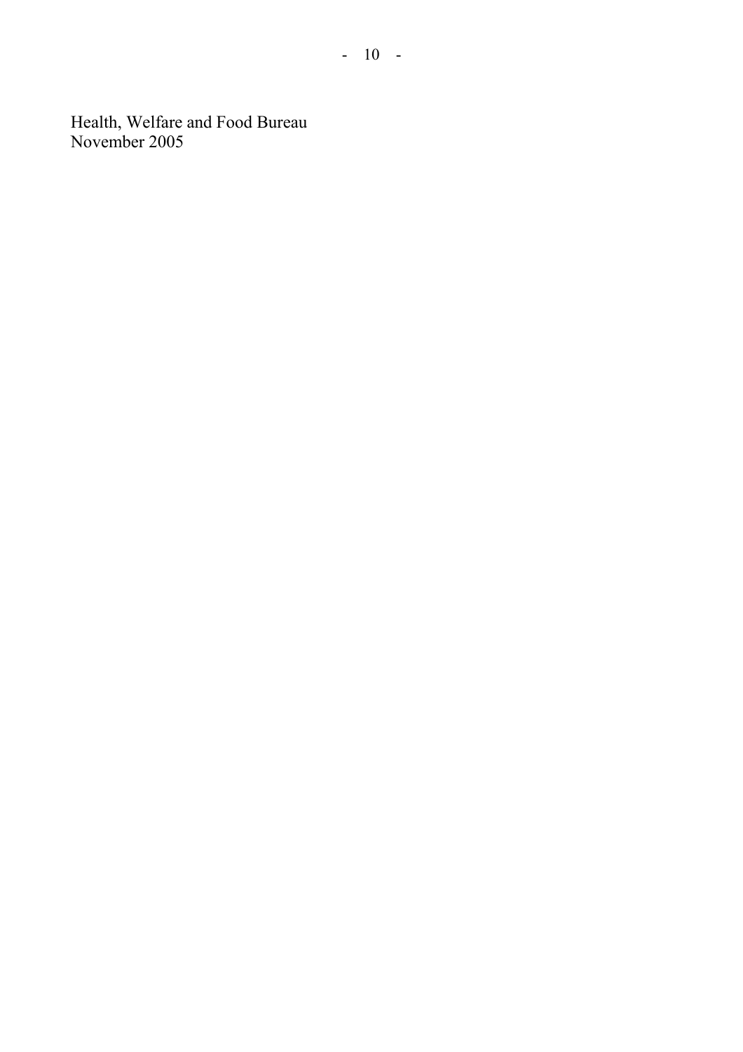Health, Welfare and Food Bureau
November 2005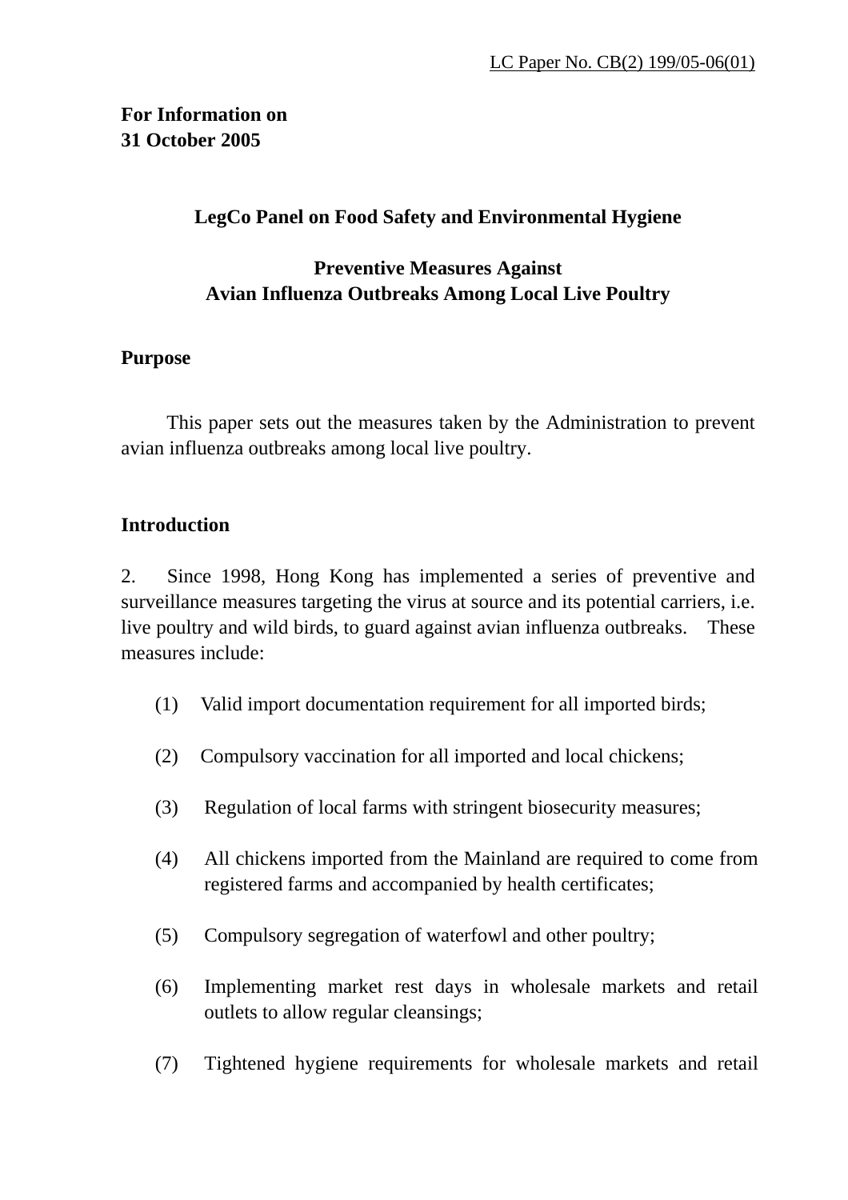LC Paper No. CB(2) 199/05-06(01)

**For Information on**
**31 October 2005**

**LegCo Panel on Food Safety and Environmental Hygiene**

**Preventive Measures Against**
**Avian Influenza Outbreaks Among Local Live Poultry**

**Purpose**

This paper sets out the measures taken by the Administration to prevent avian influenza outbreaks among local live poultry.

**Introduction**

2. Since 1998, Hong Kong has implemented a series of preventive and surveillance measures targeting the virus at source and its potential carriers, i.e. live poultry and wild birds, to guard against avian influenza outbreaks. These measures include:

(1) Valid import documentation requirement for all imported birds;

(2) Compulsory vaccination for all imported and local chickens;

(3) Regulation of local farms with stringent biosecurity measures;

(4) All chickens imported from the Mainland are required to come from registered farms and accompanied by health certificates;

(5) Compulsory segregation of waterfowl and other poultry;

(6) Implementing market rest days in wholesale markets and retail outlets to allow regular cleansings;

(7) Tightened hygiene requirements for wholesale markets and retail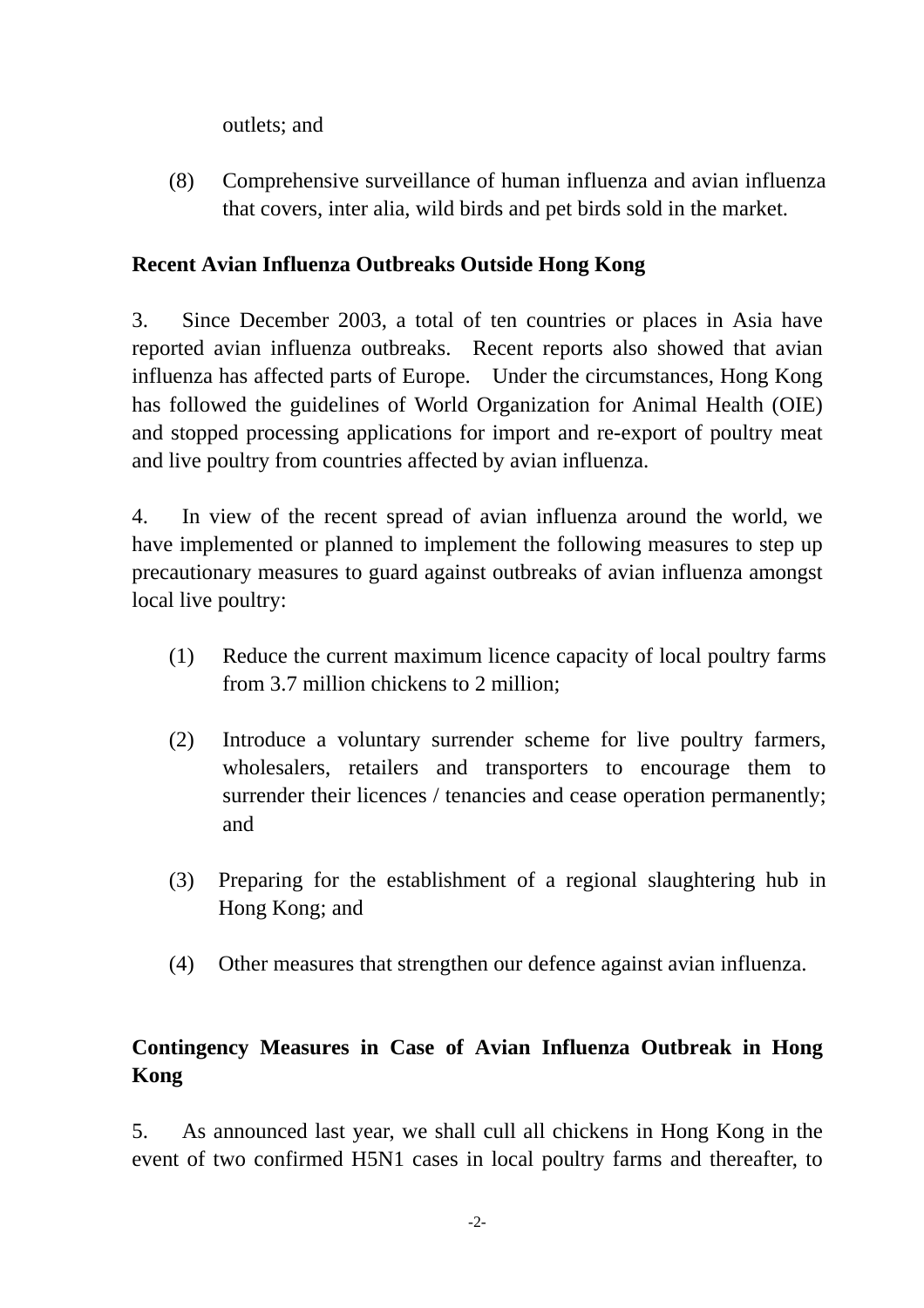outlets; and

(8) Comprehensive surveillance of human influenza and avian influenza that covers, inter alia, wild birds and pet birds sold in the market.

**Recent Avian Influenza Outbreaks Outside Hong Kong**

3. Since December 2003, a total of ten countries or places in Asia have reported avian influenza outbreaks. Recent reports also showed that avian influenza has affected parts of Europe. Under the circumstances, Hong Kong has followed the guidelines of World Organization for Animal Health (OIE) and stopped processing applications for import and re-export of poultry meat and live poultry from countries affected by avian influenza.

4. In view of the recent spread of avian influenza around the world, we have implemented or planned to implement the following measures to step up precautionary measures to guard against outbreaks of avian influenza amongst local live poultry:

(1) Reduce the current maximum licence capacity of local poultry farms from 3.7 million chickens to 2 million;

(2) Introduce a voluntary surrender scheme for live poultry farmers, wholesalers, retailers and transporters to encourage them to surrender their licences / tenancies and cease operation permanently; and

(3) Preparing for the establishment of a regional slaughtering hub in Hong Kong; and

(4) Other measures that strengthen our defence against avian influenza.

**Contingency Measures in Case of Avian Influenza Outbreak in Hong Kong**

5. As announced last year, we shall cull all chickens in Hong Kong in the event of two confirmed H5N1 cases in local poultry farms and thereafter, to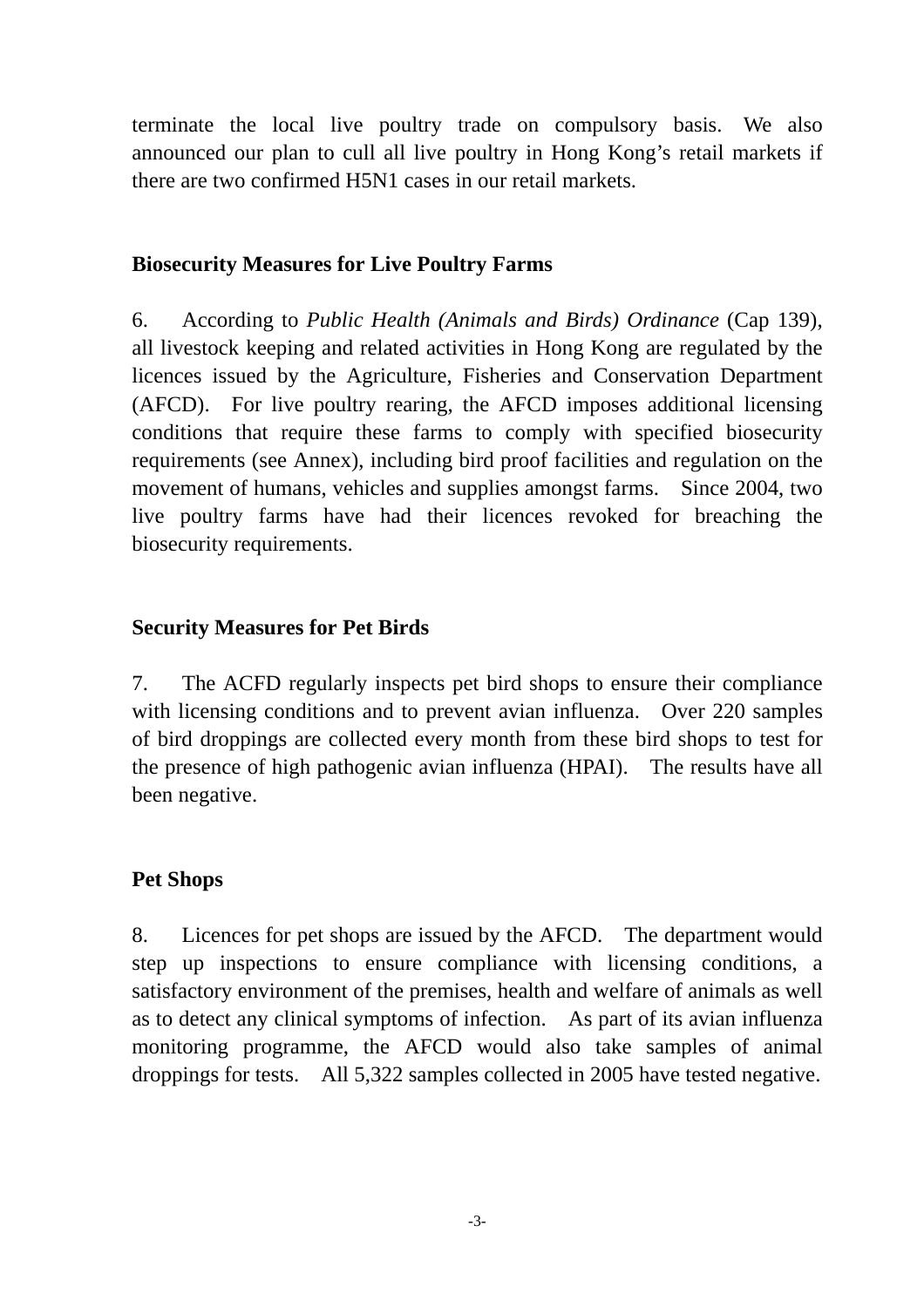terminate the local live poultry trade on compulsory basis. We also announced our plan to cull all live poultry in Hong Kong's retail markets if there are two confirmed H5N1 cases in our retail markets.

**Biosecurity Measures for Live Poultry Farms**

6. According to *Public Health (Animals and Birds) Ordinance* (Cap 139), all livestock keeping and related activities in Hong Kong are regulated by the licences issued by the Agriculture, Fisheries and Conservation Department (AFCD). For live poultry rearing, the AFCD imposes additional licensing conditions that require these farms to comply with specified biosecurity requirements (see Annex), including bird proof facilities and regulation on the movement of humans, vehicles and supplies amongst farms. Since 2004, two live poultry farms have had their licences revoked for breaching the biosecurity requirements.

**Security Measures for Pet Birds**

7. The ACFD regularly inspects pet bird shops to ensure their compliance with licensing conditions and to prevent avian influenza. Over 220 samples of bird droppings are collected every month from these bird shops to test for the presence of high pathogenic avian influenza (HPAI). The results have all been negative.

**Pet Shops**

8. Licences for pet shops are issued by the AFCD. The department would step up inspections to ensure compliance with licensing conditions, a satisfactory environment of the premises, health and welfare of animals as well as to detect any clinical symptoms of infection. As part of its avian influenza monitoring programme, the AFCD would also take samples of animal droppings for tests. All 5,322 samples collected in 2005 have tested negative.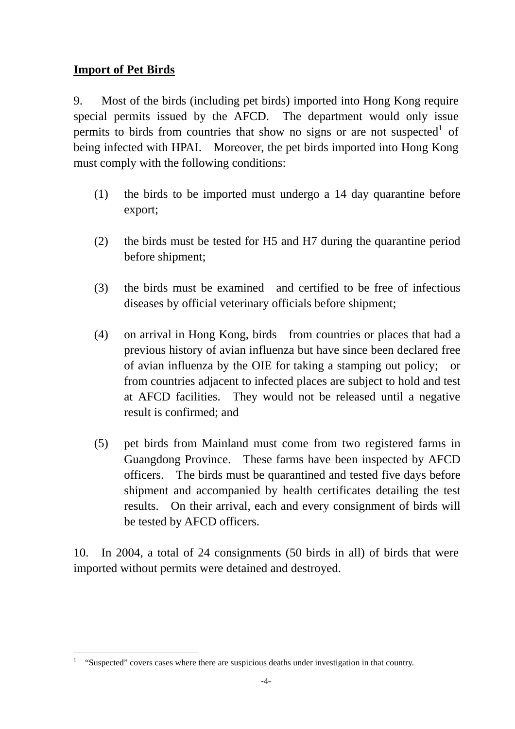**Import of Pet Birds**

9. Most of the birds (including pet birds) imported into Hong Kong require special permits issued by the AFCD. The department would only issue permits to birds from countries that show no signs or are not suspected[1] of being infected with HPAI. Moreover, the pet birds imported into Hong Kong must comply with the following conditions:

(1) the birds to be imported must undergo a 14 day quarantine before export;

(2) the birds must be tested for H5 and H7 during the quarantine period before shipment;

(3) the birds must be examined and certified to be free of infectious diseases by official veterinary officials before shipment;

(4) on arrival in Hong Kong, birds from countries or places that had a previous history of avian influenza but have since been declared free of avian influenza by the OIE for taking a stamping out policy; or from countries adjacent to infected places are subject to hold and test at AFCD facilities. They would not be released until a negative result is confirmed; and

(5) pet birds from Mainland must come from two registered farms in Guangdong Province. These farms have been inspected by AFCD officers. The birds must be quarantined and tested five days before shipment and accompanied by health certificates detailing the test results. On their arrival, each and every consignment of birds will be tested by AFCD officers.

10. In 2004, a total of 24 consignments (50 birds in all) of birds that were imported without permits were detained and destroyed.

---

[1] "Suspected" covers cases where there are suspicious deaths under investigation in that country.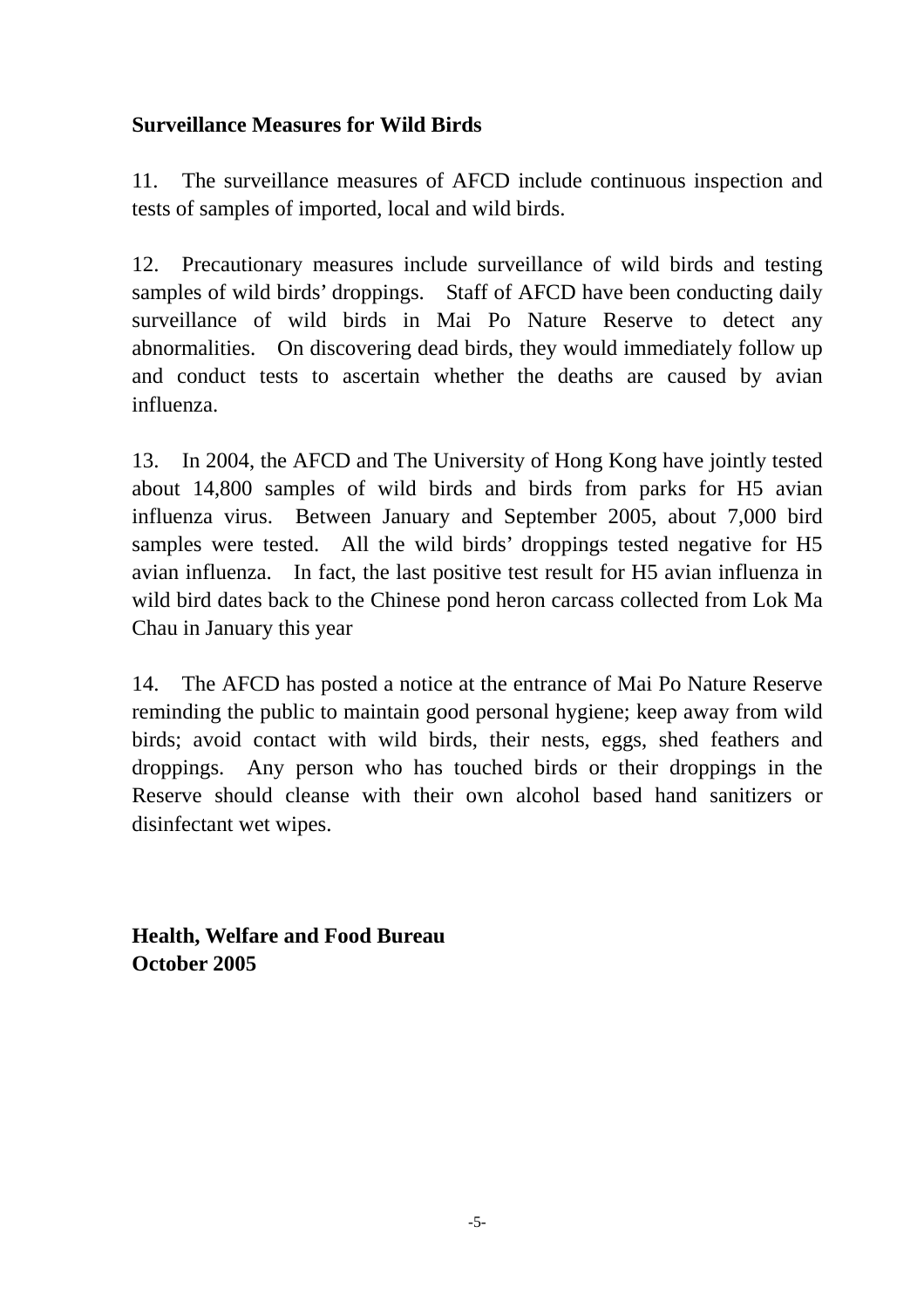**Surveillance Measures for Wild Birds**

11. The surveillance measures of AFCD include continuous inspection and tests of samples of imported, local and wild birds.

12. Precautionary measures include surveillance of wild birds and testing samples of wild birds' droppings. Staff of AFCD have been conducting daily surveillance of wild birds in Mai Po Nature Reserve to detect any abnormalities. On discovering dead birds, they would immediately follow up and conduct tests to ascertain whether the deaths are caused by avian influenza.

13. In 2004, the AFCD and The University of Hong Kong have jointly tested about 14,800 samples of wild birds and birds from parks for H5 avian influenza virus. Between January and September 2005, about 7,000 bird samples were tested. All the wild birds' droppings tested negative for H5 avian influenza. In fact, the last positive test result for H5 avian influenza in wild bird dates back to the Chinese pond heron carcass collected from Lok Ma Chau in January this year

14. The AFCD has posted a notice at the entrance of Mai Po Nature Reserve reminding the public to maintain good personal hygiene; keep away from wild birds; avoid contact with wild birds, their nests, eggs, shed feathers and droppings. Any person who has touched birds or their droppings in the Reserve should cleanse with their own alcohol based hand sanitizers or disinfectant wet wipes.

**Health, Welfare and Food Bureau**
**October 2005**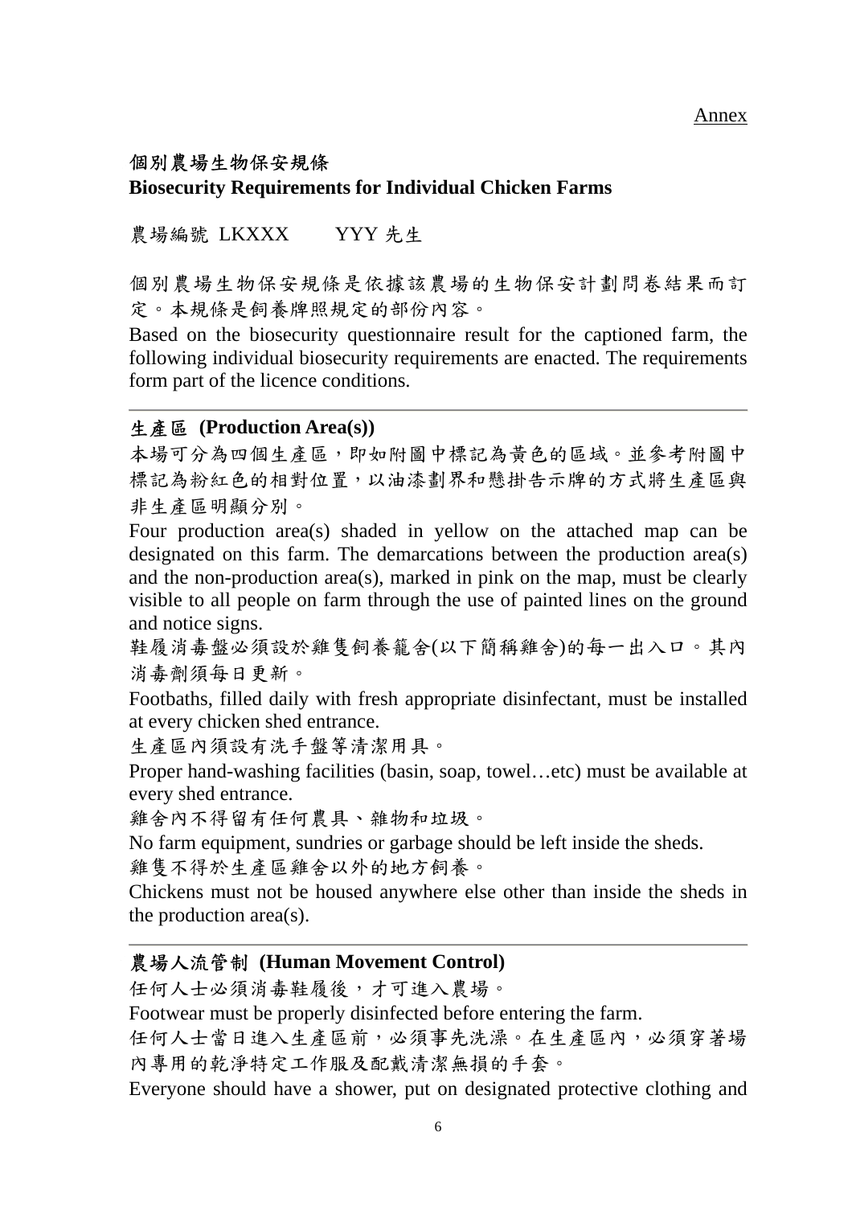Annex

## 個別農場生物保安規條
## Biosecurity Requirements for Individual Chicken Farms

農場編號 LKXXX　　YYY 先生

個別農場生物保安規條是依據該農場的生物保安計劃問卷結果而訂定。本規條是飼養牌照規定的部份內容。

Based on the biosecurity questionnaire result for the captioned farm, the following individual biosecurity requirements are enacted. The requirements form part of the licence conditions.

---

### 生產區 (Production Area(s))

本場可分為四個生產區，即如附圖中標記為黃色的區域。並參考附圖中標記為粉紅色的相對位置，以油漆劃界和懸掛告示牌的方式將生產區與非生產區明顯分別。

Four production area(s) shaded in yellow on the attached map can be designated on this farm. The demarcations between the production area(s) and the non-production area(s), marked in pink on the map, must be clearly visible to all people on farm through the use of painted lines on the ground and notice signs.

鞋履消毒盤必須設於雞隻飼養籠舍(以下簡稱雞舍)的每一出入口。其內消毒劑須每日更新。

Footbaths, filled daily with fresh appropriate disinfectant, must be installed at every chicken shed entrance.

生產區內須設有洗手盤等清潔用具。

Proper hand-washing facilities (basin, soap, towel…etc) must be available at every shed entrance.

雞舍內不得留有任何農具、雜物和垃圾。

No farm equipment, sundries or garbage should be left inside the sheds.

雞隻不得於生產區雞舍以外的地方飼養。

Chickens must not be housed anywhere else other than inside the sheds in the production area(s).

---

### 農場人流管制 (Human Movement Control)

任何人士必須消毒鞋履後，才可進入農場。

Footwear must be properly disinfected before entering the farm.

任何人士當日進入生產區前，必須事先洗澡。在生產區內，必須穿著場內專用的乾淨特定工作服及配戴清潔無損的手套。

Everyone should have a shower, put on designated protective clothing and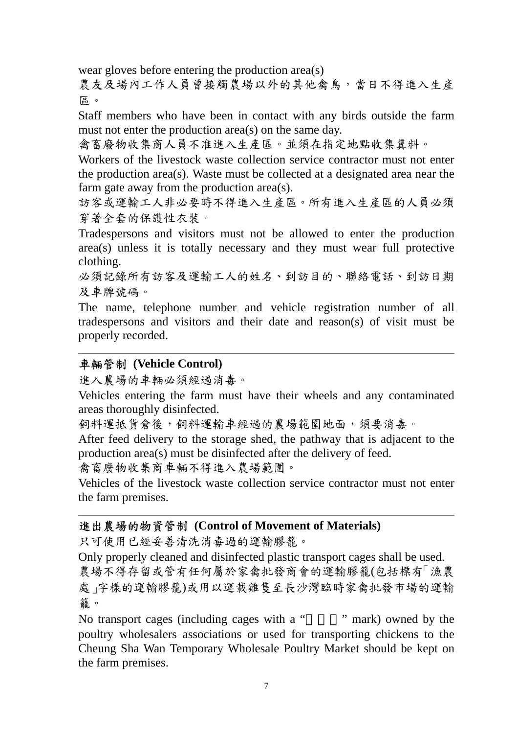wear gloves before entering the production area(s)

農友及場內工作人員曾接觸農場以外的其他禽鳥，當日不得進入生產區。

Staff members who have been in contact with any birds outside the farm must not enter the production area(s) on the same day.

禽畜廢物收集商人員不准進入生產區。並須在指定地點收集糞料。

Workers of the livestock waste collection service contractor must not enter the production area(s). Waste must be collected at a designated area near the farm gate away from the production area(s).

訪客或運輸工人非必要時不得進入生產區。所有進入生產區的人員必須穿著全套的保護性衣裝。

Tradespersons and visitors must not be allowed to enter the production area(s) unless it is totally necessary and they must wear full protective clothing.

必須記錄所有訪客及運輸工人的姓名、到訪目的、聯絡電話、到訪日期及車牌號碼。

The name, telephone number and vehicle registration number of all tradespersons and visitors and their date and reason(s) of visit must be properly recorded.

---

## 車輛管制 (Vehicle Control)

進入農場的車輛必須經過消毒。

Vehicles entering the farm must have their wheels and any contaminated areas thoroughly disinfected.

飼料運抵貨倉後，飼料運輸車經過的農場範圍地面，須要消毒。

After feed delivery to the storage shed, the pathway that is adjacent to the production area(s) must be disinfected after the delivery of feed.

禽畜廢物收集商車輛不得進入農場範圍。

Vehicles of the livestock waste collection service contractor must not enter the farm premises.

---

## 進出農場的物資管制 (Control of Movement of Materials)

只可使用已經妥善清洗消毒過的運輸膠籠。

Only properly cleaned and disinfected plastic transport cages shall be used.

農場不得存留或管有任何屬於家禽批發商會的運輸膠籠(包括標有「漁農處」字樣的運輸膠籠)或用以運載雞隻至長沙灣臨時家禽批發市場的運輸籠。

No transport cages (including cages with a "漁農處" mark) owned by the poultry wholesalers associations or used for transporting chickens to the Cheung Sha Wan Temporary Wholesale Poultry Market should be kept on the farm premises.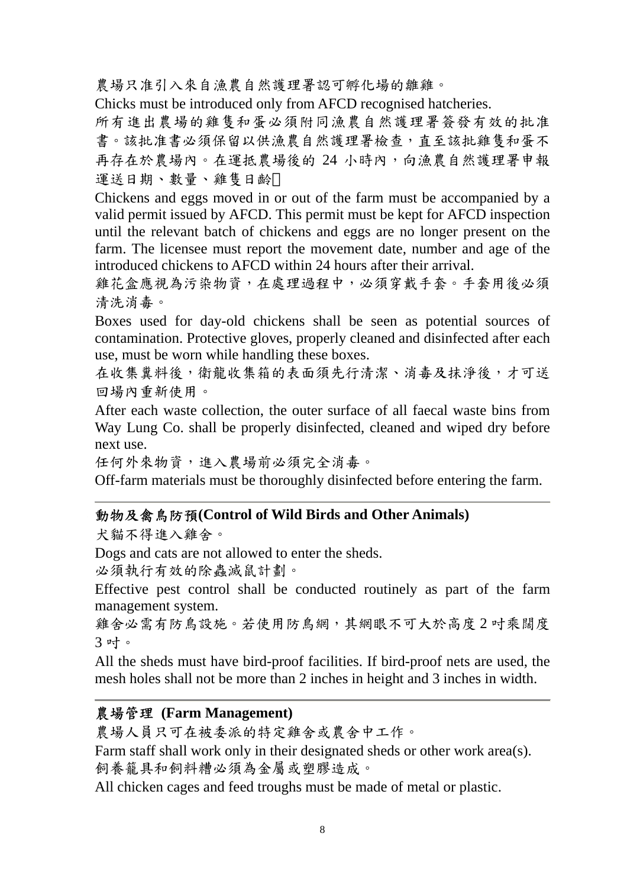農場只准引入來自漁農自然護理署認可孵化場的雛雞。

Chicks must be introduced only from AFCD recognised hatcheries.

所有進出農場的雞隻和蛋必須附同漁農自然護理署簽發有效的批准書。該批准書必須保留以供漁農自然護理署檢查，直至該批雞隻和蛋不再存在於農場內。在運抵農場後的 24 小時內，向漁農自然護理署申報運送日期、數量、雞隻日齡。

Chickens and eggs moved in or out of the farm must be accompanied by a valid permit issued by AFCD. This permit must be kept for AFCD inspection until the relevant batch of chickens and eggs are no longer present on the farm. The licensee must report the movement date, number and age of the introduced chickens to AFCD within 24 hours after their arrival.

雞花盒應視為污染物資，在處理過程中，必須穿戴手套。手套用後必須清洗消毒。

Boxes used for day-old chickens shall be seen as potential sources of contamination. Protective gloves, properly cleaned and disinfected after each use, must be worn while handling these boxes.

在收集糞料後，衛龍收集箱的表面須先行清潔、消毒及抹淨後，才可送回場內重新使用。

After each waste collection, the outer surface of all faecal waste bins from Way Lung Co. shall be properly disinfected, cleaned and wiped dry before next use.

任何外來物資，進入農場前必須完全消毒。

Off-farm materials must be thoroughly disinfected before entering the farm.

---

## 動物及禽鳥防預(Control of Wild Birds and Other Animals)

犬貓不得進入雞舍。

Dogs and cats are not allowed to enter the sheds.

必須執行有效的除蟲滅鼠計劃。

Effective pest control shall be conducted routinely as part of the farm management system.

雞舍必需有防鳥設施。若使用防鳥網，其網眼不可大於高度 2 吋乘闊度 3 吋。

All the sheds must have bird-proof facilities. If bird-proof nets are used, the mesh holes shall not be more than 2 inches in height and 3 inches in width.

---

## 農場管理 (Farm Management)

農場人員只可在被委派的特定雞舍或農舍中工作。

Farm staff shall work only in their designated sheds or other work area(s).

飼養籠具和飼料糟必須為金屬或塑膠造成。

All chicken cages and feed troughs must be made of metal or plastic.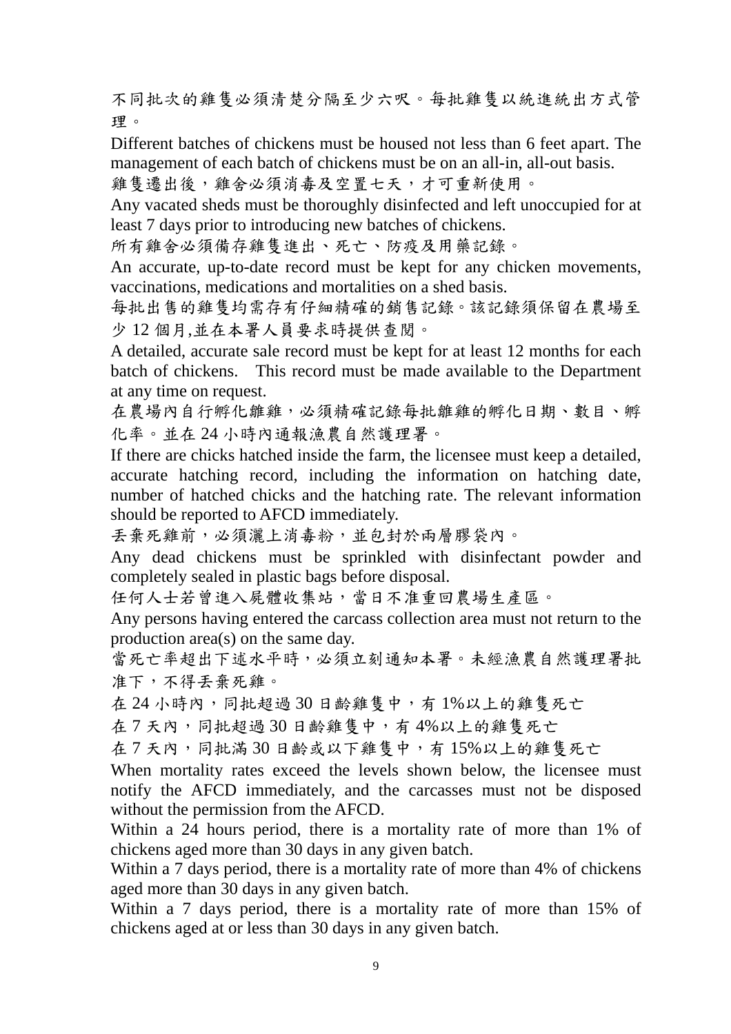不同批次的雞隻必須清楚分隔至少六呎。每批雞隻以統進統出方式管理。

Different batches of chickens must be housed not less than 6 feet apart. The management of each batch of chickens must be on an all-in, all-out basis.

雞隻遷出後，雞舍必須消毒及空置七天，才可重新使用。

Any vacated sheds must be thoroughly disinfected and left unoccupied for at least 7 days prior to introducing new batches of chickens.

所有雞舍必須備存雞隻進出、死亡、防疫及用藥記錄。

An accurate, up-to-date record must be kept for any chicken movements, vaccinations, medications and mortalities on a shed basis.

每批出售的雞隻均需存有仔細精確的銷售記錄。該記錄須保留在農場至少 12 個月,並在本署人員要求時提供查閱。

A detailed, accurate sale record must be kept for at least 12 months for each batch of chickens. This record must be made available to the Department at any time on request.

在農場內自行孵化雛雞，必須精確記錄每批雛雞的孵化日期、數目、孵化率。並在 24 小時內通報漁農自然護理署。

If there are chicks hatched inside the farm, the licensee must keep a detailed, accurate hatching record, including the information on hatching date, number of hatched chicks and the hatching rate. The relevant information should be reported to AFCD immediately.

丟棄死雞前，必須灑上消毒粉，並包封於兩層膠袋內。

Any dead chickens must be sprinkled with disinfectant powder and completely sealed in plastic bags before disposal.

任何人士若曾進入屍體收集站，當日不准重回農場生產區。

Any persons having entered the carcass collection area must not return to the production area(s) on the same day.

當死亡率超出下述水平時，必須立刻通知本署。未經漁農自然護理署批准下，不得丟棄死雞。

在 24 小時內，同批超過 30 日齡雞隻中，有 1%以上的雞隻死亡

在 7 天內，同批超過 30 日齡雞隻中，有 4%以上的雞隻死亡

在 7 天內，同批滿 30 日齡或以下雞隻中，有 15%以上的雞隻死亡

When mortality rates exceed the levels shown below, the licensee must notify the AFCD immediately, and the carcasses must not be disposed without the permission from the AFCD.

Within a 24 hours period, there is a mortality rate of more than 1% of chickens aged more than 30 days in any given batch.

Within a 7 days period, there is a mortality rate of more than 4% of chickens aged more than 30 days in any given batch.

Within a 7 days period, there is a mortality rate of more than 15% of chickens aged at or less than 30 days in any given batch.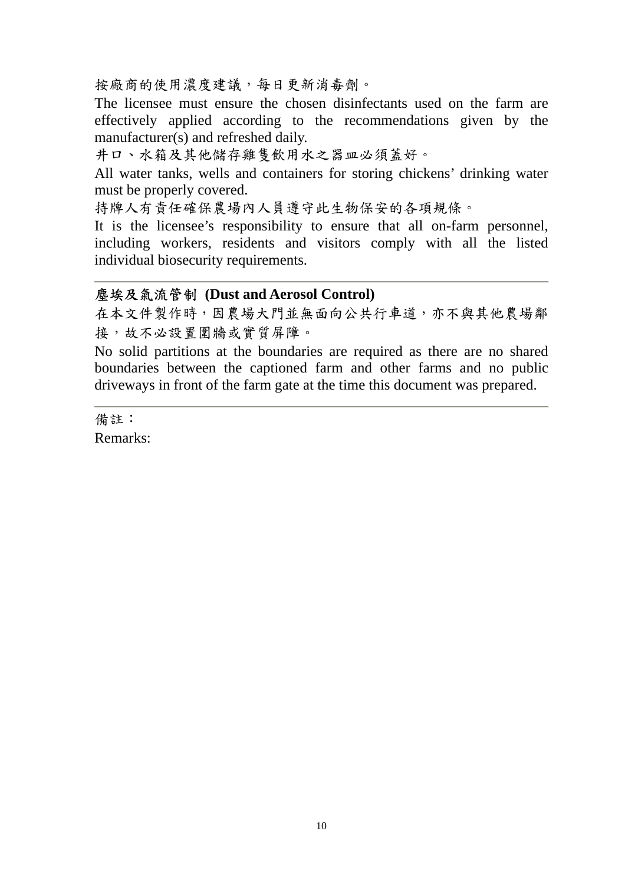按廠商的使用濃度建議，每日更新消毒劑。

The licensee must ensure the chosen disinfectants used on the farm are effectively applied according to the recommendations given by the manufacturer(s) and refreshed daily.

井口、水箱及其他儲存雞隻飲用水之器皿必須蓋好。

All water tanks, wells and containers for storing chickens' drinking water must be properly covered.

持牌人有責任確保農場內人員遵守此生物保安的各項規條。

It is the licensee's responsibility to ensure that all on-farm personnel, including workers, residents and visitors comply with all the listed individual biosecurity requirements.

---

**塵埃及氣流管制 (Dust and Aerosol Control)**

在本文件製作時，因農場大門並無面向公共行車道，亦不與其他農場鄰接，故不必設置圍牆或實質屏障。

No solid partitions at the boundaries are required as there are no shared boundaries between the captioned farm and other farms and no public driveways in front of the farm gate at the time this document was prepared.

---

備註：

Remarks: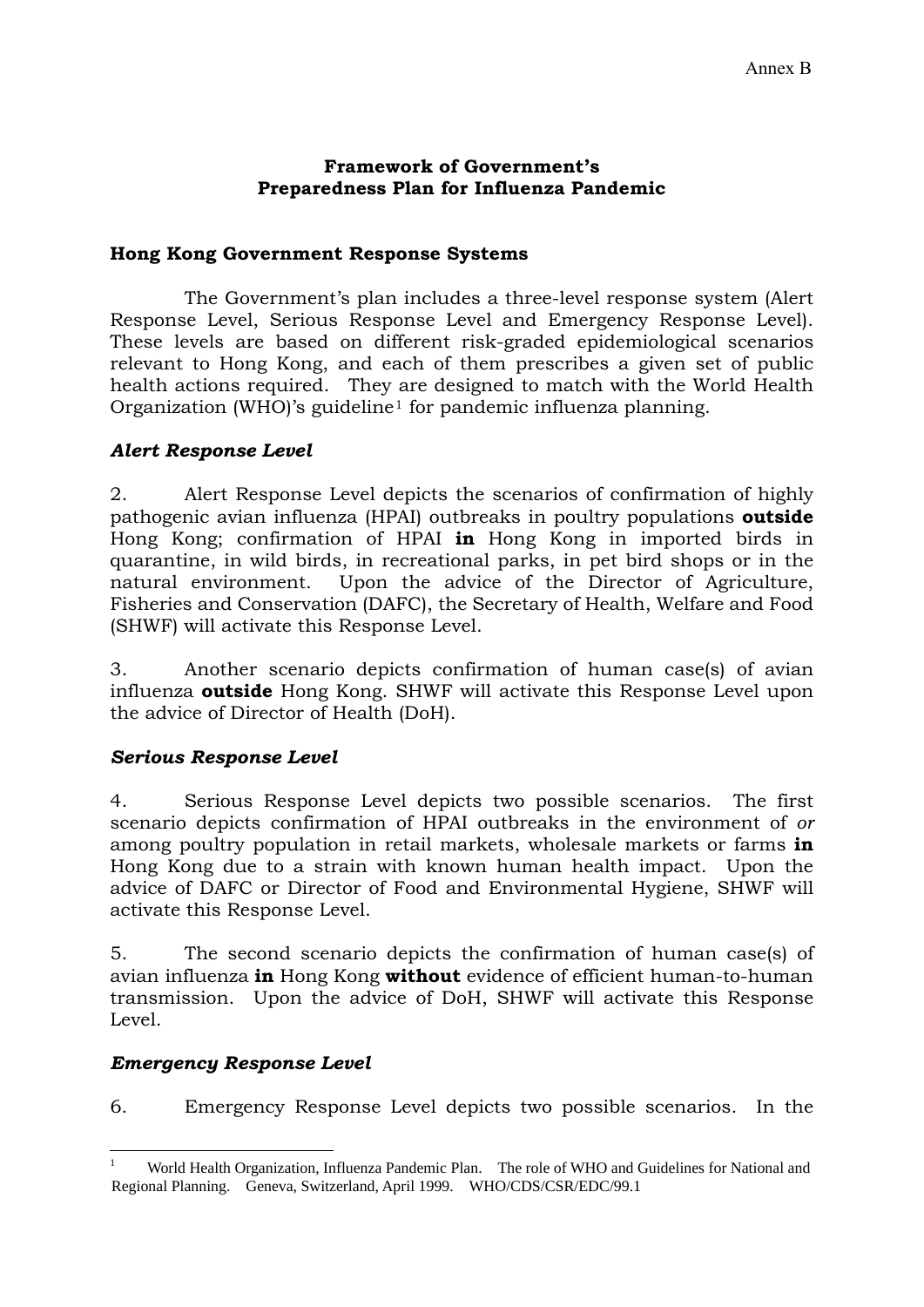Annex B

# Framework of Government's Preparedness Plan for Influenza Pandemic

## Hong Kong Government Response Systems

The Government's plan includes a three-level response system (Alert Response Level, Serious Response Level and Emergency Response Level). These levels are based on different risk-graded epidemiological scenarios relevant to Hong Kong, and each of them prescribes a given set of public health actions required. They are designed to match with the World Health Organization (WHO)'s guideline[1] for pandemic influenza planning.

### *Alert Response Level*

2. Alert Response Level depicts the scenarios of confirmation of highly pathogenic avian influenza (HPAI) outbreaks in poultry populations **outside** Hong Kong; confirmation of HPAI **in** Hong Kong in imported birds in quarantine, in wild birds, in recreational parks, in pet bird shops or in the natural environment. Upon the advice of the Director of Agriculture, Fisheries and Conservation (DAFC), the Secretary of Health, Welfare and Food (SHWF) will activate this Response Level.

3. Another scenario depicts confirmation of human case(s) of avian influenza **outside** Hong Kong. SHWF will activate this Response Level upon the advice of Director of Health (DoH).

### *Serious Response Level*

4. Serious Response Level depicts two possible scenarios. The first scenario depicts confirmation of HPAI outbreaks in the environment of *or* among poultry population in retail markets, wholesale markets or farms **in** Hong Kong due to a strain with known human health impact. Upon the advice of DAFC or Director of Food and Environmental Hygiene, SHWF will activate this Response Level.

5. The second scenario depicts the confirmation of human case(s) of avian influenza **in** Hong Kong **without** evidence of efficient human-to-human transmission. Upon the advice of DoH, SHWF will activate this Response Level.

### *Emergency Response Level*

6. Emergency Response Level depicts two possible scenarios. In the

[1] World Health Organization, Influenza Pandemic Plan. The role of WHO and Guidelines for National and Regional Planning. Geneva, Switzerland, April 1999. WHO/CDS/CSR/EDC/99.1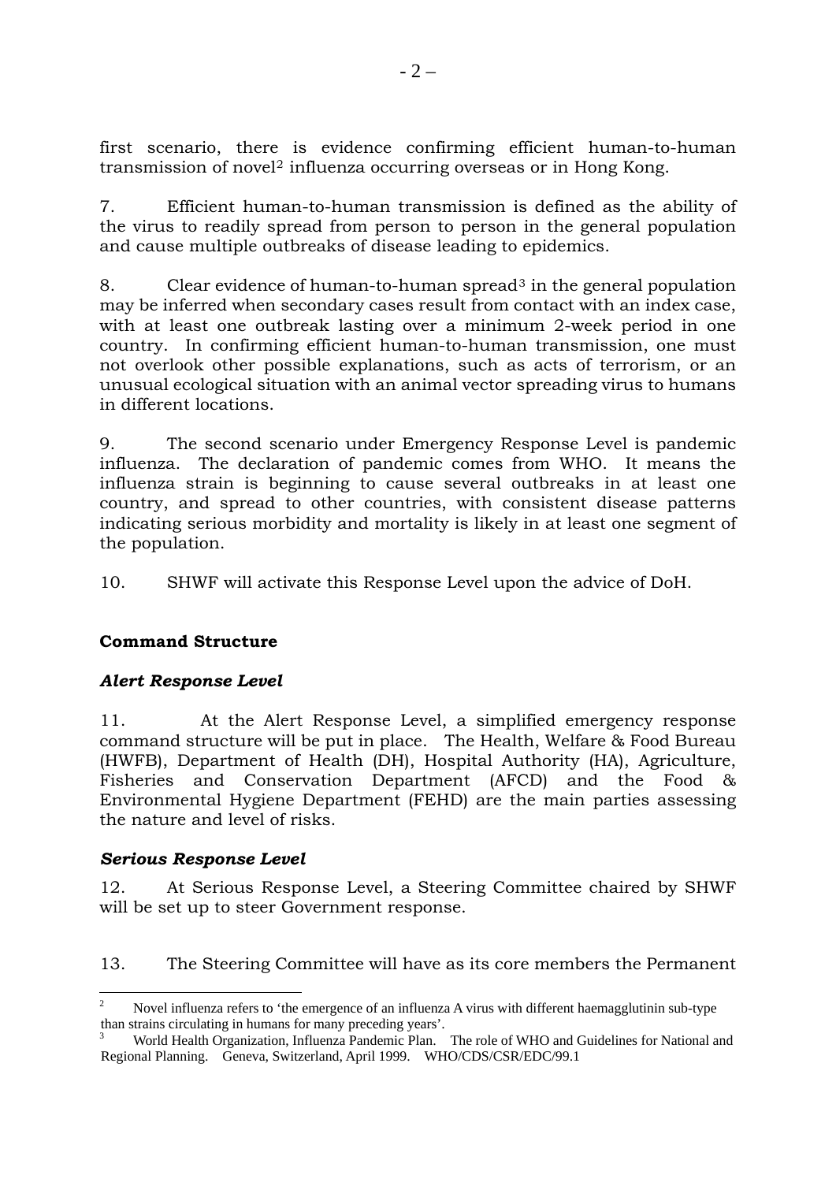first scenario, there is evidence confirming efficient human-to-human transmission of novel[2] influenza occurring overseas or in Hong Kong.

7. Efficient human-to-human transmission is defined as the ability of the virus to readily spread from person to person in the general population and cause multiple outbreaks of disease leading to epidemics.

8. Clear evidence of human-to-human spread[3] in the general population may be inferred when secondary cases result from contact with an index case, with at least one outbreak lasting over a minimum 2-week period in one country. In confirming efficient human-to-human transmission, one must not overlook other possible explanations, such as acts of terrorism, or an unusual ecological situation with an animal vector spreading virus to humans in different locations.

9. The second scenario under Emergency Response Level is pandemic influenza. The declaration of pandemic comes from WHO. It means the influenza strain is beginning to cause several outbreaks in at least one country, and spread to other countries, with consistent disease patterns indicating serious morbidity and mortality is likely in at least one segment of the population.

10. SHWF will activate this Response Level upon the advice of DoH.

## Command Structure

### *Alert Response Level*

11. At the Alert Response Level, a simplified emergency response command structure will be put in place. The Health, Welfare & Food Bureau (HWFB), Department of Health (DH), Hospital Authority (HA), Agriculture, Fisheries and Conservation Department (AFCD) and the Food & Environmental Hygiene Department (FEHD) are the main parties assessing the nature and level of risks.

### *Serious Response Level*

12. At Serious Response Level, a Steering Committee chaired by SHWF will be set up to steer Government response.

13. The Steering Committee will have as its core members the Permanent

---

[2] Novel influenza refers to 'the emergence of an influenza A virus with different haemagglutinin sub-type than strains circulating in humans for many preceding years'.

[3] World Health Organization, Influenza Pandemic Plan. The role of WHO and Guidelines for National and Regional Planning. Geneva, Switzerland, April 1999. WHO/CDS/CSR/EDC/99.1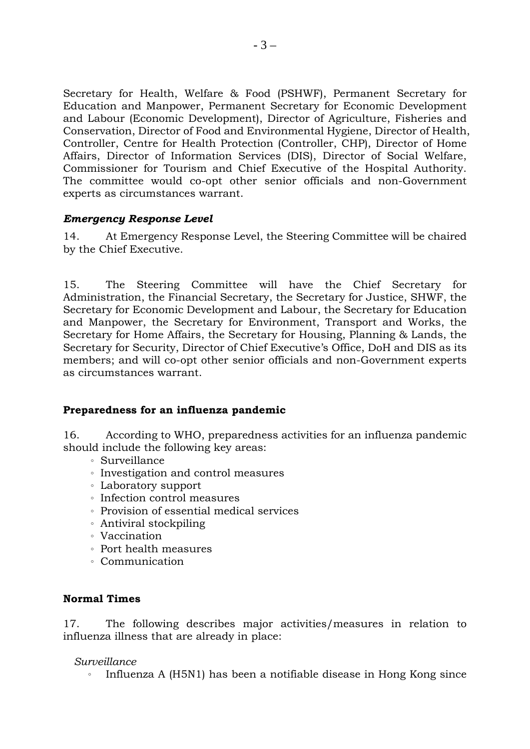Secretary for Health, Welfare & Food (PSHWF), Permanent Secretary for Education and Manpower, Permanent Secretary for Economic Development and Labour (Economic Development), Director of Agriculture, Fisheries and Conservation, Director of Food and Environmental Hygiene, Director of Health, Controller, Centre for Health Protection (Controller, CHP), Director of Home Affairs, Director of Information Services (DIS), Director of Social Welfare, Commissioner for Tourism and Chief Executive of the Hospital Authority. The committee would co-opt other senior officials and non-Government experts as circumstances warrant.

### *Emergency Response Level*

14. At Emergency Response Level, the Steering Committee will be chaired by the Chief Executive.

15. The Steering Committee will have the Chief Secretary for Administration, the Financial Secretary, the Secretary for Justice, SHWF, the Secretary for Economic Development and Labour, the Secretary for Education and Manpower, the Secretary for Environment, Transport and Works, the Secretary for Home Affairs, the Secretary for Housing, Planning & Lands, the Secretary for Security, Director of Chief Executive's Office, DoH and DIS as its members; and will co-opt other senior officials and non-Government experts as circumstances warrant.

## **Preparedness for an influenza pandemic**

16. According to WHO, preparedness activities for an influenza pandemic should include the following key areas:

- Surveillance
- Investigation and control measures
- Laboratory support
- Infection control measures
- Provision of essential medical services
- Antiviral stockpiling
- Vaccination
- Port health measures
- Communication

## **Normal Times**

17. The following describes major activities/measures in relation to influenza illness that are already in place:

*Surveillance*

- Influenza A (H5N1) has been a notifiable disease in Hong Kong since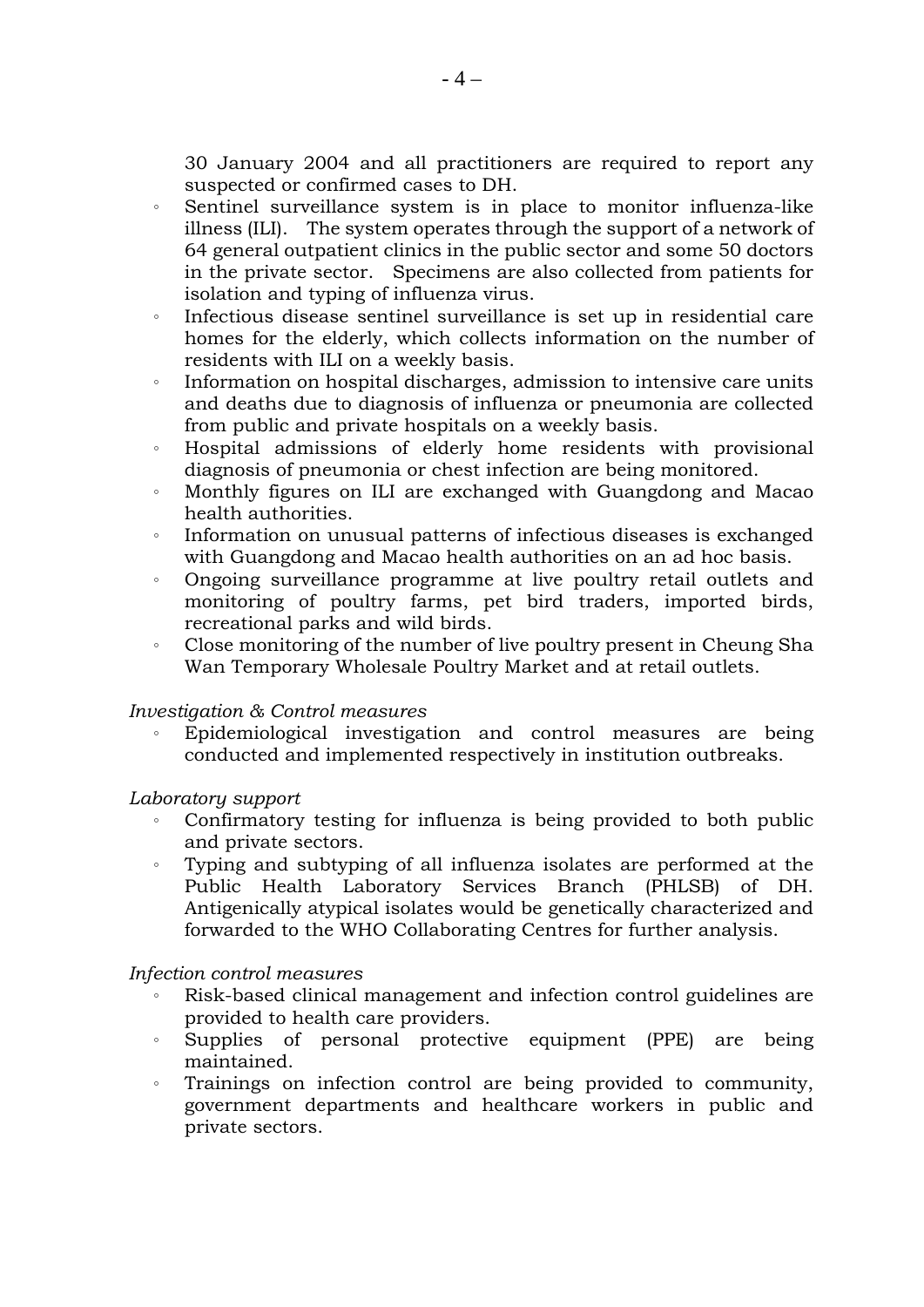30 January 2004 and all practitioners are required to report any suspected or confirmed cases to DH.

- Sentinel surveillance system is in place to monitor influenza-like illness (ILI). The system operates through the support of a network of 64 general outpatient clinics in the public sector and some 50 doctors in the private sector. Specimens are also collected from patients for isolation and typing of influenza virus.
- Infectious disease sentinel surveillance is set up in residential care homes for the elderly, which collects information on the number of residents with ILI on a weekly basis.
- Information on hospital discharges, admission to intensive care units and deaths due to diagnosis of influenza or pneumonia are collected from public and private hospitals on a weekly basis.
- Hospital admissions of elderly home residents with provisional diagnosis of pneumonia or chest infection are being monitored.
- Monthly figures on ILI are exchanged with Guangdong and Macao health authorities.
- Information on unusual patterns of infectious diseases is exchanged with Guangdong and Macao health authorities on an ad hoc basis.
- Ongoing surveillance programme at live poultry retail outlets and monitoring of poultry farms, pet bird traders, imported birds, recreational parks and wild birds.
- Close monitoring of the number of live poultry present in Cheung Sha Wan Temporary Wholesale Poultry Market and at retail outlets.

*Investigation & Control measures*

- Epidemiological investigation and control measures are being conducted and implemented respectively in institution outbreaks.

*Laboratory support*

- Confirmatory testing for influenza is being provided to both public and private sectors.
- Typing and subtyping of all influenza isolates are performed at the Public Health Laboratory Services Branch (PHLSB) of DH. Antigenically atypical isolates would be genetically characterized and forwarded to the WHO Collaborating Centres for further analysis.

*Infection control measures*

- Risk-based clinical management and infection control guidelines are provided to health care providers.
- Supplies of personal protective equipment (PPE) are being maintained.
- Trainings on infection control are being provided to community, government departments and healthcare workers in public and private sectors.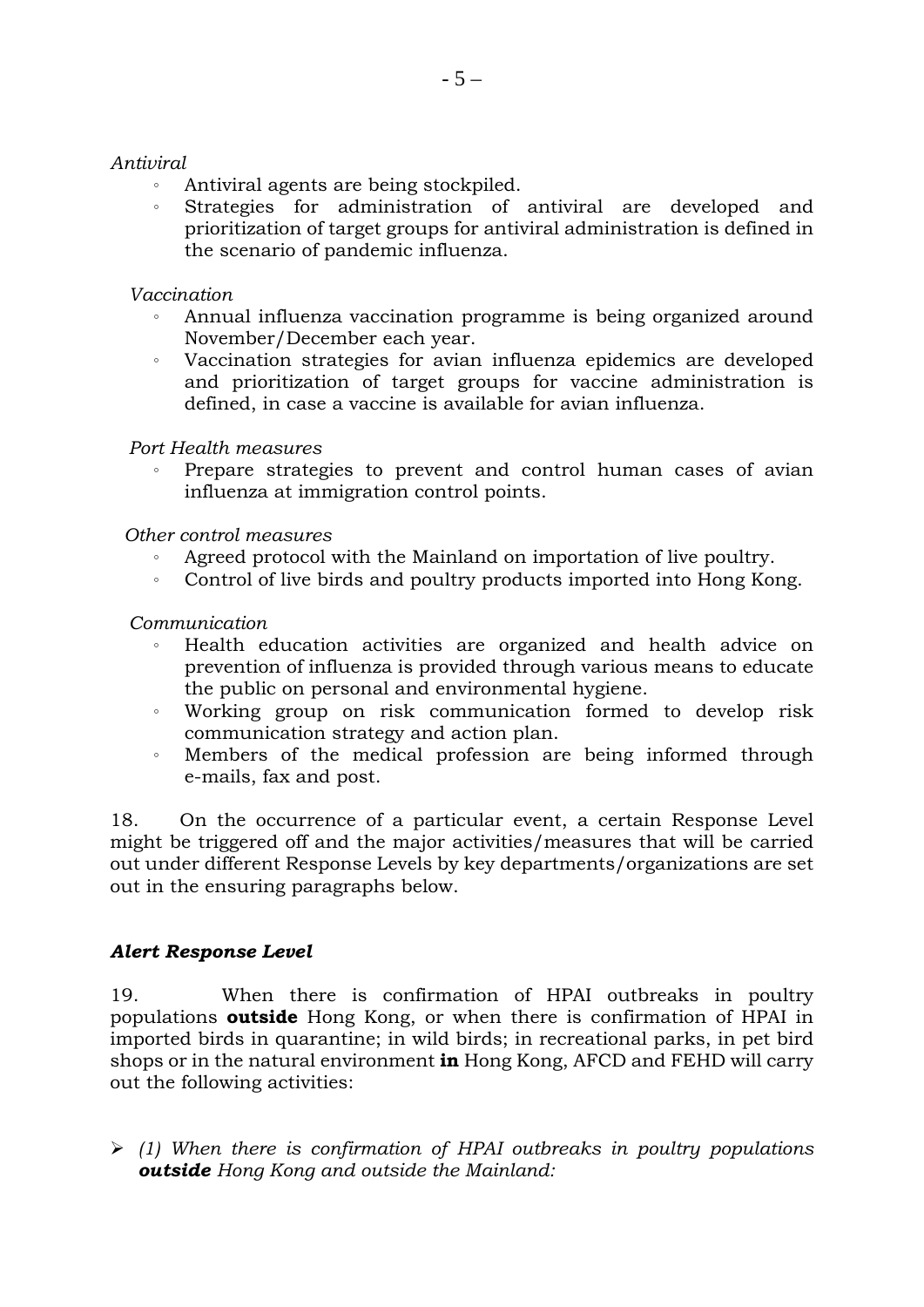*Antival*

- Antiviral agents are being stockpiled.
- Strategies for administration of antiviral are developed and prioritization of target groups for antiviral administration is defined in the scenario of pandemic influenza.

*Vaccination*

- Annual influenza vaccination programme is being organized around November/December each year.
- Vaccination strategies for avian influenza epidemics are developed and prioritization of target groups for vaccine administration is defined, in case a vaccine is available for avian influenza.

*Port Health measures*

- Prepare strategies to prevent and control human cases of avian influenza at immigration control points.

*Other control measures*

- Agreed protocol with the Mainland on importation of live poultry.
- Control of live birds and poultry products imported into Hong Kong.

*Communication*

- Health education activities are organized and health advice on prevention of influenza is provided through various means to educate the public on personal and environmental hygiene.
- Working group on risk communication formed to develop risk communication strategy and action plan.
- Members of the medical profession are being informed through e-mails, fax and post.

18. On the occurrence of a particular event, a certain Response Level might be triggered off and the major activities/measures that will be carried out under different Response Levels by key departments/organizations are set out in the ensuring paragraphs below.

### *Alert Response Level*

19. When there is confirmation of HPAI outbreaks in poultry populations **outside** Hong Kong, or when there is confirmation of HPAI in imported birds in quarantine; in wild birds; in recreational parks, in pet bird shops or in the natural environment **in** Hong Kong, AFCD and FEHD will carry out the following activities:

- *(1) When there is confirmation of HPAI outbreaks in poultry populations* ***outside*** *Hong Kong and outside the Mainland:*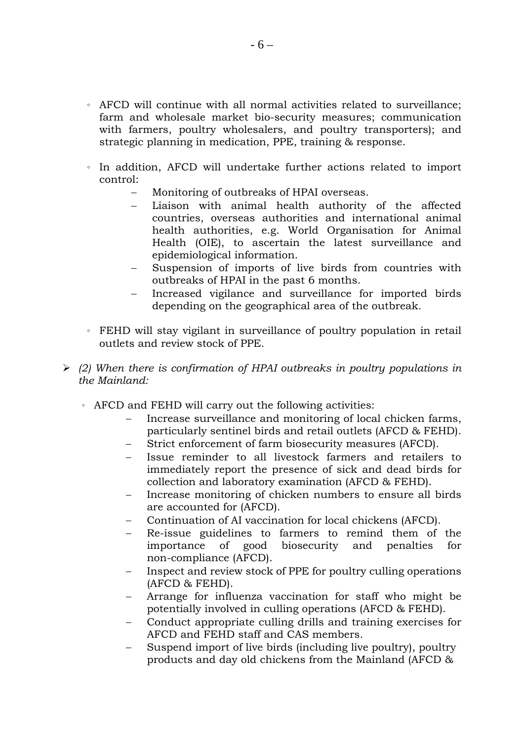- AFCD will continue with all normal activities related to surveillance; farm and wholesale market bio-security measures; communication with farmers, poultry wholesalers, and poultry transporters); and strategic planning in medication, PPE, training & response.

- In addition, AFCD will undertake further actions related to import control:
  - Monitoring of outbreaks of HPAI overseas.
  - Liaison with animal health authority of the affected countries, overseas authorities and international animal health authorities, e.g. World Organisation for Animal Health (OIE), to ascertain the latest surveillance and epidemiological information.
  - Suspension of imports of live birds from countries with outbreaks of HPAI in the past 6 months.
  - Increased vigilance and surveillance for imported birds depending on the geographical area of the outbreak.

- FEHD will stay vigilant in surveillance of poultry population in retail outlets and review stock of PPE.

➢ *(2) When there is confirmation of HPAI outbreaks in poultry populations in the Mainland:*

- AFCD and FEHD will carry out the following activities:
  - Increase surveillance and monitoring of local chicken farms, particularly sentinel birds and retail outlets (AFCD & FEHD).
  - Strict enforcement of farm biosecurity measures (AFCD).
  - Issue reminder to all livestock farmers and retailers to immediately report the presence of sick and dead birds for collection and laboratory examination (AFCD & FEHD).
  - Increase monitoring of chicken numbers to ensure all birds are accounted for (AFCD).
  - Continuation of AI vaccination for local chickens (AFCD).
  - Re-issue guidelines to farmers to remind them of the importance of good biosecurity and penalties for non-compliance (AFCD).
  - Inspect and review stock of PPE for poultry culling operations (AFCD & FEHD).
  - Arrange for influenza vaccination for staff who might be potentially involved in culling operations (AFCD & FEHD).
  - Conduct appropriate culling drills and training exercises for AFCD and FEHD staff and CAS members.
  - Suspend import of live birds (including live poultry), poultry products and day old chickens from the Mainland (AFCD &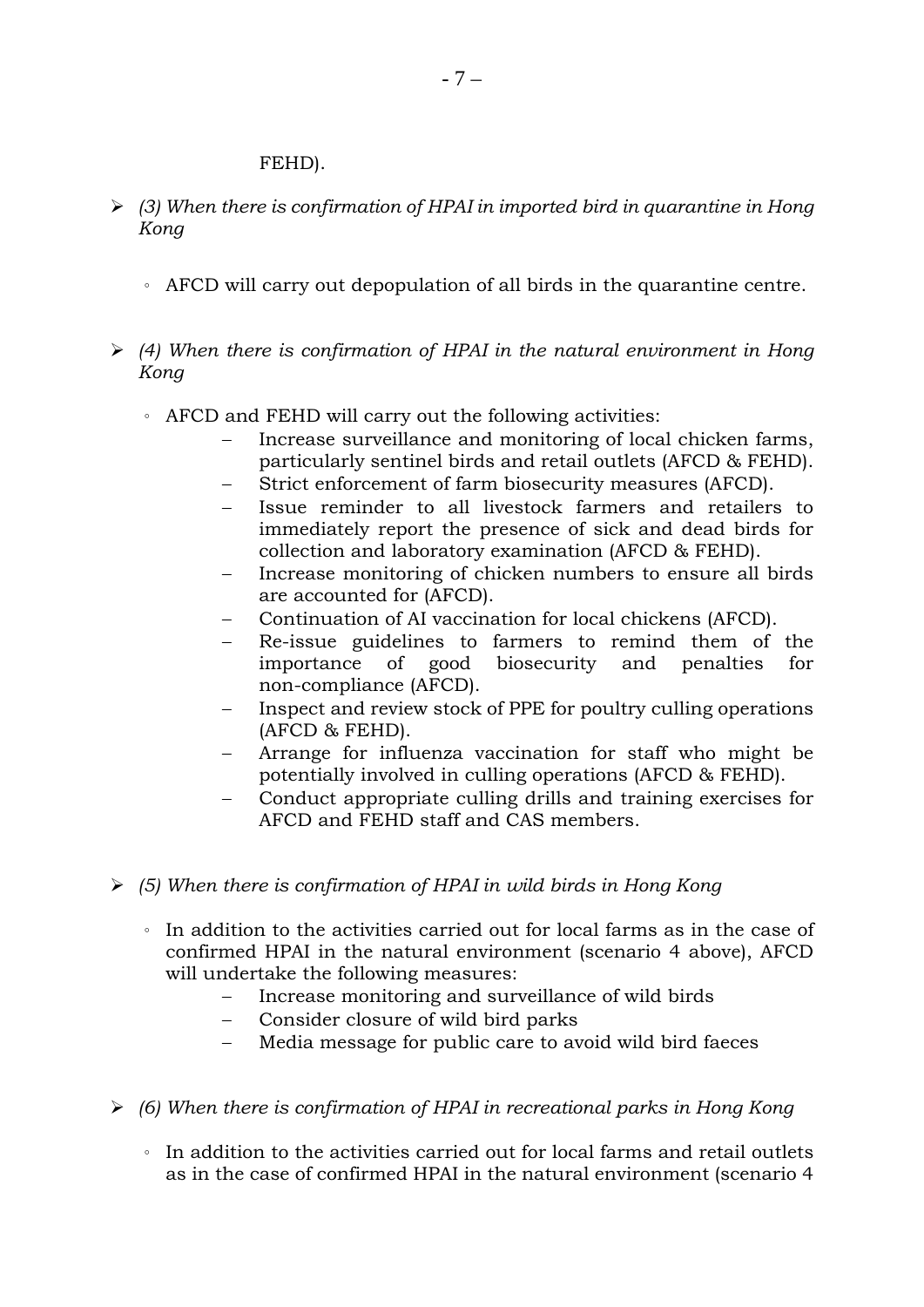FEHD).

- *(3) When there is confirmation of HPAI in imported bird in quarantine in Hong Kong*

  - AFCD will carry out depopulation of all birds in the quarantine centre.

- *(4) When there is confirmation of HPAI in the natural environment in Hong Kong*

  - AFCD and FEHD will carry out the following activities:
    - Increase surveillance and monitoring of local chicken farms, particularly sentinel birds and retail outlets (AFCD & FEHD).
    - Strict enforcement of farm biosecurity measures (AFCD).
    - Issue reminder to all livestock farmers and retailers to immediately report the presence of sick and dead birds for collection and laboratory examination (AFCD & FEHD).
    - Increase monitoring of chicken numbers to ensure all birds are accounted for (AFCD).
    - Continuation of AI vaccination for local chickens (AFCD).
    - Re-issue guidelines to farmers to remind them of the importance of good biosecurity and penalties for non-compliance (AFCD).
    - Inspect and review stock of PPE for poultry culling operations (AFCD & FEHD).
    - Arrange for influenza vaccination for staff who might be potentially involved in culling operations (AFCD & FEHD).
    - Conduct appropriate culling drills and training exercises for AFCD and FEHD staff and CAS members.

- *(5) When there is confirmation of HPAI in wild birds in Hong Kong*

  - In addition to the activities carried out for local farms as in the case of confirmed HPAI in the natural environment (scenario 4 above), AFCD will undertake the following measures:
    - Increase monitoring and surveillance of wild birds
    - Consider closure of wild bird parks
    - Media message for public care to avoid wild bird faeces

- *(6) When there is confirmation of HPAI in recreational parks in Hong Kong*

  - In addition to the activities carried out for local farms and retail outlets as in the case of confirmed HPAI in the natural environment (scenario 4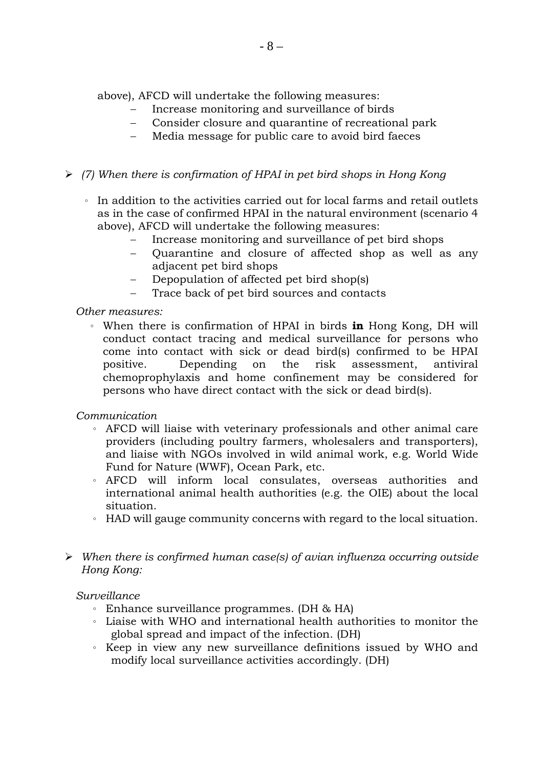above), AFCD will undertake the following measures:

  - Increase monitoring and surveillance of birds
  - Consider closure and quarantine of recreational park
  - Media message for public care to avoid bird faeces

- *(7) When there is confirmation of HPAI in pet bird shops in Hong Kong*

  - In addition to the activities carried out for local farms and retail outlets as in the case of confirmed HPAI in the natural environment (scenario 4 above), AFCD will undertake the following measures:
    - Increase monitoring and surveillance of pet bird shops
    - Quarantine and closure of affected shop as well as any adjacent pet bird shops
    - Depopulation of affected pet bird shop(s)
    - Trace back of pet bird sources and contacts

  *Other measures:*

  - When there is confirmation of HPAI in birds **in** Hong Kong, DH will conduct contact tracing and medical surveillance for persons who come into contact with sick or dead bird(s) confirmed to be HPAI positive. Depending on the risk assessment, antiviral chemoprophylaxis and home confinement may be considered for persons who have direct contact with the sick or dead bird(s).

  *Communication*

  - AFCD will liaise with veterinary professionals and other animal care providers (including poultry farmers, wholesalers and transporters), and liaise with NGOs involved in wild animal work, e.g. World Wide Fund for Nature (WWF), Ocean Park, etc.
  - AFCD will inform local consulates, overseas authorities and international animal health authorities (e.g. the OIE) about the local situation.
  - HAD will gauge community concerns with regard to the local situation.

- *When there is confirmed human case(s) of avian influenza occurring outside Hong Kong:*

  *Surveillance*

  - Enhance surveillance programmes. (DH & HA)
  - Liaise with WHO and international health authorities to monitor the global spread and impact of the infection. (DH)
  - Keep in view any new surveillance definitions issued by WHO and modify local surveillance activities accordingly. (DH)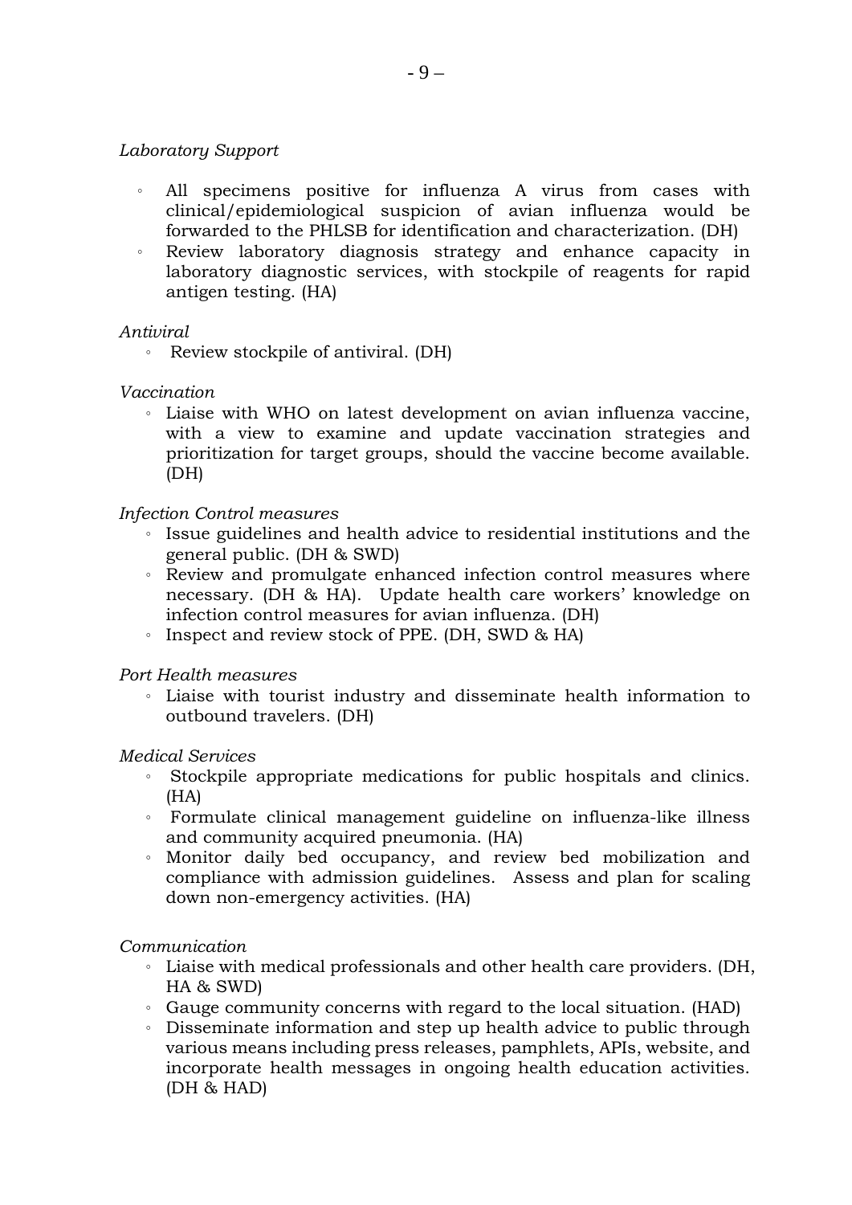*Laboratory Support*

- All specimens positive for influenza A virus from cases with clinical/epidemiological suspicion of avian influenza would be forwarded to the PHLSB for identification and characterization. (DH)
- Review laboratory diagnosis strategy and enhance capacity in laboratory diagnostic services, with stockpile of reagents for rapid antigen testing. (HA)

*Antiviral*

- Review stockpile of antiviral. (DH)

*Vaccination*

- Liaise with WHO on latest development on avian influenza vaccine, with a view to examine and update vaccination strategies and prioritization for target groups, should the vaccine become available. (DH)

*Infection Control measures*

- Issue guidelines and health advice to residential institutions and the general public. (DH & SWD)
- Review and promulgate enhanced infection control measures where necessary. (DH & HA). Update health care workers' knowledge on infection control measures for avian influenza. (DH)
- Inspect and review stock of PPE. (DH, SWD & HA)

*Port Health measures*

- Liaise with tourist industry and disseminate health information to outbound travelers. (DH)

*Medical Services*

- Stockpile appropriate medications for public hospitals and clinics. (HA)
- Formulate clinical management guideline on influenza-like illness and community acquired pneumonia. (HA)
- Monitor daily bed occupancy, and review bed mobilization and compliance with admission guidelines. Assess and plan for scaling down non-emergency activities. (HA)

*Communication*

- Liaise with medical professionals and other health care providers. (DH, HA & SWD)
- Gauge community concerns with regard to the local situation. (HAD)
- Disseminate information and step up health advice to public through various means including press releases, pamphlets, APIs, website, and incorporate health messages in ongoing health education activities. (DH & HAD)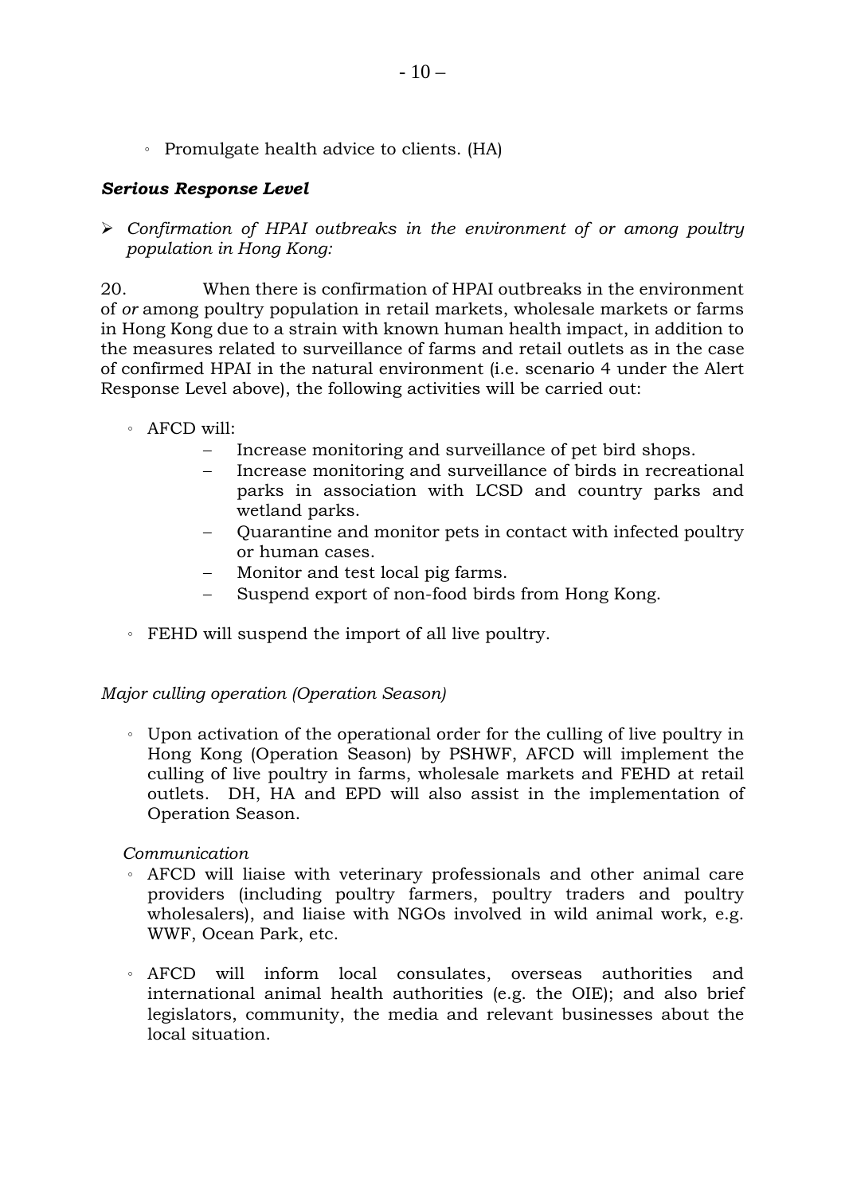- Promulgate health advice to clients. (HA)

***Serious Response Level***

- *Confirmation of HPAI outbreaks in the environment of or among poultry population in Hong Kong:*

20. When there is confirmation of HPAI outbreaks in the environment of *or* among poultry population in retail markets, wholesale markets or farms in Hong Kong due to a strain with known human health impact, in addition to the measures related to surveillance of farms and retail outlets as in the case of confirmed HPAI in the natural environment (i.e. scenario 4 under the Alert Response Level above), the following activities will be carried out:

- AFCD will:
  - Increase monitoring and surveillance of pet bird shops.
  - Increase monitoring and surveillance of birds in recreational parks in association with LCSD and country parks and wetland parks.
  - Quarantine and monitor pets in contact with infected poultry or human cases.
  - Monitor and test local pig farms.
  - Suspend export of non-food birds from Hong Kong.

- FEHD will suspend the import of all live poultry.

*Major culling operation (Operation Season)*

- Upon activation of the operational order for the culling of live poultry in Hong Kong (Operation Season) by PSHWF, AFCD will implement the culling of live poultry in farms, wholesale markets and FEHD at retail outlets. DH, HA and EPD will also assist in the implementation of Operation Season.

*Communication*

- AFCD will liaise with veterinary professionals and other animal care providers (including poultry farmers, poultry traders and poultry wholesalers), and liaise with NGOs involved in wild animal work, e.g. WWF, Ocean Park, etc.

- AFCD will inform local consulates, overseas authorities and international animal health authorities (e.g. the OIE); and also brief legislators, community, the media and relevant businesses about the local situation.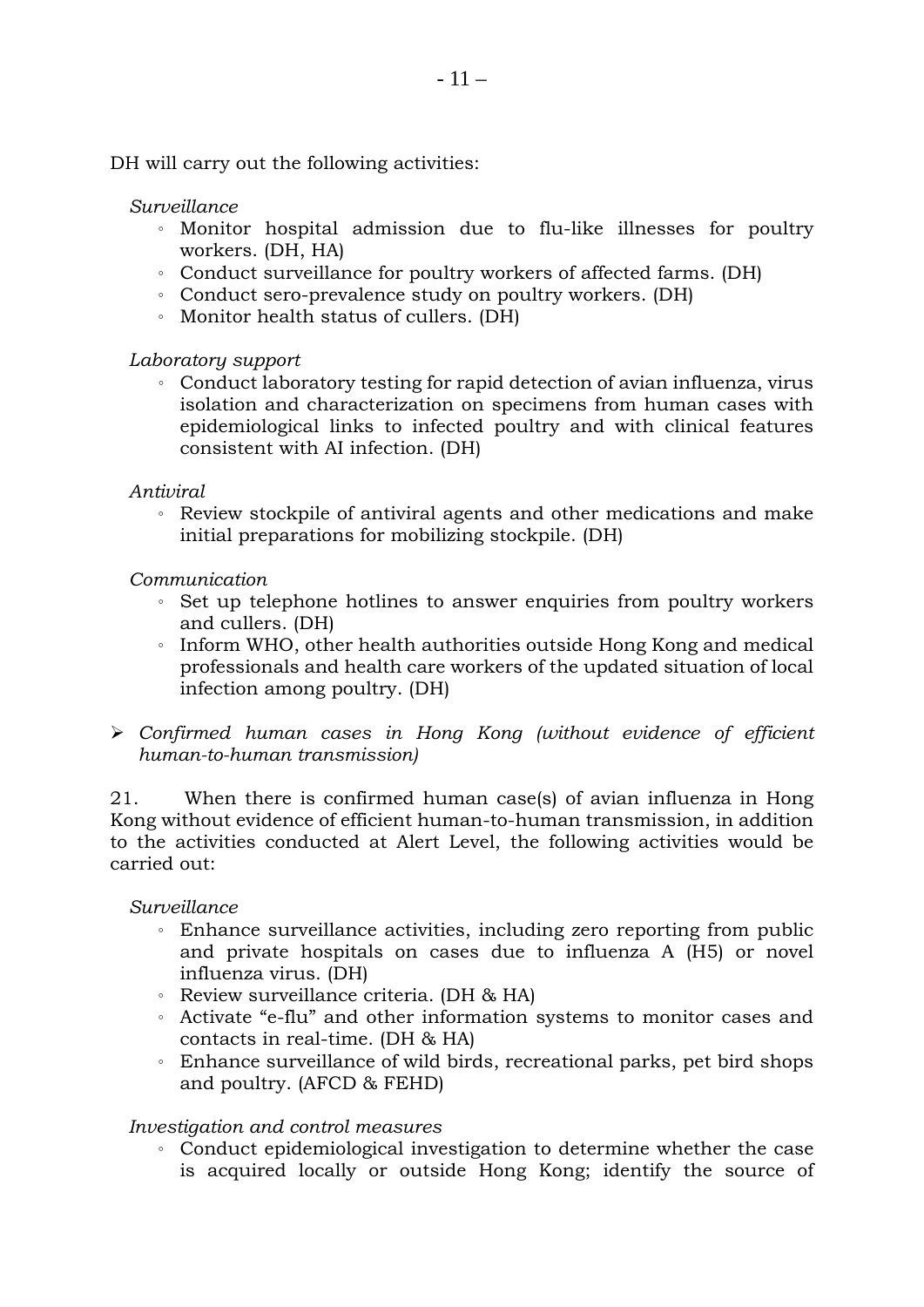DH will carry out the following activities:

*Surveillance*

- Monitor hospital admission due to flu-like illnesses for poultry workers. (DH, HA)
- Conduct surveillance for poultry workers of affected farms. (DH)
- Conduct sero-prevalence study on poultry workers. (DH)
- Monitor health status of cullers. (DH)

*Laboratory support*

- Conduct laboratory testing for rapid detection of avian influenza, virus isolation and characterization on specimens from human cases with epidemiological links to infected poultry and with clinical features consistent with AI infection. (DH)

*Antiviral*

- Review stockpile of antiviral agents and other medications and make initial preparations for mobilizing stockpile. (DH)

*Communication*

- Set up telephone hotlines to answer enquiries from poultry workers and cullers. (DH)
- Inform WHO, other health authorities outside Hong Kong and medical professionals and health care workers of the updated situation of local infection among poultry. (DH)

➢ *Confirmed human cases in Hong Kong (without evidence of efficient human-to-human transmission)*

21. When there is confirmed human case(s) of avian influenza in Hong Kong without evidence of efficient human-to-human transmission, in addition to the activities conducted at Alert Level, the following activities would be carried out:

*Surveillance*

- Enhance surveillance activities, including zero reporting from public and private hospitals on cases due to influenza A (H5) or novel influenza virus. (DH)
- Review surveillance criteria. (DH & HA)
- Activate "e-flu" and other information systems to monitor cases and contacts in real-time. (DH & HA)
- Enhance surveillance of wild birds, recreational parks, pet bird shops and poultry. (AFCD & FEHD)

*Investigation and control measures*

- Conduct epidemiological investigation to determine whether the case is acquired locally or outside Hong Kong; identify the source of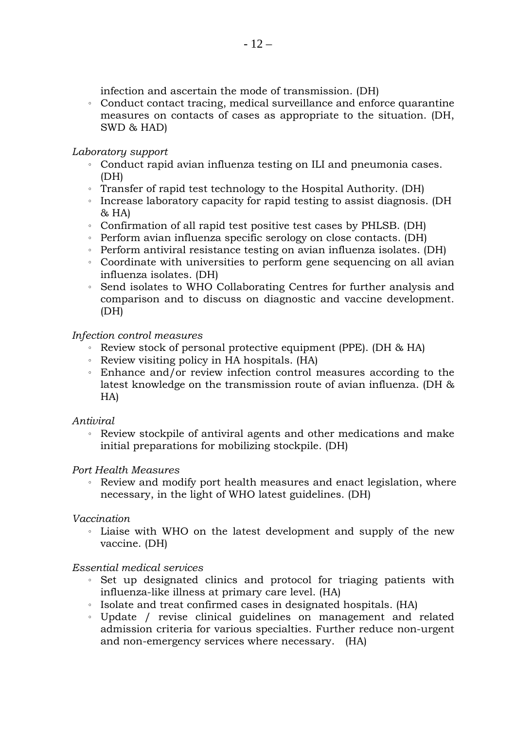infection and ascertain the mode of transmission. (DH)

- Conduct contact tracing, medical surveillance and enforce quarantine measures on contacts of cases as appropriate to the situation. (DH, SWD & HAD)

*Laboratory support*

- Conduct rapid avian influenza testing on ILI and pneumonia cases. (DH)
- Transfer of rapid test technology to the Hospital Authority. (DH)
- Increase laboratory capacity for rapid testing to assist diagnosis. (DH & HA)
- Confirmation of all rapid test positive test cases by PHLSB. (DH)
- Perform avian influenza specific serology on close contacts. (DH)
- Perform antiviral resistance testing on avian influenza isolates. (DH)
- Coordinate with universities to perform gene sequencing on all avian influenza isolates. (DH)
- Send isolates to WHO Collaborating Centres for further analysis and comparison and to discuss on diagnostic and vaccine development. (DH)

*Infection control measures*

- Review stock of personal protective equipment (PPE). (DH & HA)
- Review visiting policy in HA hospitals. (HA)
- Enhance and/or review infection control measures according to the latest knowledge on the transmission route of avian influenza. (DH & HA)

*Antiviral*

- Review stockpile of antiviral agents and other medications and make initial preparations for mobilizing stockpile. (DH)

*Port Health Measures*

- Review and modify port health measures and enact legislation, where necessary, in the light of WHO latest guidelines. (DH)

*Vaccination*

- Liaise with WHO on the latest development and supply of the new vaccine. (DH)

*Essential medical services*

- Set up designated clinics and protocol for triaging patients with influenza-like illness at primary care level. (HA)
- Isolate and treat confirmed cases in designated hospitals. (HA)
- Update / revise clinical guidelines on management and related admission criteria for various specialties. Further reduce non-urgent and non-emergency services where necessary. (HA)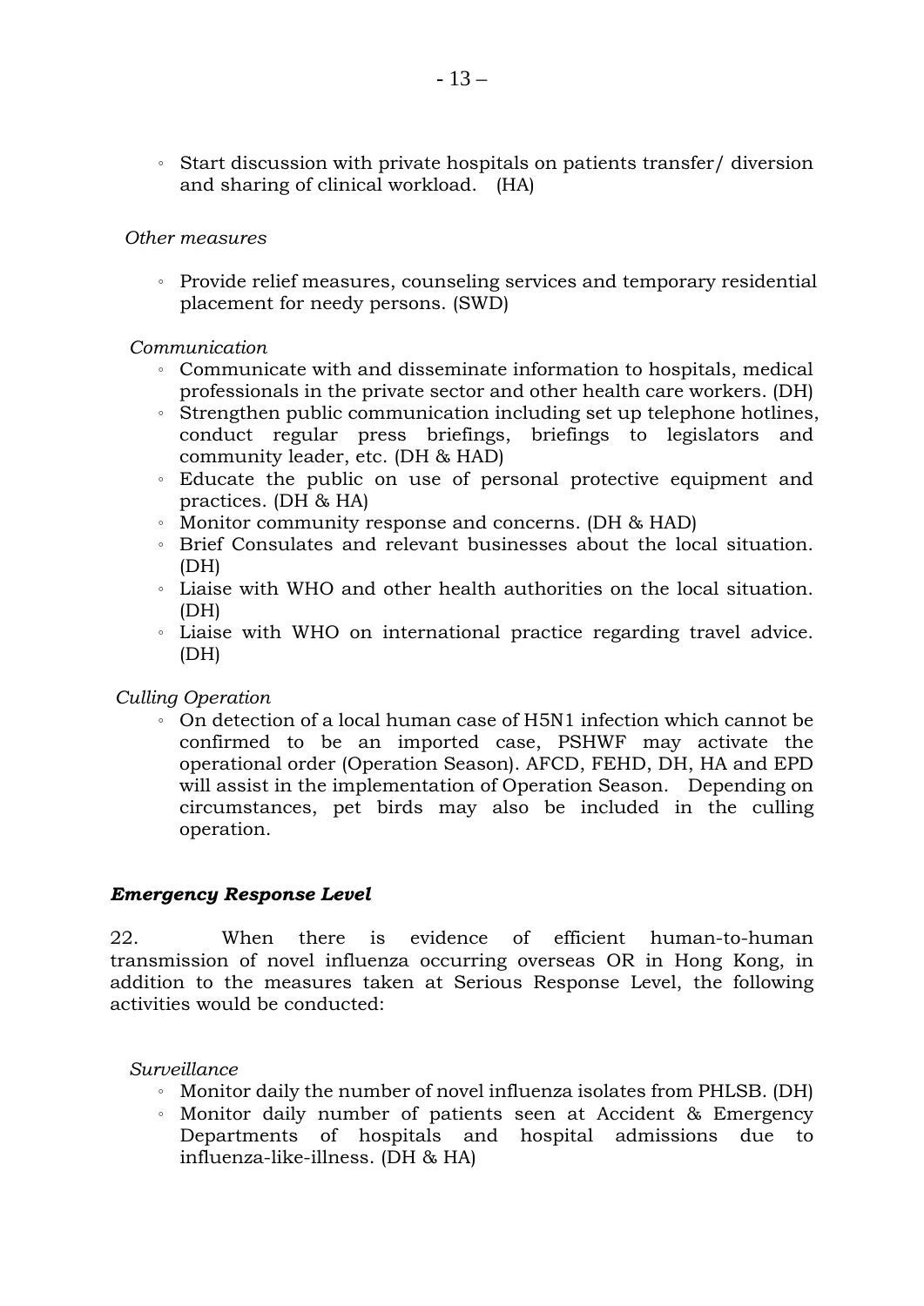- Start discussion with private hospitals on patients transfer/ diversion and sharing of clinical workload. (HA)

*Other measures*

- Provide relief measures, counseling services and temporary residential placement for needy persons. (SWD)

*Communication*

- Communicate with and disseminate information to hospitals, medical professionals in the private sector and other health care workers. (DH)
- Strengthen public communication including set up telephone hotlines, conduct regular press briefings, briefings to legislators and community leader, etc. (DH & HAD)
- Educate the public on use of personal protective equipment and practices. (DH & HA)
- Monitor community response and concerns. (DH & HAD)
- Brief Consulates and relevant businesses about the local situation. (DH)
- Liaise with WHO and other health authorities on the local situation. (DH)
- Liaise with WHO on international practice regarding travel advice. (DH)

*Culling Operation*

- On detection of a local human case of H5N1 infection which cannot be confirmed to be an imported case, PSHWF may activate the operational order (Operation Season). AFCD, FEHD, DH, HA and EPD will assist in the implementation of Operation Season. Depending on circumstances, pet birds may also be included in the culling operation.

***Emergency Response Level***

22. When there is evidence of efficient human-to-human transmission of novel influenza occurring overseas OR in Hong Kong, in addition to the measures taken at Serious Response Level, the following activities would be conducted:

*Surveillance*

- Monitor daily the number of novel influenza isolates from PHLSB. (DH)
- Monitor daily number of patients seen at Accident & Emergency Departments of hospitals and hospital admissions due to influenza-like-illness. (DH & HA)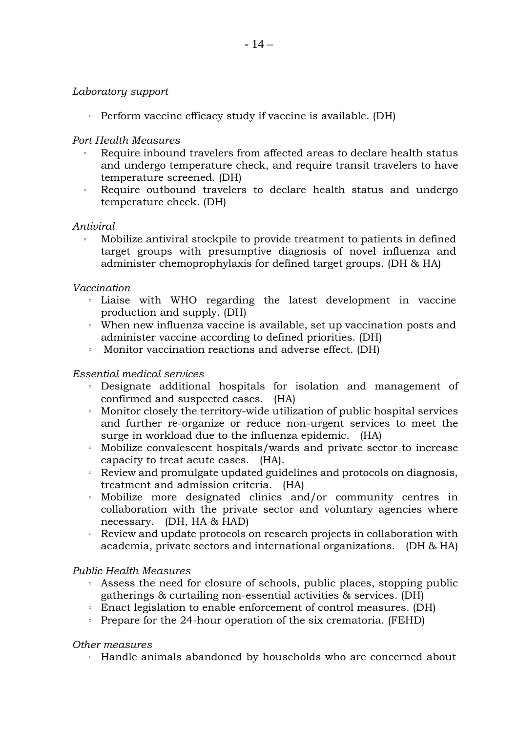*Laboratory support*

- Perform vaccine efficacy study if vaccine is available. (DH)

*Port Health Measures*

- Require inbound travelers from affected areas to declare health status and undergo temperature check, and require transit travelers to have temperature screened. (DH)
- Require outbound travelers to declare health status and undergo temperature check. (DH)

*Antiviral*

- Mobilize antiviral stockpile to provide treatment to patients in defined target groups with presumptive diagnosis of novel influenza and administer chemoprophylaxis for defined target groups. (DH & HA)

*Vaccination*

- Liaise with WHO regarding the latest development in vaccine production and supply. (DH)
- When new influenza vaccine is available, set up vaccination posts and administer vaccine according to defined priorities. (DH)
- Monitor vaccination reactions and adverse effect. (DH)

*Essential medical services*

- Designate additional hospitals for isolation and management of confirmed and suspected cases. (HA)
- Monitor closely the territory-wide utilization of public hospital services and further re-organize or reduce non-urgent services to meet the surge in workload due to the influenza epidemic. (HA)
- Mobilize convalescent hospitals/wards and private sector to increase capacity to treat acute cases. (HA).
- Review and promulgate updated guidelines and protocols on diagnosis, treatment and admission criteria. (HA)
- Mobilize more designated clinics and/or community centres in collaboration with the private sector and voluntary agencies where necessary. (DH, HA & HAD)
- Review and update protocols on research projects in collaboration with academia, private sectors and international organizations. (DH & HA)

*Public Health Measures*

- Assess the need for closure of schools, public places, stopping public gatherings & curtailing non-essential activities & services. (DH)
- Enact legislation to enable enforcement of control measures. (DH)
- Prepare for the 24-hour operation of the six crematoria. (FEHD)

*Other measures*

- Handle animals abandoned by households who are concerned about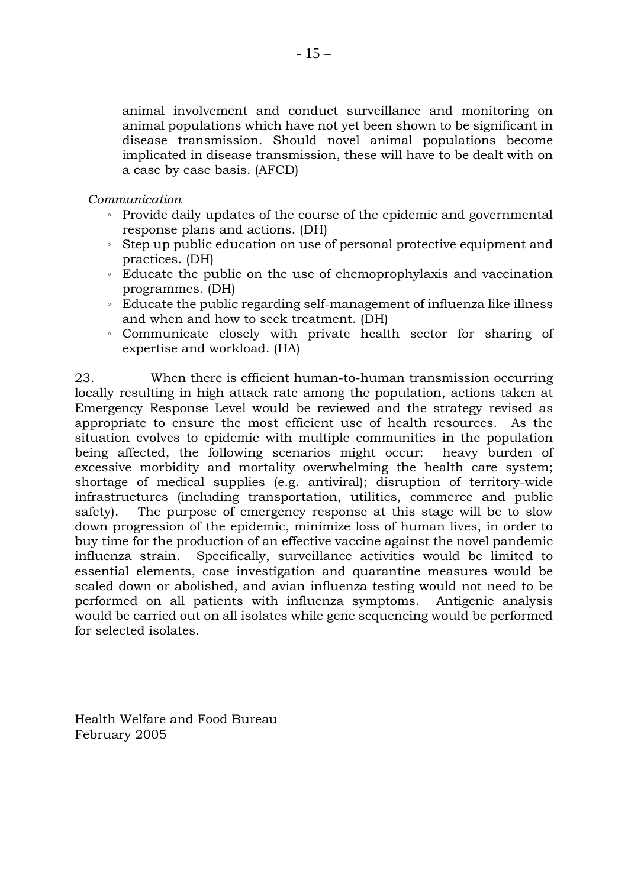animal involvement and conduct surveillance and monitoring on animal populations which have not yet been shown to be significant in disease transmission. Should novel animal populations become implicated in disease transmission, these will have to be dealt with on a case by case basis. (AFCD)

*Communication*

- Provide daily updates of the course of the epidemic and governmental response plans and actions. (DH)
- Step up public education on use of personal protective equipment and practices. (DH)
- Educate the public on the use of chemoprophylaxis and vaccination programmes. (DH)
- Educate the public regarding self-management of influenza like illness and when and how to seek treatment. (DH)
- Communicate closely with private health sector for sharing of expertise and workload. (HA)

23. When there is efficient human-to-human transmission occurring locally resulting in high attack rate among the population, actions taken at Emergency Response Level would be reviewed and the strategy revised as appropriate to ensure the most efficient use of health resources. As the situation evolves to epidemic with multiple communities in the population being affected, the following scenarios might occur: heavy burden of excessive morbidity and mortality overwhelming the health care system; shortage of medical supplies (e.g. antiviral); disruption of territory-wide infrastructures (including transportation, utilities, commerce and public safety). The purpose of emergency response at this stage will be to slow down progression of the epidemic, minimize loss of human lives, in order to buy time for the production of an effective vaccine against the novel pandemic influenza strain. Specifically, surveillance activities would be limited to essential elements, case investigation and quarantine measures would be scaled down or abolished, and avian influenza testing would not need to be performed on all patients with influenza symptoms. Antigenic analysis would be carried out on all isolates while gene sequencing would be performed for selected isolates.

Health Welfare and Food Bureau
February 2005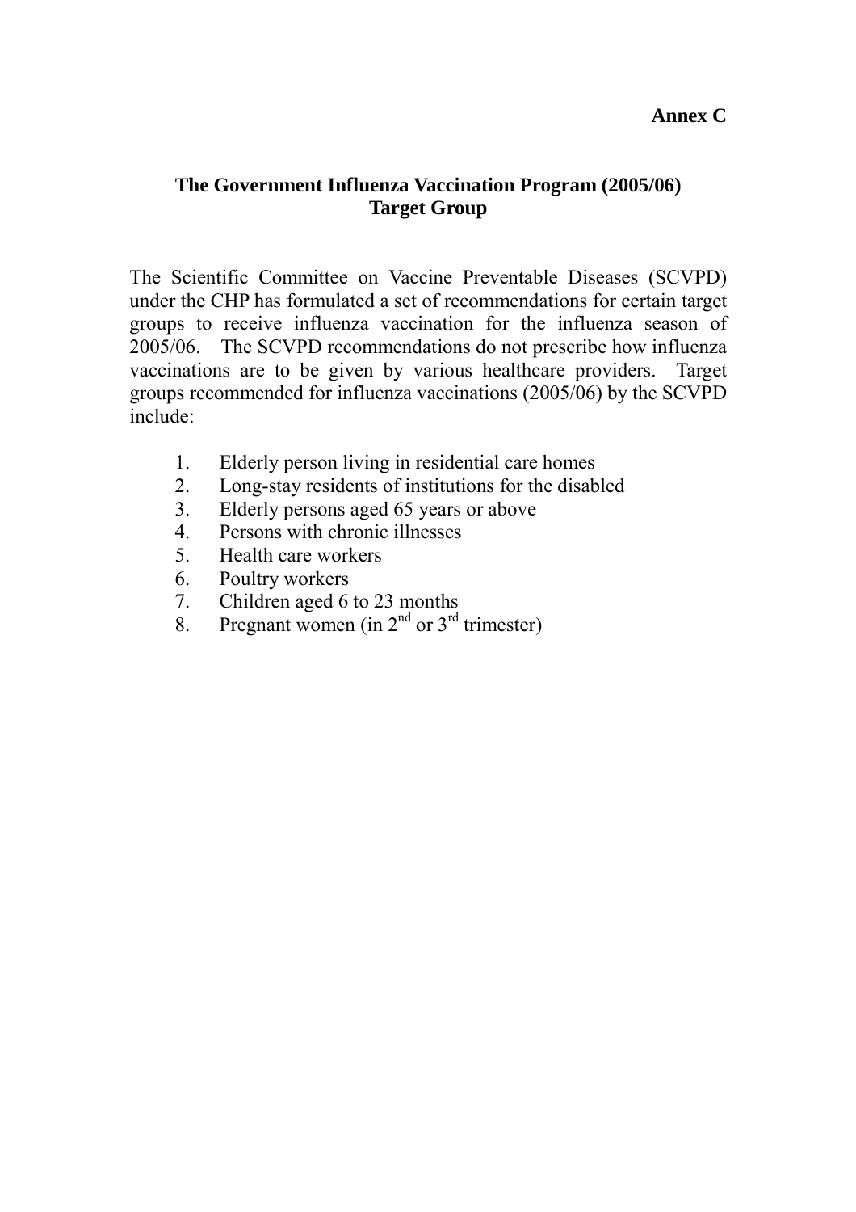**Annex C**

## The Government Influenza Vaccination Program (2005/06) Target Group

The Scientific Committee on Vaccine Preventable Diseases (SCVPD) under the CHP has formulated a set of recommendations for certain target groups to receive influenza vaccination for the influenza season of 2005/06. The SCVPD recommendations do not prescribe how influenza vaccinations are to be given by various healthcare providers. Target groups recommended for influenza vaccinations (2005/06) by the SCVPD include:

1. Elderly person living in residential care homes
2. Long-stay residents of institutions for the disabled
3. Elderly persons aged 65 years or above
4. Persons with chronic illnesses
5. Health care workers
6. Poultry workers
7. Children aged 6 to 23 months
8. Pregnant women (in $2^{nd}$ or $3^{rd}$ trimester)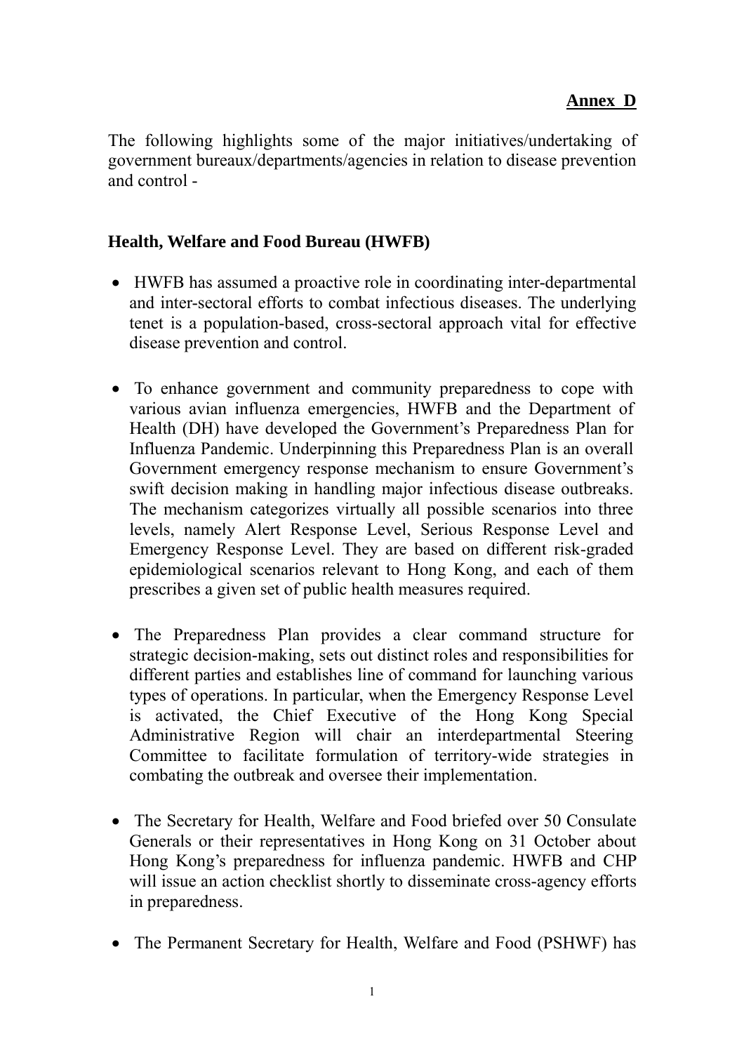**Annex D**

The following highlights some of the major initiatives/undertaking of government bureaux/departments/agencies in relation to disease prevention and control -

**Health, Welfare and Food Bureau (HWFB)**

- HWFB has assumed a proactive role in coordinating inter-departmental and inter-sectoral efforts to combat infectious diseases. The underlying tenet is a population-based, cross-sectoral approach vital for effective disease prevention and control.

- To enhance government and community preparedness to cope with various avian influenza emergencies, HWFB and the Department of Health (DH) have developed the Government's Preparedness Plan for Influenza Pandemic. Underpinning this Preparedness Plan is an overall Government emergency response mechanism to ensure Government's swift decision making in handling major infectious disease outbreaks. The mechanism categorizes virtually all possible scenarios into three levels, namely Alert Response Level, Serious Response Level and Emergency Response Level. They are based on different risk-graded epidemiological scenarios relevant to Hong Kong, and each of them prescribes a given set of public health measures required.

- The Preparedness Plan provides a clear command structure for strategic decision-making, sets out distinct roles and responsibilities for different parties and establishes line of command for launching various types of operations. In particular, when the Emergency Response Level is activated, the Chief Executive of the Hong Kong Special Administrative Region will chair an interdepartmental Steering Committee to facilitate formulation of territory-wide strategies in combating the outbreak and oversee their implementation.

- The Secretary for Health, Welfare and Food briefed over 50 Consulate Generals or their representatives in Hong Kong on 31 October about Hong Kong's preparedness for influenza pandemic. HWFB and CHP will issue an action checklist shortly to disseminate cross-agency efforts in preparedness.

- The Permanent Secretary for Health, Welfare and Food (PSHWF) has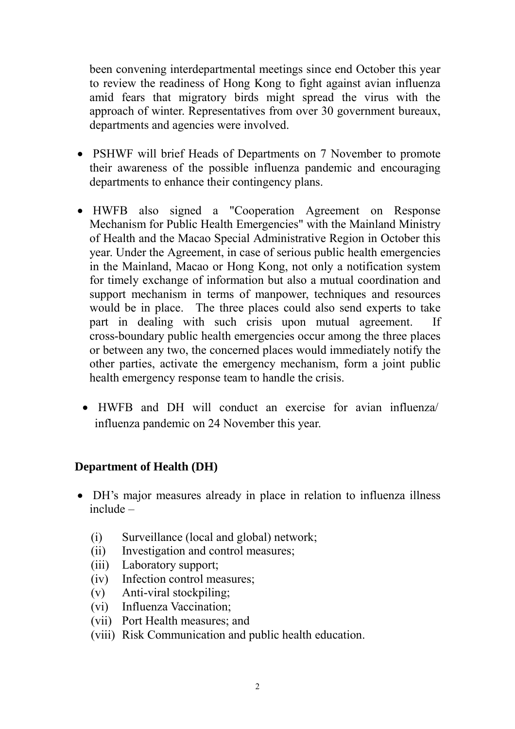been convening interdepartmental meetings since end October this year to review the readiness of Hong Kong to fight against avian influenza amid fears that migratory birds might spread the virus with the approach of winter. Representatives from over 30 government bureaux, departments and agencies were involved.

- PSHWF will brief Heads of Departments on 7 November to promote their awareness of the possible influenza pandemic and encouraging departments to enhance their contingency plans.

- HWFB also signed a "Cooperation Agreement on Response Mechanism for Public Health Emergencies" with the Mainland Ministry of Health and the Macao Special Administrative Region in October this year. Under the Agreement, in case of serious public health emergencies in the Mainland, Macao or Hong Kong, not only a notification system for timely exchange of information but also a mutual coordination and support mechanism in terms of manpower, techniques and resources would be in place. The three places could also send experts to take part in dealing with such crisis upon mutual agreement. If cross-boundary public health emergencies occur among the three places or between any two, the concerned places would immediately notify the other parties, activate the emergency mechanism, form a joint public health emergency response team to handle the crisis.

- HWFB and DH will conduct an exercise for avian influenza/ influenza pandemic on 24 November this year.

**Department of Health (DH)**

- DH's major measures already in place in relation to influenza illness include –

  (i) Surveillance (local and global) network;
  (ii) Investigation and control measures;
  (iii) Laboratory support;
  (iv) Infection control measures;
  (v) Anti-viral stockpiling;
  (vi) Influenza Vaccination;
  (vii) Port Health measures; and
  (viii) Risk Communication and public health education.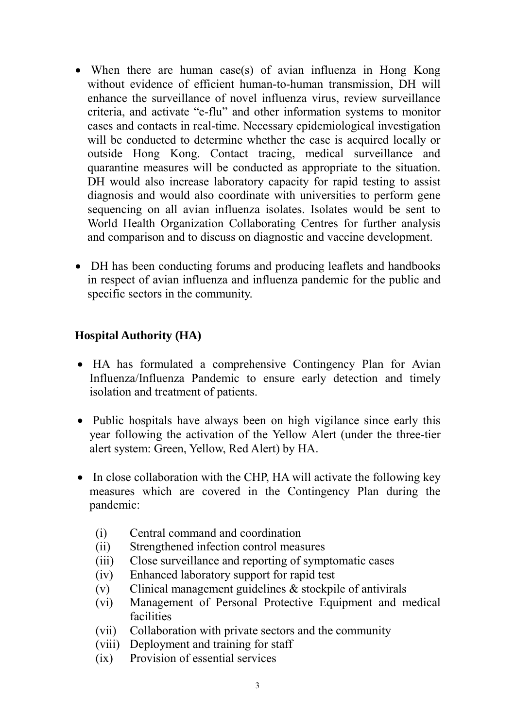- When there are human case(s) of avian influenza in Hong Kong without evidence of efficient human-to-human transmission, DH will enhance the surveillance of novel influenza virus, review surveillance criteria, and activate "e-flu" and other information systems to monitor cases and contacts in real-time. Necessary epidemiological investigation will be conducted to determine whether the case is acquired locally or outside Hong Kong. Contact tracing, medical surveillance and quarantine measures will be conducted as appropriate to the situation. DH would also increase laboratory capacity for rapid testing to assist diagnosis and would also coordinate with universities to perform gene sequencing on all avian influenza isolates. Isolates would be sent to World Health Organization Collaborating Centres for further analysis and comparison and to discuss on diagnostic and vaccine development.

- DH has been conducting forums and producing leaflets and handbooks in respect of avian influenza and influenza pandemic for the public and specific sectors in the community.

**Hospital Authority (HA)**

- HA has formulated a comprehensive Contingency Plan for Avian Influenza/Influenza Pandemic to ensure early detection and timely isolation and treatment of patients.

- Public hospitals have always been on high vigilance since early this year following the activation of the Yellow Alert (under the three-tier alert system: Green, Yellow, Red Alert) by HA.

- In close collaboration with the CHP, HA will activate the following key measures which are covered in the Contingency Plan during the pandemic:

  (i) Central command and coordination
  (ii) Strengthened infection control measures
  (iii) Close surveillance and reporting of symptomatic cases
  (iv) Enhanced laboratory support for rapid test
  (v) Clinical management guidelines & stockpile of antivirals
  (vi) Management of Personal Protective Equipment and medical facilities
  (vii) Collaboration with private sectors and the community
  (viii) Deployment and training for staff
  (ix) Provision of essential services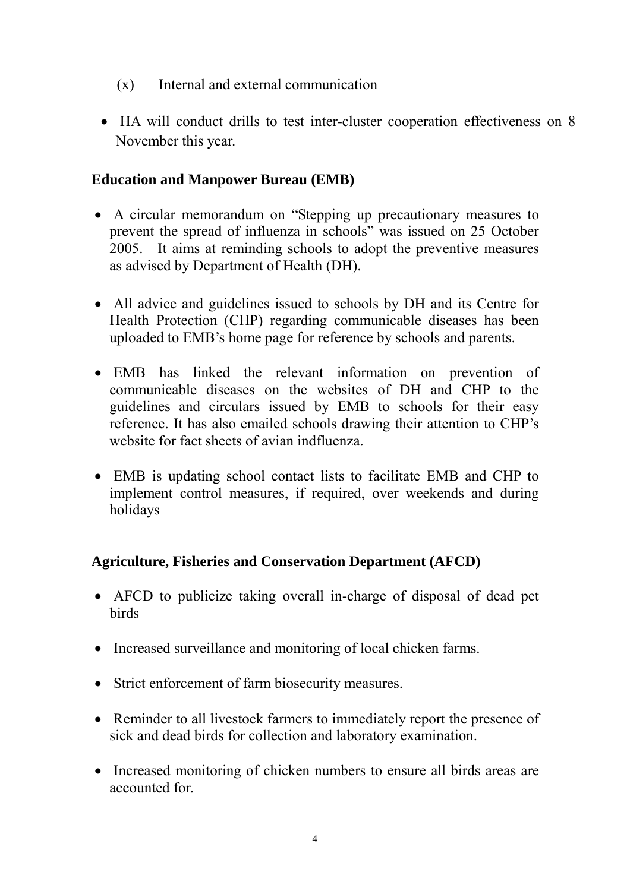(x) Internal and external communication

- HA will conduct drills to test inter-cluster cooperation effectiveness on 8 November this year.

**Education and Manpower Bureau (EMB)**

- A circular memorandum on "Stepping up precautionary measures to prevent the spread of influenza in schools" was issued on 25 October 2005. It aims at reminding schools to adopt the preventive measures as advised by Department of Health (DH).

- All advice and guidelines issued to schools by DH and its Centre for Health Protection (CHP) regarding communicable diseases has been uploaded to EMB's home page for reference by schools and parents.

- EMB has linked the relevant information on prevention of communicable diseases on the websites of DH and CHP to the guidelines and circulars issued by EMB to schools for their easy reference. It has also emailed schools drawing their attention to CHP's website for fact sheets of avian indfluenza.

- EMB is updating school contact lists to facilitate EMB and CHP to implement control measures, if required, over weekends and during holidays

**Agriculture, Fisheries and Conservation Department (AFCD)**

- AFCD to publicize taking overall in-charge of disposal of dead pet birds

- Increased surveillance and monitoring of local chicken farms.

- Strict enforcement of farm biosecurity measures.

- Reminder to all livestock farmers to immediately report the presence of sick and dead birds for collection and laboratory examination.

- Increased monitoring of chicken numbers to ensure all birds areas are accounted for.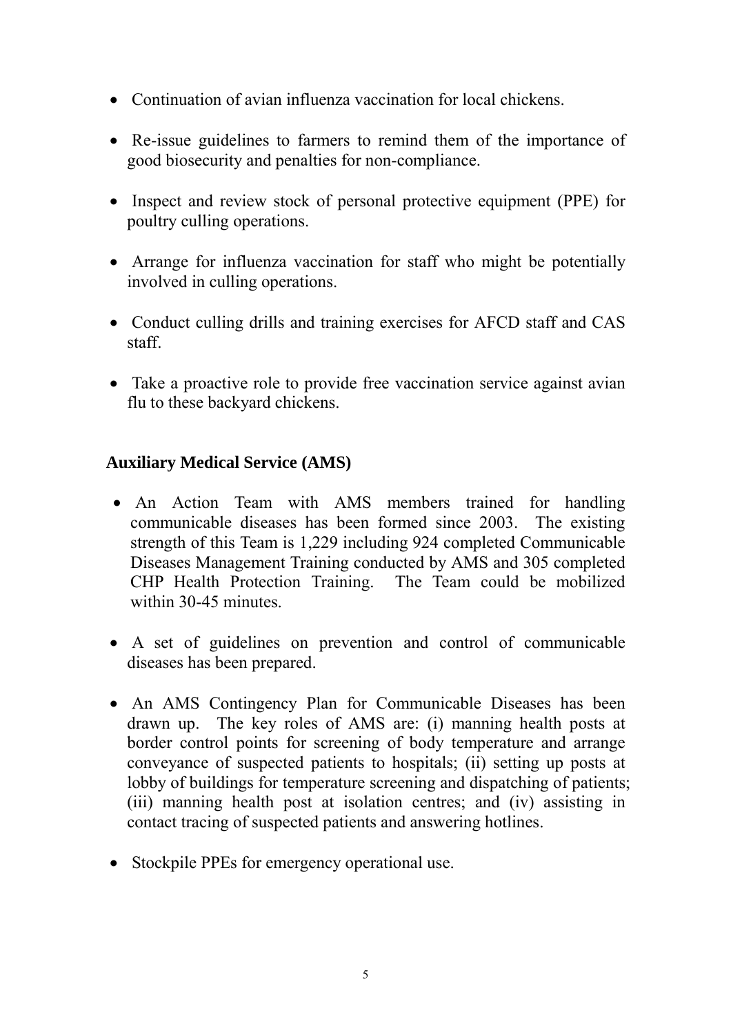- Continuation of avian influenza vaccination for local chickens.

- Re-issue guidelines to farmers to remind them of the importance of good biosecurity and penalties for non-compliance.

- Inspect and review stock of personal protective equipment (PPE) for poultry culling operations.

- Arrange for influenza vaccination for staff who might be potentially involved in culling operations.

- Conduct culling drills and training exercises for AFCD staff and CAS staff.

- Take a proactive role to provide free vaccination service against avian flu to these backyard chickens.

**Auxiliary Medical Service (AMS)**

- An Action Team with AMS members trained for handling communicable diseases has been formed since 2003. The existing strength of this Team is 1,229 including 924 completed Communicable Diseases Management Training conducted by AMS and 305 completed CHP Health Protection Training. The Team could be mobilized within 30-45 minutes.

- A set of guidelines on prevention and control of communicable diseases has been prepared.

- An AMS Contingency Plan for Communicable Diseases has been drawn up. The key roles of AMS are: (i) manning health posts at border control points for screening of body temperature and arrange conveyance of suspected patients to hospitals; (ii) setting up posts at lobby of buildings for temperature screening and dispatching of patients; (iii) manning health post at isolation centres; and (iv) assisting in contact tracing of suspected patients and answering hotlines.

- Stockpile PPEs for emergency operational use.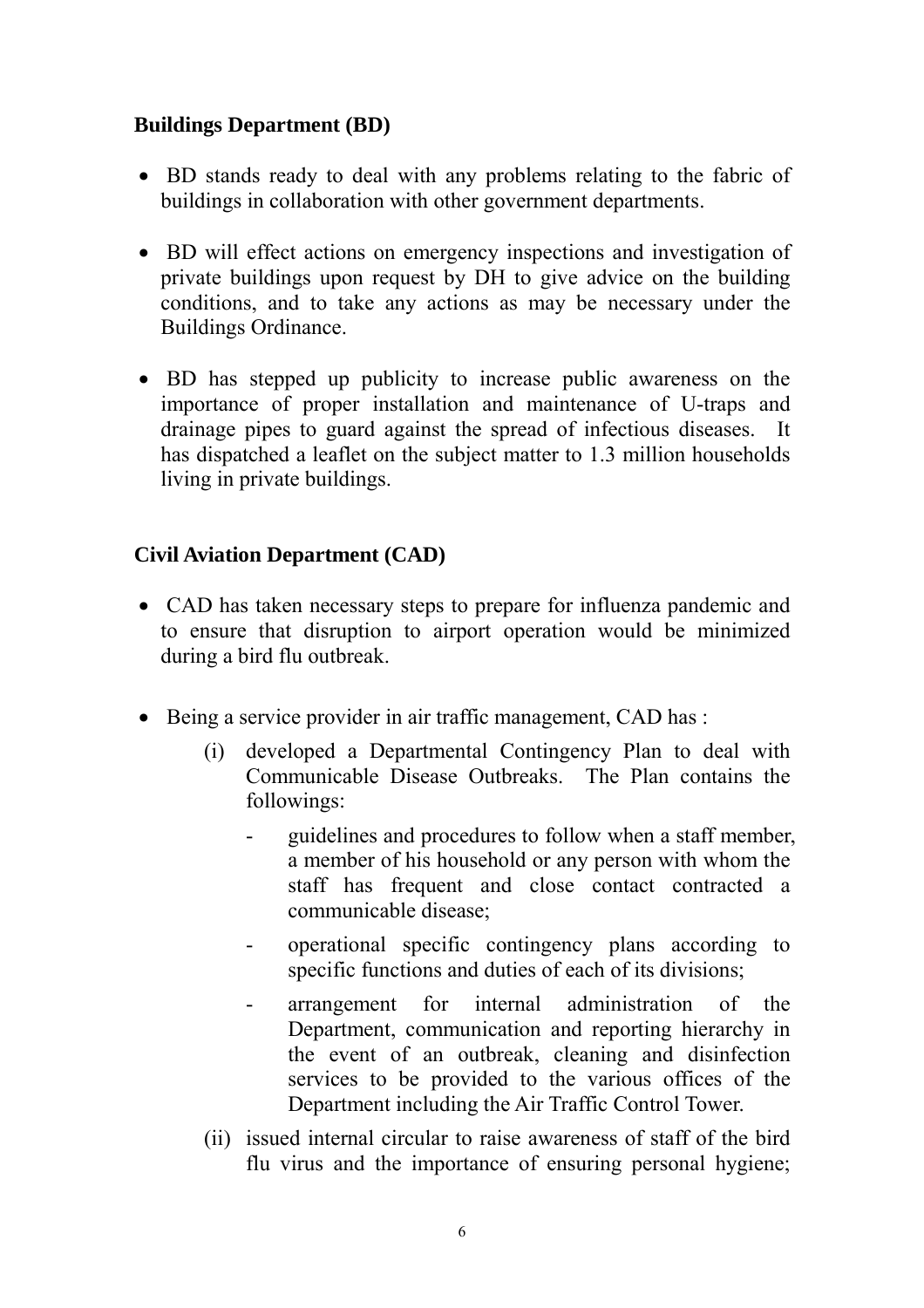**Buildings Department (BD)**

- BD stands ready to deal with any problems relating to the fabric of buildings in collaboration with other government departments.

- BD will effect actions on emergency inspections and investigation of private buildings upon request by DH to give advice on the building conditions, and to take any actions as may be necessary under the Buildings Ordinance.

- BD has stepped up publicity to increase public awareness on the importance of proper installation and maintenance of U-traps and drainage pipes to guard against the spread of infectious diseases. It has dispatched a leaflet on the subject matter to 1.3 million households living in private buildings.

**Civil Aviation Department (CAD)**

- CAD has taken necessary steps to prepare for influenza pandemic and to ensure that disruption to airport operation would be minimized during a bird flu outbreak.

- Being a service provider in air traffic management, CAD has :

  (i) developed a Departmental Contingency Plan to deal with Communicable Disease Outbreaks. The Plan contains the followings:

    - guidelines and procedures to follow when a staff member, a member of his household or any person with whom the staff has frequent and close contact contracted a communicable disease;

    - operational specific contingency plans according to specific functions and duties of each of its divisions;

    - arrangement for internal administration of the Department, communication and reporting hierarchy in the event of an outbreak, cleaning and disinfection services to be provided to the various offices of the Department including the Air Traffic Control Tower.

  (ii) issued internal circular to raise awareness of staff of the bird flu virus and the importance of ensuring personal hygiene;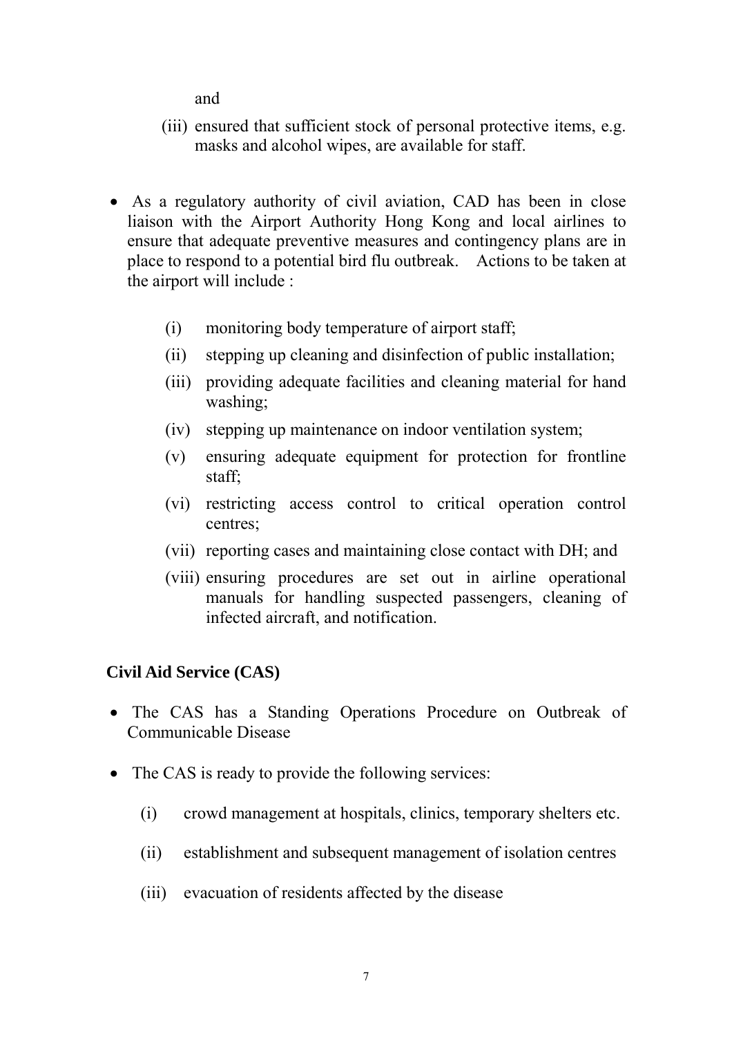and

(iii) ensured that sufficient stock of personal protective items, e.g. masks and alcohol wipes, are available for staff.

- As a regulatory authority of civil aviation, CAD has been in close liaison with the Airport Authority Hong Kong and local airlines to ensure that adequate preventive measures and contingency plans are in place to respond to a potential bird flu outbreak. Actions to be taken at the airport will include :

  (i) monitoring body temperature of airport staff;

  (ii) stepping up cleaning and disinfection of public installation;

  (iii) providing adequate facilities and cleaning material for hand washing;

  (iv) stepping up maintenance on indoor ventilation system;

  (v) ensuring adequate equipment for protection for frontline staff;

  (vi) restricting access control to critical operation control centres;

  (vii) reporting cases and maintaining close contact with DH; and

  (viii) ensuring procedures are set out in airline operational manuals for handling suspected passengers, cleaning of infected aircraft, and notification.

**Civil Aid Service (CAS)**

- The CAS has a Standing Operations Procedure on Outbreak of Communicable Disease

- The CAS is ready to provide the following services:

  (i) crowd management at hospitals, clinics, temporary shelters etc.

  (ii) establishment and subsequent management of isolation centres

  (iii) evacuation of residents affected by the disease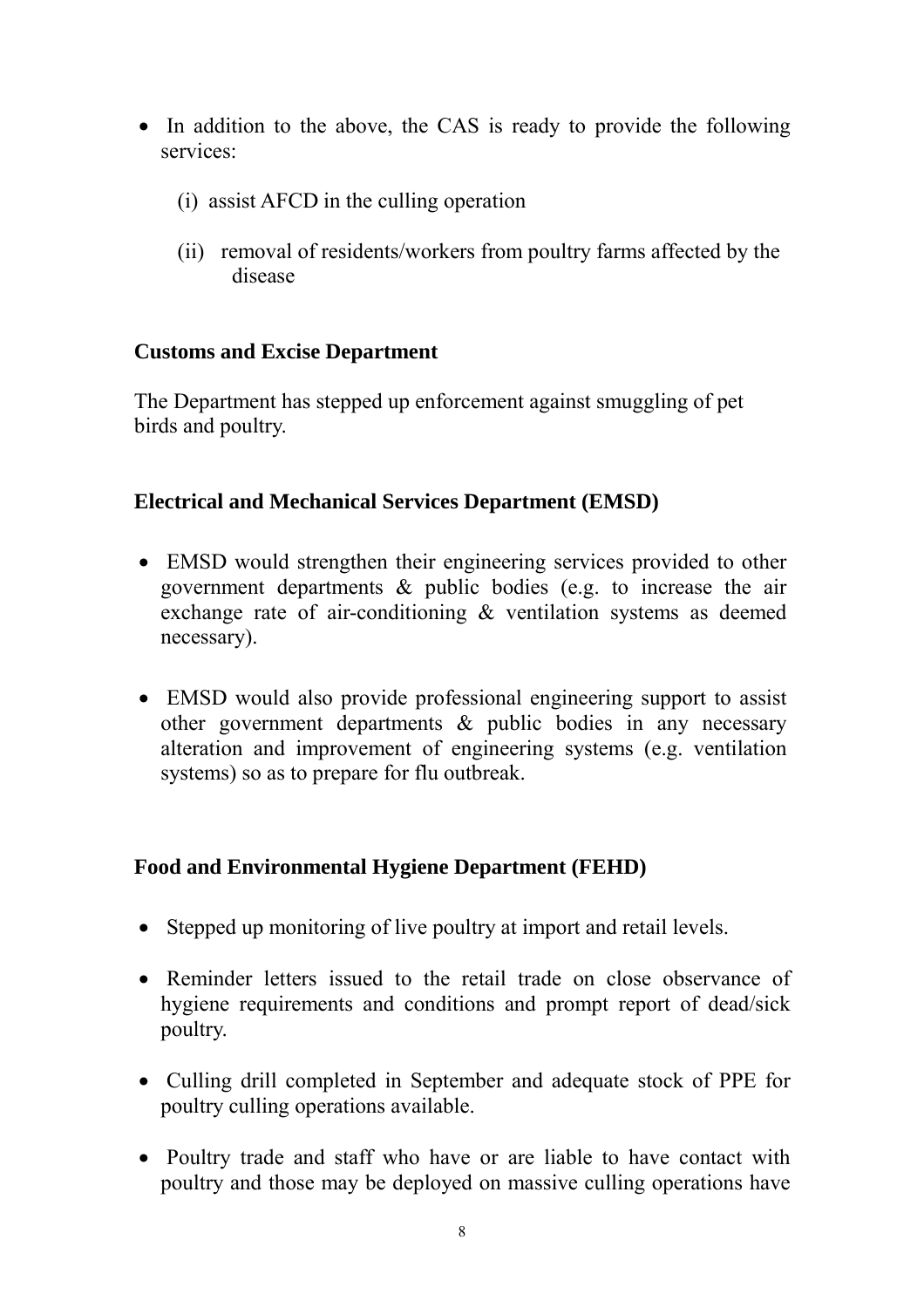- In addition to the above, the CAS is ready to provide the following services:

  (i) assist AFCD in the culling operation

  (ii) removal of residents/workers from poultry farms affected by the disease

**Customs and Excise Department**

The Department has stepped up enforcement against smuggling of pet birds and poultry.

**Electrical and Mechanical Services Department (EMSD)**

- EMSD would strengthen their engineering services provided to other government departments & public bodies (e.g. to increase the air exchange rate of air-conditioning & ventilation systems as deemed necessary).

- EMSD would also provide professional engineering support to assist other government departments & public bodies in any necessary alteration and improvement of engineering systems (e.g. ventilation systems) so as to prepare for flu outbreak.

**Food and Environmental Hygiene Department (FEHD)**

- Stepped up monitoring of live poultry at import and retail levels.

- Reminder letters issued to the retail trade on close observance of hygiene requirements and conditions and prompt report of dead/sick poultry.

- Culling drill completed in September and adequate stock of PPE for poultry culling operations available.

- Poultry trade and staff who have or are liable to have contact with poultry and those may be deployed on massive culling operations have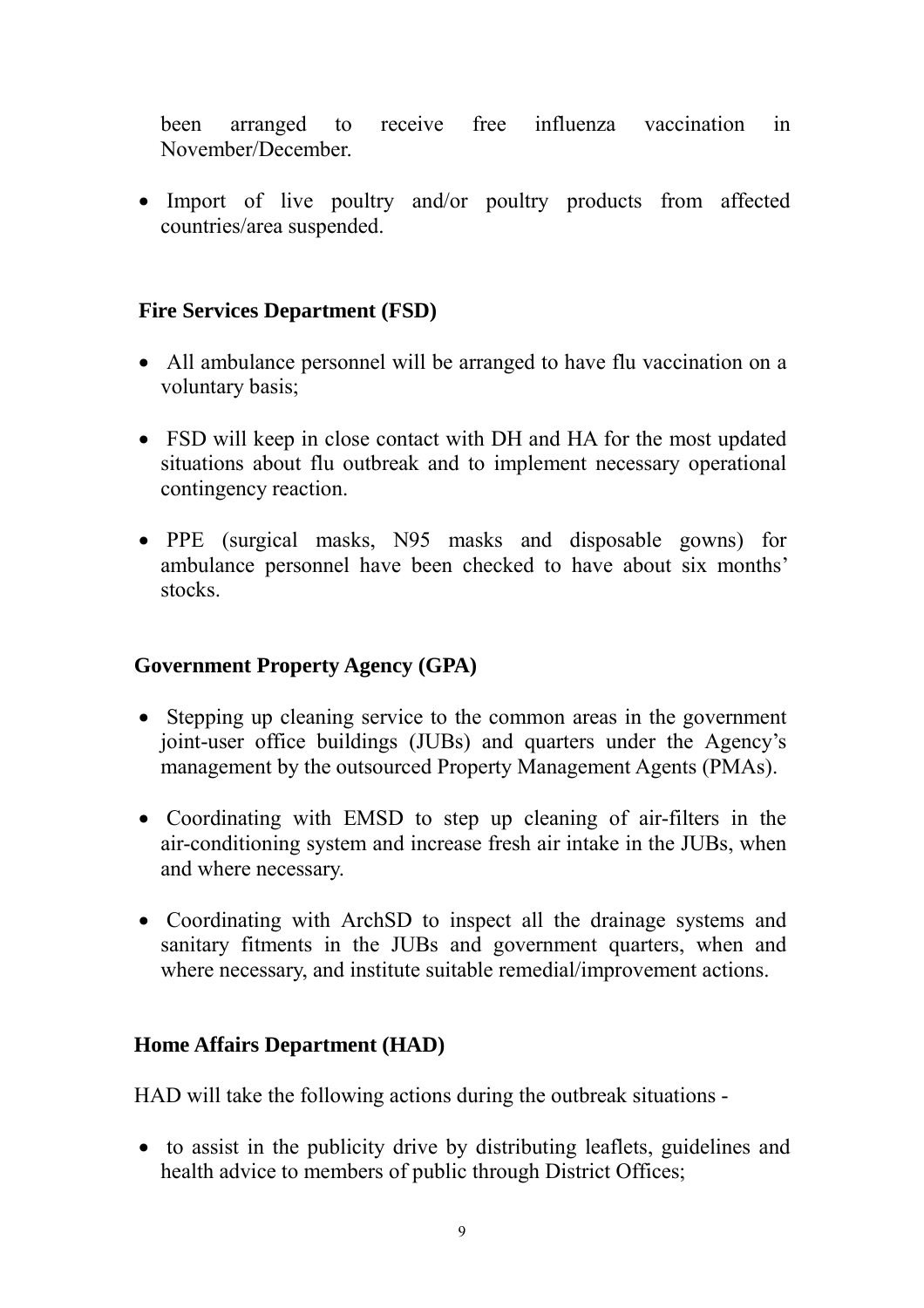been arranged to receive free influenza vaccination in November/December.

- Import of live poultry and/or poultry products from affected countries/area suspended.

**Fire Services Department (FSD)**

- All ambulance personnel will be arranged to have flu vaccination on a voluntary basis;
- FSD will keep in close contact with DH and HA for the most updated situations about flu outbreak and to implement necessary operational contingency reaction.
- PPE (surgical masks, N95 masks and disposable gowns) for ambulance personnel have been checked to have about six months' stocks.

**Government Property Agency (GPA)**

- Stepping up cleaning service to the common areas in the government joint-user office buildings (JUBs) and quarters under the Agency's management by the outsourced Property Management Agents (PMAs).
- Coordinating with EMSD to step up cleaning of air-filters in the air-conditioning system and increase fresh air intake in the JUBs, when and where necessary.
- Coordinating with ArchSD to inspect all the drainage systems and sanitary fitments in the JUBs and government quarters, when and where necessary, and institute suitable remedial/improvement actions.

**Home Affairs Department (HAD)**

HAD will take the following actions during the outbreak situations -

- to assist in the publicity drive by distributing leaflets, guidelines and health advice to members of public through District Offices;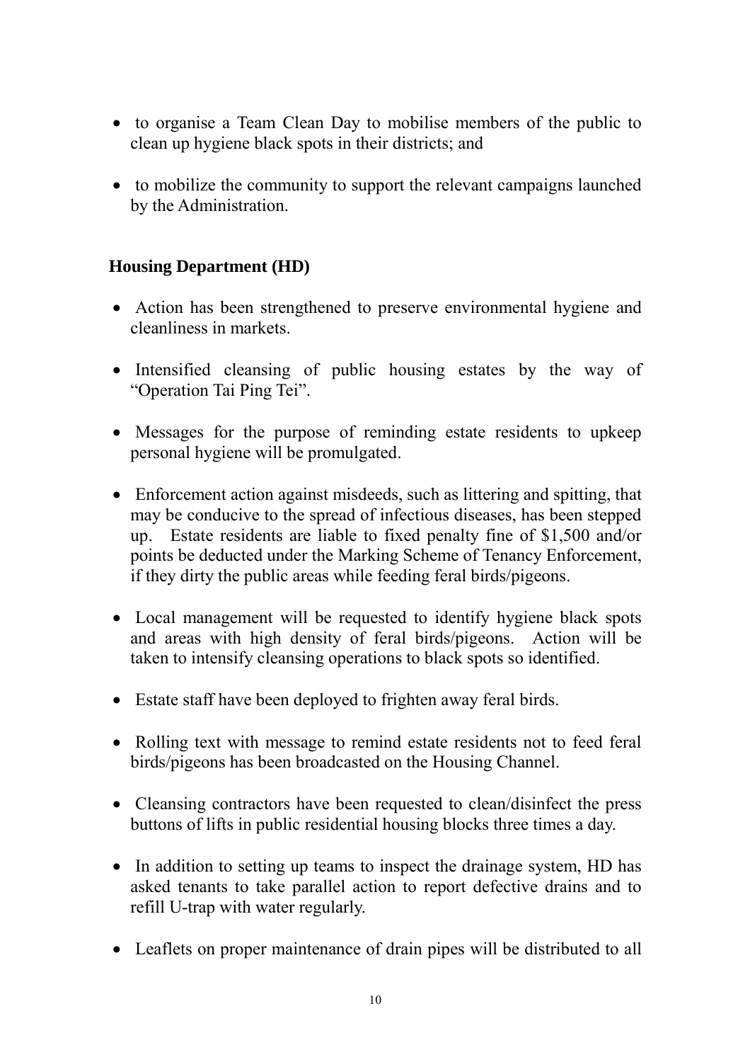- to organise a Team Clean Day to mobilise members of the public to clean up hygiene black spots in their districts; and

- to mobilize the community to support the relevant campaigns launched by the Administration.

**Housing Department (HD)**

- Action has been strengthened to preserve environmental hygiene and cleanliness in markets.

- Intensified cleansing of public housing estates by the way of "Operation Tai Ping Tei".

- Messages for the purpose of reminding estate residents to upkeep personal hygiene will be promulgated.

- Enforcement action against misdeeds, such as littering and spitting, that may be conducive to the spread of infectious diseases, has been stepped up. Estate residents are liable to fixed penalty fine of $1,500 and/or points be deducted under the Marking Scheme of Tenancy Enforcement, if they dirty the public areas while feeding feral birds/pigeons.

- Local management will be requested to identify hygiene black spots and areas with high density of feral birds/pigeons. Action will be taken to intensify cleansing operations to black spots so identified.

- Estate staff have been deployed to frighten away feral birds.

- Rolling text with message to remind estate residents not to feed feral birds/pigeons has been broadcasted on the Housing Channel.

- Cleansing contractors have been requested to clean/disinfect the press buttons of lifts in public residential housing blocks three times a day.

- In addition to setting up teams to inspect the drainage system, HD has asked tenants to take parallel action to report defective drains and to refill U-trap with water regularly.

- Leaflets on proper maintenance of drain pipes will be distributed to all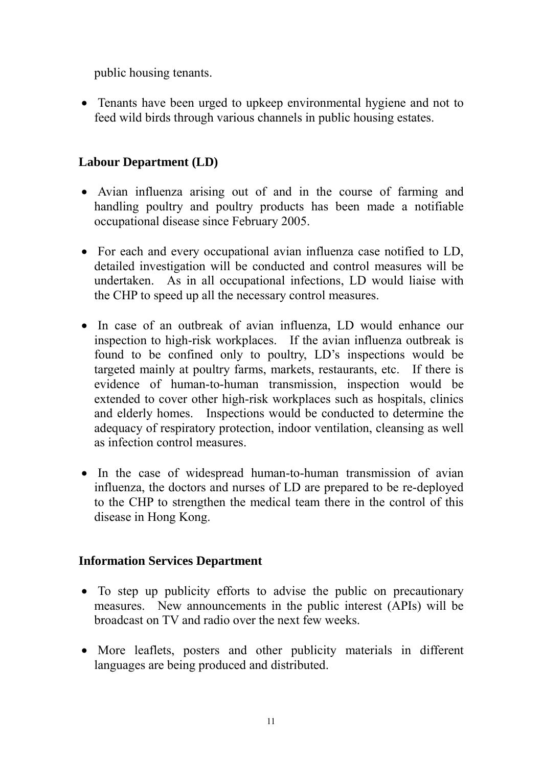public housing tenants.

- Tenants have been urged to upkeep environmental hygiene and not to feed wild birds through various channels in public housing estates.

### Labour Department (LD)

- Avian influenza arising out of and in the course of farming and handling poultry and poultry products has been made a notifiable occupational disease since February 2005.

- For each and every occupational avian influenza case notified to LD, detailed investigation will be conducted and control measures will be undertaken. As in all occupational infections, LD would liaise with the CHP to speed up all the necessary control measures.

- In case of an outbreak of avian influenza, LD would enhance our inspection to high-risk workplaces. If the avian influenza outbreak is found to be confined only to poultry, LD's inspections would be targeted mainly at poultry farms, markets, restaurants, etc. If there is evidence of human-to-human transmission, inspection would be extended to cover other high-risk workplaces such as hospitals, clinics and elderly homes. Inspections would be conducted to determine the adequacy of respiratory protection, indoor ventilation, cleansing as well as infection control measures.

- In the case of widespread human-to-human transmission of avian influenza, the doctors and nurses of LD are prepared to be re-deployed to the CHP to strengthen the medical team there in the control of this disease in Hong Kong.

### Information Services Department

- To step up publicity efforts to advise the public on precautionary measures. New announcements in the public interest (APIs) will be broadcast on TV and radio over the next few weeks.

- More leaflets, posters and other publicity materials in different languages are being produced and distributed.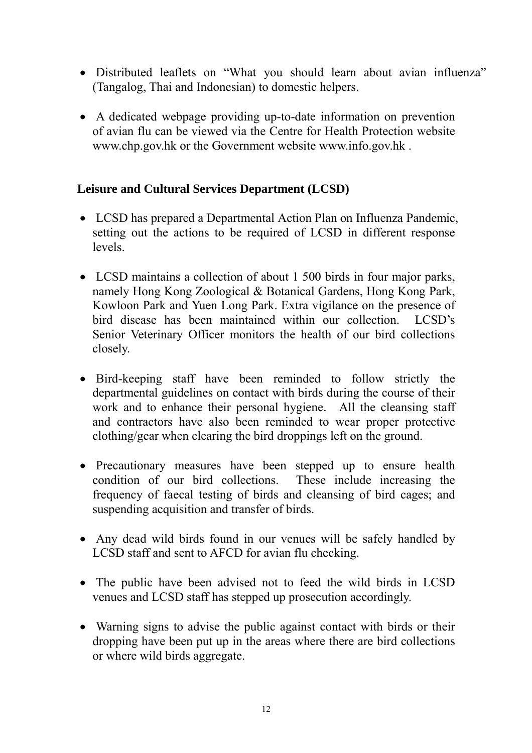- Distributed leaflets on "What you should learn about avian influenza" (Tangalog, Thai and Indonesian) to domestic helpers.

- A dedicated webpage providing up-to-date information on prevention of avian flu can be viewed via the Centre for Health Protection website www.chp.gov.hk or the Government website www.info.gov.hk .

## Leisure and Cultural Services Department (LCSD)

- LCSD has prepared a Departmental Action Plan on Influenza Pandemic, setting out the actions to be required of LCSD in different response levels.

- LCSD maintains a collection of about 1 500 birds in four major parks, namely Hong Kong Zoological & Botanical Gardens, Hong Kong Park, Kowloon Park and Yuen Long Park. Extra vigilance on the presence of bird disease has been maintained within our collection. LCSD's Senior Veterinary Officer monitors the health of our bird collections closely.

- Bird-keeping staff have been reminded to follow strictly the departmental guidelines on contact with birds during the course of their work and to enhance their personal hygiene. All the cleansing staff and contractors have also been reminded to wear proper protective clothing/gear when clearing the bird droppings left on the ground.

- Precautionary measures have been stepped up to ensure health condition of our bird collections. These include increasing the frequency of faecal testing of birds and cleansing of bird cages; and suspending acquisition and transfer of birds.

- Any dead wild birds found in our venues will be safely handled by LCSD staff and sent to AFCD for avian flu checking.

- The public have been advised not to feed the wild birds in LCSD venues and LCSD staff has stepped up prosecution accordingly.

- Warning signs to advise the public against contact with birds or their dropping have been put up in the areas where there are bird collections or where wild birds aggregate.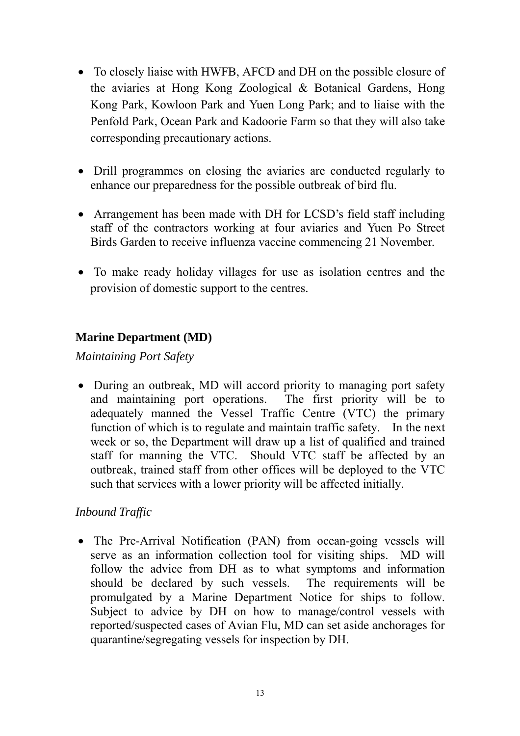- To closely liaise with HWFB, AFCD and DH on the possible closure of the aviaries at Hong Kong Zoological & Botanical Gardens, Hong Kong Park, Kowloon Park and Yuen Long Park; and to liaise with the Penfold Park, Ocean Park and Kadoorie Farm so that they will also take corresponding precautionary actions.

- Drill programmes on closing the aviaries are conducted regularly to enhance our preparedness for the possible outbreak of bird flu.

- Arrangement has been made with DH for LCSD's field staff including staff of the contractors working at four aviaries and Yuen Po Street Birds Garden to receive influenza vaccine commencing 21 November.

- To make ready holiday villages for use as isolation centres and the provision of domestic support to the centres.

**Marine Department (MD)**

*Maintaining Port Safety*

- During an outbreak, MD will accord priority to managing port safety and maintaining port operations. The first priority will be to adequately manned the Vessel Traffic Centre (VTC) the primary function of which is to regulate and maintain traffic safety. In the next week or so, the Department will draw up a list of qualified and trained staff for manning the VTC. Should VTC staff be affected by an outbreak, trained staff from other offices will be deployed to the VTC such that services with a lower priority will be affected initially.

*Inbound Traffic*

- The Pre-Arrival Notification (PAN) from ocean-going vessels will serve as an information collection tool for visiting ships. MD will follow the advice from DH as to what symptoms and information should be declared by such vessels. The requirements will be promulgated by a Marine Department Notice for ships to follow. Subject to advice by DH on how to manage/control vessels with reported/suspected cases of Avian Flu, MD can set aside anchorages for quarantine/segregating vessels for inspection by DH.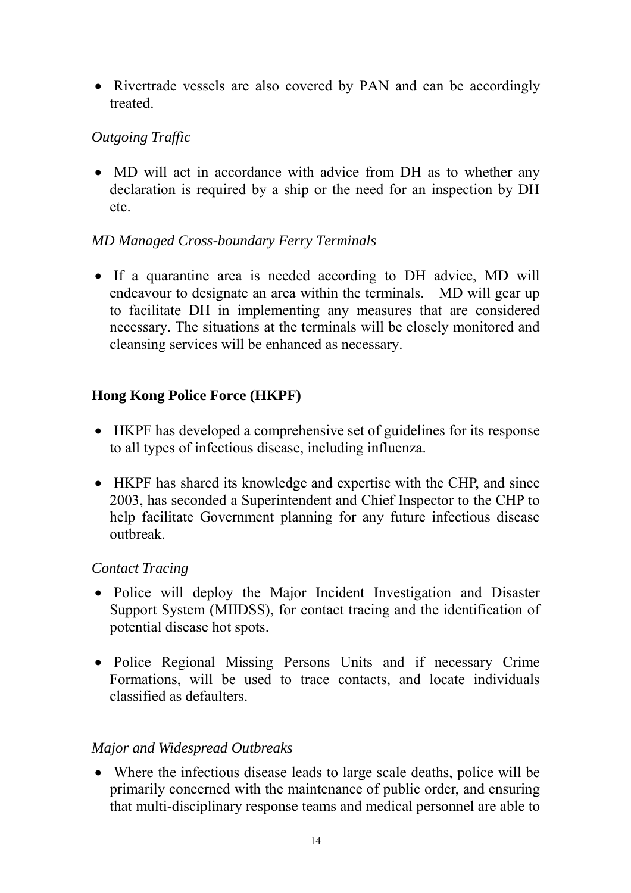- Rivertrade vessels are also covered by PAN and can be accordingly treated.

*Outgoing Traffic*

- MD will act in accordance with advice from DH as to whether any declaration is required by a ship or the need for an inspection by DH etc.

*MD Managed Cross-boundary Ferry Terminals*

- If a quarantine area is needed according to DH advice, MD will endeavour to designate an area within the terminals. MD will gear up to facilitate DH in implementing any measures that are considered necessary. The situations at the terminals will be closely monitored and cleansing services will be enhanced as necessary.

## Hong Kong Police Force (HKPF)

- HKPF has developed a comprehensive set of guidelines for its response to all types of infectious disease, including influenza.

- HKPF has shared its knowledge and expertise with the CHP, and since 2003, has seconded a Superintendent and Chief Inspector to the CHP to help facilitate Government planning for any future infectious disease outbreak.

*Contact Tracing*

- Police will deploy the Major Incident Investigation and Disaster Support System (MIIDSS), for contact tracing and the identification of potential disease hot spots.

- Police Regional Missing Persons Units and if necessary Crime Formations, will be used to trace contacts, and locate individuals classified as defaulters.

*Major and Widespread Outbreaks*

- Where the infectious disease leads to large scale deaths, police will be primarily concerned with the maintenance of public order, and ensuring that multi-disciplinary response teams and medical personnel are able to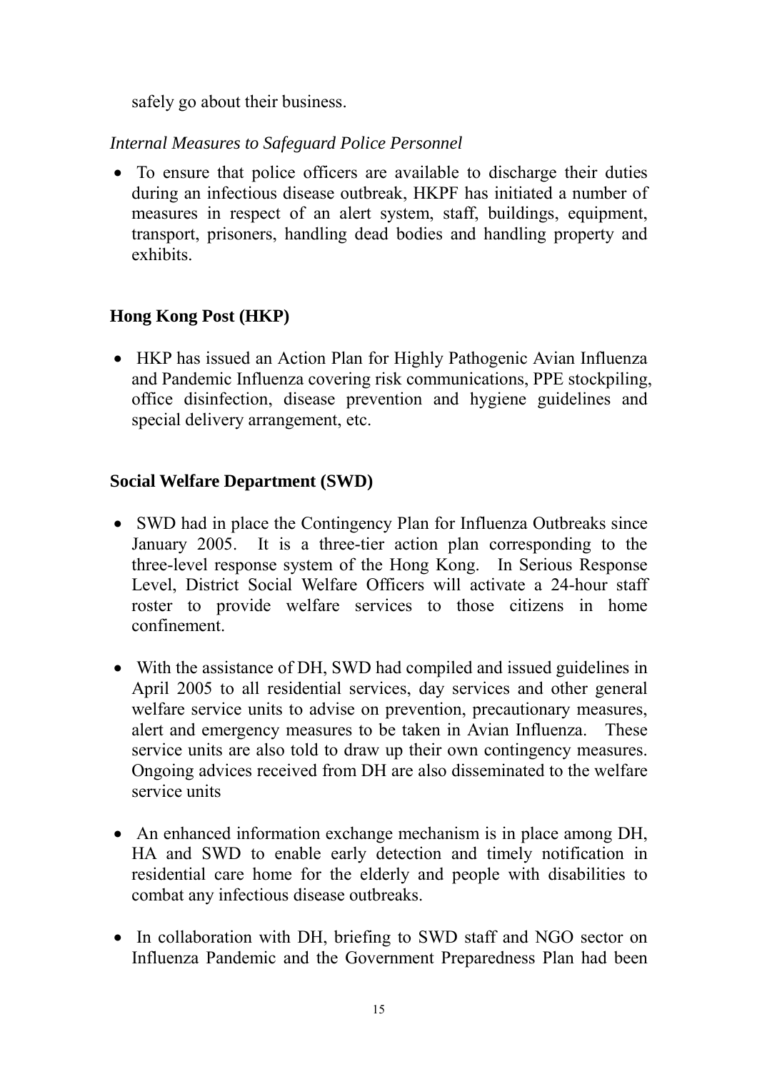safely go about their business.

*Internal Measures to Safeguard Police Personnel*

- To ensure that police officers are available to discharge their duties during an infectious disease outbreak, HKPF has initiated a number of measures in respect of an alert system, staff, buildings, equipment, transport, prisoners, handling dead bodies and handling property and exhibits.

**Hong Kong Post (HKP)**

- HKP has issued an Action Plan for Highly Pathogenic Avian Influenza and Pandemic Influenza covering risk communications, PPE stockpiling, office disinfection, disease prevention and hygiene guidelines and special delivery arrangement, etc.

**Social Welfare Department (SWD)**

- SWD had in place the Contingency Plan for Influenza Outbreaks since January 2005. It is a three-tier action plan corresponding to the three-level response system of the Hong Kong. In Serious Response Level, District Social Welfare Officers will activate a 24-hour staff roster to provide welfare services to those citizens in home confinement.

- With the assistance of DH, SWD had compiled and issued guidelines in April 2005 to all residential services, day services and other general welfare service units to advise on prevention, precautionary measures, alert and emergency measures to be taken in Avian Influenza. These service units are also told to draw up their own contingency measures. Ongoing advices received from DH are also disseminated to the welfare service units

- An enhanced information exchange mechanism is in place among DH, HA and SWD to enable early detection and timely notification in residential care home for the elderly and people with disabilities to combat any infectious disease outbreaks.

- In collaboration with DH, briefing to SWD staff and NGO sector on Influenza Pandemic and the Government Preparedness Plan had been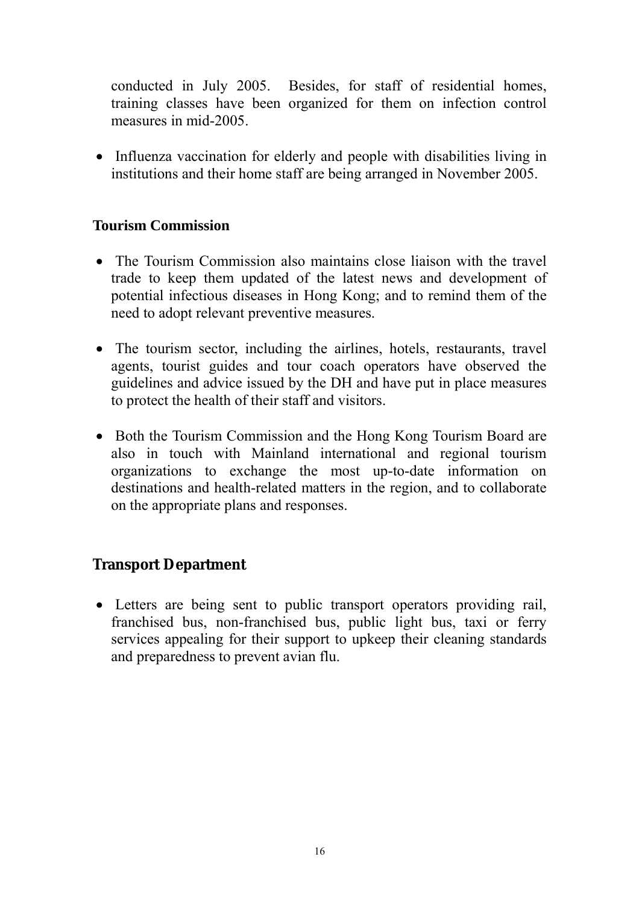conducted in July 2005. Besides, for staff of residential homes, training classes have been organized for them on infection control measures in mid-2005.

- Influenza vaccination for elderly and people with disabilities living in institutions and their home staff are being arranged in November 2005.

**Tourism Commission**

- The Tourism Commission also maintains close liaison with the travel trade to keep them updated of the latest news and development of potential infectious diseases in Hong Kong; and to remind them of the need to adopt relevant preventive measures.

- The tourism sector, including the airlines, hotels, restaurants, travel agents, tourist guides and tour coach operators have observed the guidelines and advice issued by the DH and have put in place measures to protect the health of their staff and visitors.

- Both the Tourism Commission and the Hong Kong Tourism Board are also in touch with Mainland international and regional tourism organizations to exchange the most up-to-date information on destinations and health-related matters in the region, and to collaborate on the appropriate plans and responses.

**Transport Department**

- Letters are being sent to public transport operators providing rail, franchised bus, non-franchised bus, public light bus, taxi or ferry services appealing for their support to upkeep their cleaning standards and preparedness to prevent avian flu.